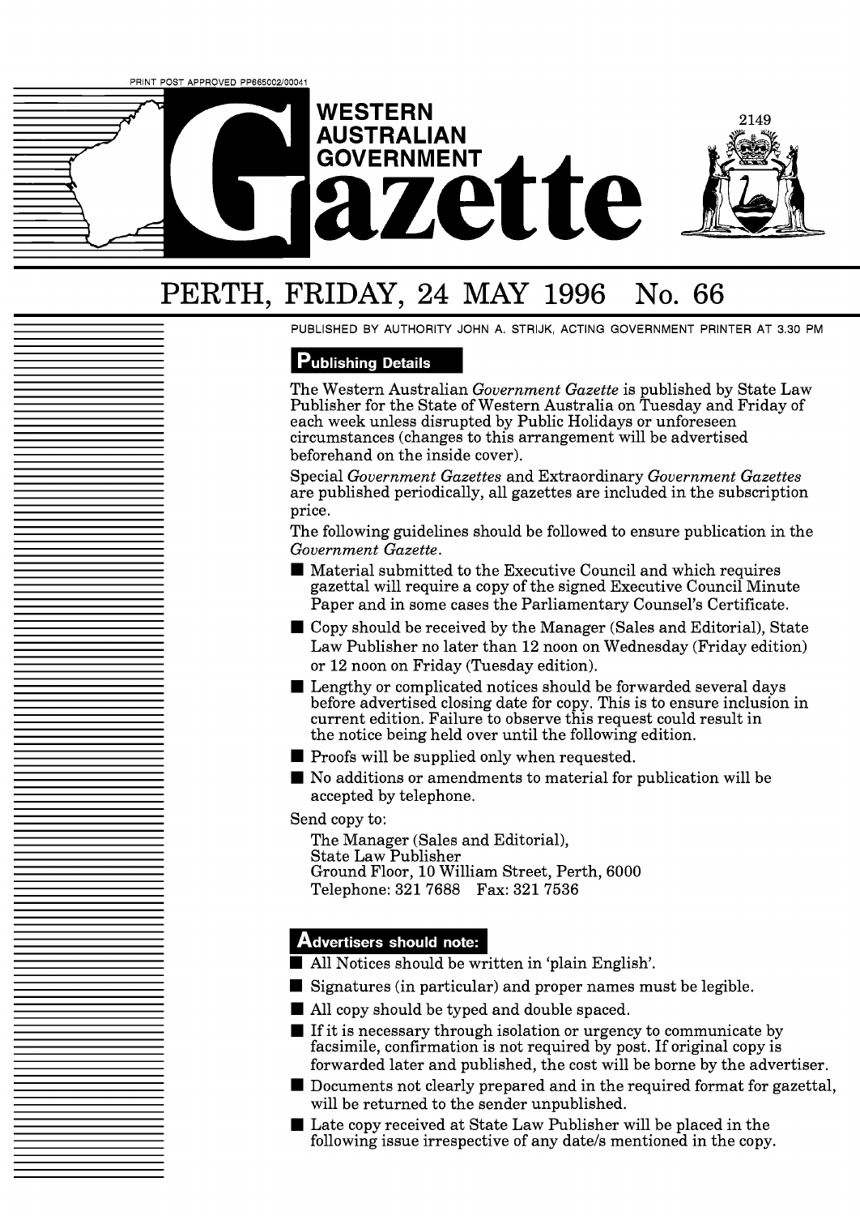PRINT POST APPROVED PP665002/00041

# WESTERN AUSTRALIAN GOVERNMENT Gazette

2149

# PERTH, FRIDAY, 24 MAY 1996 No. 66

PUBLISHED BY AUTHORITY JOHN A. STRIJK, ACTING GOVERNMENT PRINTER AT 3.30 PM

## Publishing Details

The Western Australian *Government Gazette* is published by State Law Publisher for the State of Western Australia on Tuesday and Friday of each week unless disrupted by Public Holidays or unforeseen circumstances (changes to this arrangement will be advertised beforehand on the inside cover).

Special *Government Gazettes* and Extraordinary *Government Gazettes* are published periodically, all gazettes are included in the subscription price.

The following guidelines should be followed to ensure publication in the *Government Gazette*.

- Material submitted to the Executive Council and which requires gazettal will require a copy of the signed Executive Council Minute Paper and in some cases the Parliamentary Counsel's Certificate.
- Copy should be received by the Manager (Sales and Editorial), State Law Publisher no later than 12 noon on Wednesday (Friday edition) or 12 noon on Friday (Tuesday edition).
- Lengthy or complicated notices should be forwarded several days before advertised closing date for copy. This is to ensure inclusion in current edition. Failure to observe this request could result in the notice being held over until the following edition.
- Proofs will be supplied only when requested.
- No additions or amendments to material for publication will be accepted by telephone.

Send copy to:

The Manager (Sales and Editorial),
State Law Publisher
Ground Floor, 10 William Street, Perth, 6000
Telephone: 321 7688 Fax: 321 7536

## Advertisers should note:

- All Notices should be written in 'plain English'.
- Signatures (in particular) and proper names must be legible.
- All copy should be typed and double spaced.
- If it is necessary through isolation or urgency to communicate by facsimile, confirmation is not required by post. If original copy is forwarded later and published, the cost will be borne by the advertiser.
- Documents not clearly prepared and in the required format for gazettal, will be returned to the sender unpublished.
- Late copy received at State Law Publisher will be placed in the following issue irrespective of any date/s mentioned in the copy.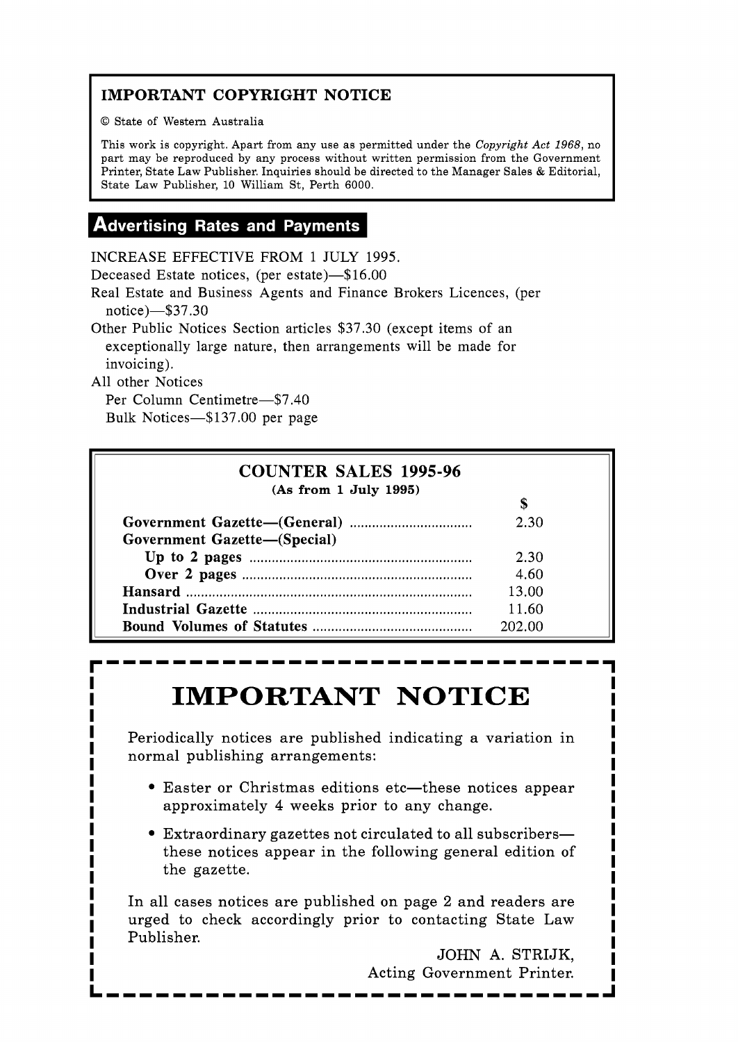## IMPORTANT COPYRIGHT NOTICE

© State of Western Australia

This work is copyright. Apart from any use as permitted under the *Copyright Act 1968*, no part may be reproduced by any process without written permission from the Government Printer, State Law Publisher. Inquiries should be directed to the Manager Sales & Editorial, State Law Publisher, 10 William St, Perth 6000.

## Advertising Rates and Payments

INCREASE EFFECTIVE FROM 1 JULY 1995.

Deceased Estate notices, (per estate)—$16.00

Real Estate and Business Agents and Finance Brokers Licences, (per notice)—$37.30

Other Public Notices Section articles $37.30 (except items of an exceptionally large nature, then arrangements will be made for invoicing).

All other Notices

Per Column Centimetre—$7.40

Bulk Notices—$137.00 per page

## COUNTER SALES 1995-96

**(As from 1 July 1995)**

| | $ |
|---|---|
| **Government Gazette—(General)** | 2.30 |
| **Government Gazette—(Special)** | |
| **Up to 2 pages** | 2.30 |
| **Over 2 pages** | 4.60 |
| **Hansard** | 13.00 |
| **Industrial Gazette** | 11.60 |
| **Bound Volumes of Statutes** | 202.00 |

# IMPORTANT NOTICE

Periodically notices are published indicating a variation in normal publishing arrangements:

- Easter or Christmas editions etc—these notices appear approximately 4 weeks prior to any change.
- Extraordinary gazettes not circulated to all subscribers—these notices appear in the following general edition of the gazette.

In all cases notices are published on page 2 and readers are urged to check accordingly prior to contacting State Law Publisher.

JOHN A. STRIJK,
Acting Government Printer.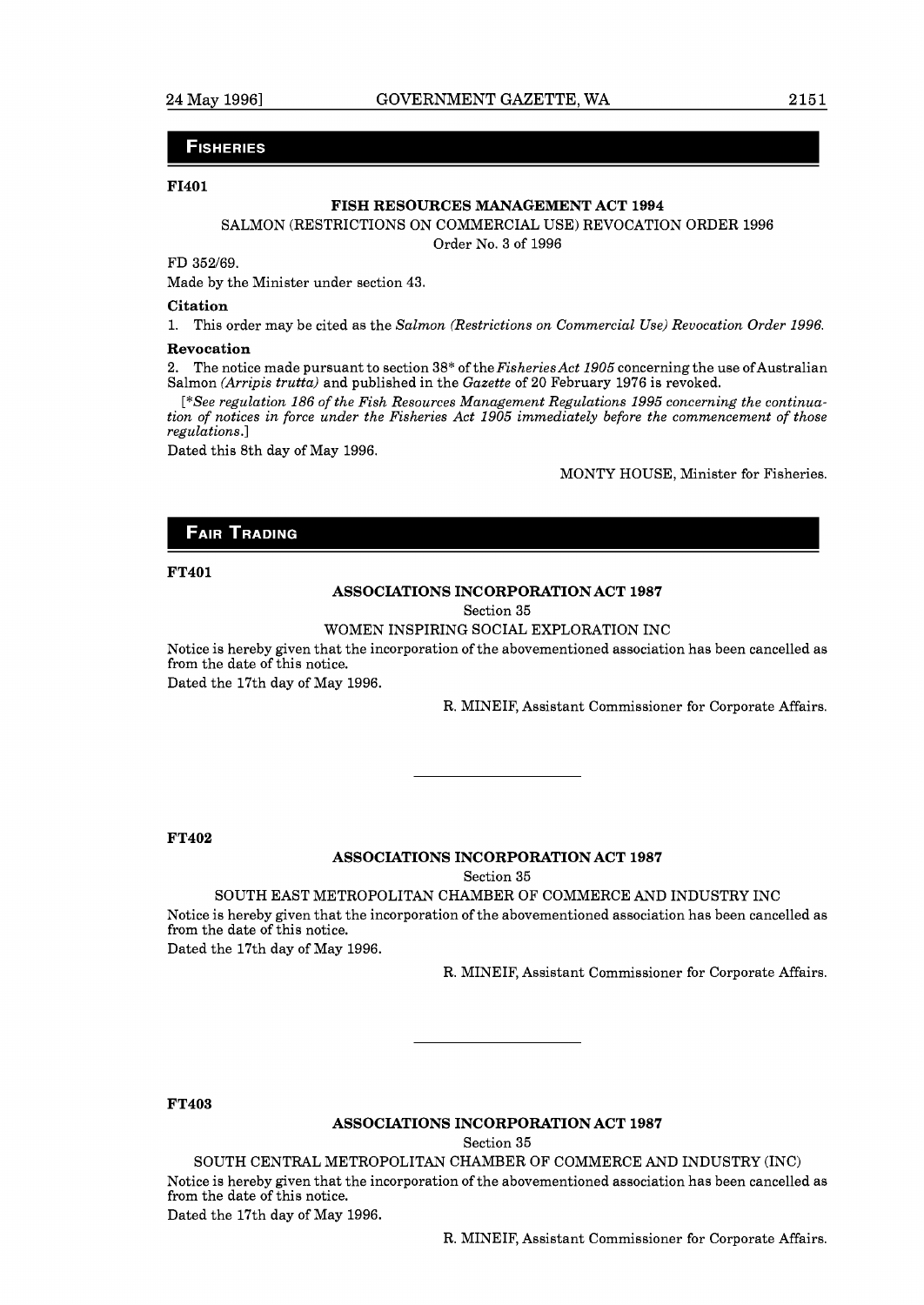## FISHERIES

**FI401**

### FISH RESOURCES MANAGEMENT ACT 1994

SALMON (RESTRICTIONS ON COMMERCIAL USE) REVOCATION ORDER 1996

Order No. 3 of 1996

FD 352/69.

Made by the Minister under section 43.

**Citation**

1. This order may be cited as the *Salmon (Restrictions on Commercial Use) Revocation Order 1996.*

**Revocation**

2. The notice made pursuant to section 38* of the *Fisheries Act 1905* concerning the use of Australian Salmon *(Arripis trutta)* and published in the *Gazette* of 20 February 1976 is revoked.

[**See regulation 186 of the Fish Resources Management Regulations 1995 concerning the continuation of notices in force under the Fisheries Act 1905 immediately before the commencement of those regulations.*]

Dated this 8th day of May 1996.

MONTY HOUSE, Minister for Fisheries.

## FAIR TRADING

**FT401**

### ASSOCIATIONS INCORPORATION ACT 1987

Section 35

WOMEN INSPIRING SOCIAL EXPLORATION INC

Notice is hereby given that the incorporation of the abovementioned association has been cancelled as from the date of this notice.

Dated the 17th day of May 1996.

R. MINEIF, Assistant Commissioner for Corporate Affairs.

---

**FT402**

### ASSOCIATIONS INCORPORATION ACT 1987

Section 35

SOUTH EAST METROPOLITAN CHAMBER OF COMMERCE AND INDUSTRY INC

Notice is hereby given that the incorporation of the abovementioned association has been cancelled as from the date of this notice.

Dated the 17th day of May 1996.

R. MINEIF, Assistant Commissioner for Corporate Affairs.

---

**FT403**

### ASSOCIATIONS INCORPORATION ACT 1987

Section 35

SOUTH CENTRAL METROPOLITAN CHAMBER OF COMMERCE AND INDUSTRY (INC)

Notice is hereby given that the incorporation of the abovementioned association has been cancelled as from the date of this notice.

Dated the 17th day of May 1996.

R. MINEIF, Assistant Commissioner for Corporate Affairs.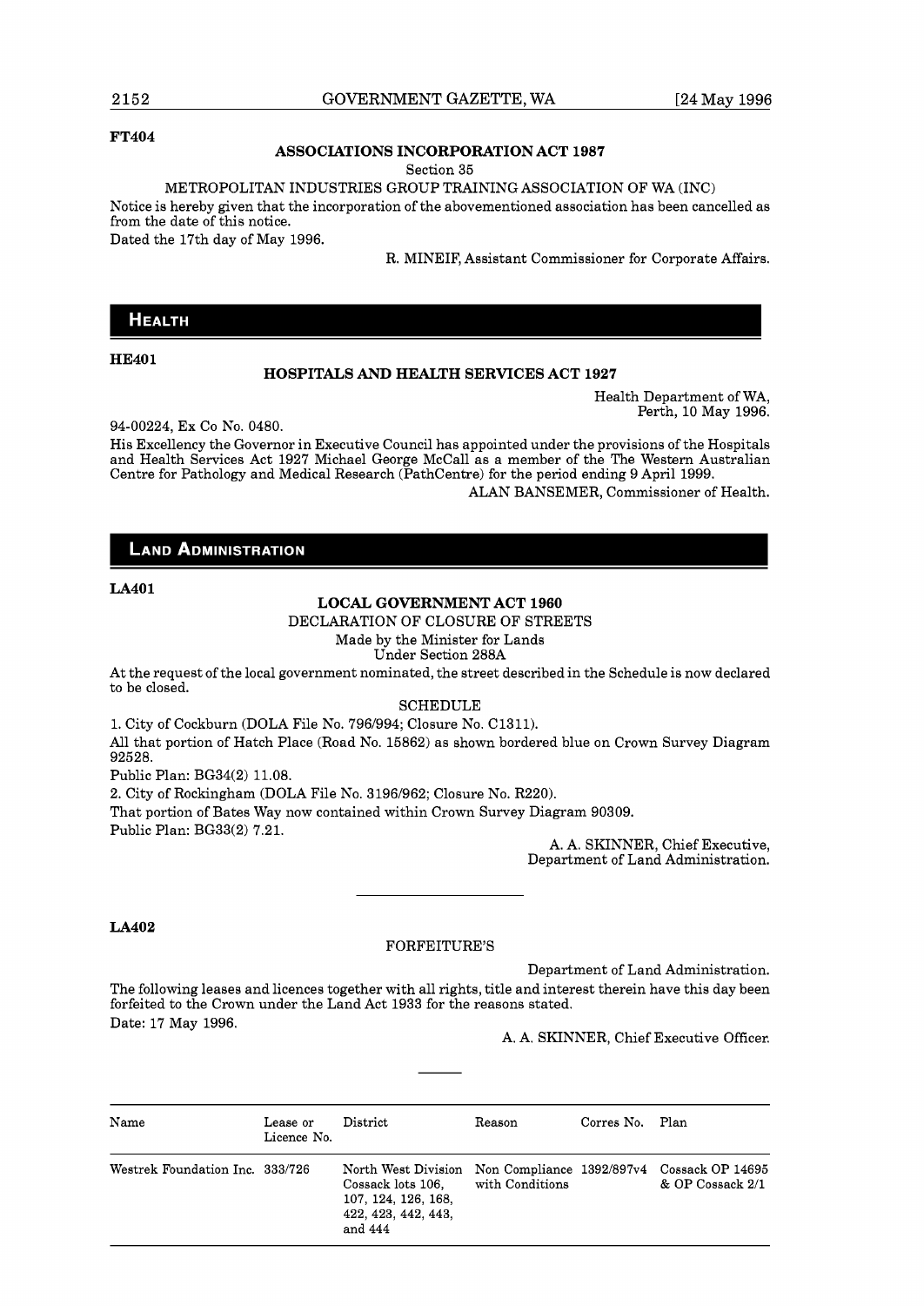FT404

**ASSOCIATIONS INCORPORATION ACT 1987**

Section 35

METROPOLITAN INDUSTRIES GROUP TRAINING ASSOCIATION OF WA (INC)

Notice is hereby given that the incorporation of the abovementioned association has been cancelled as from the date of this notice.

Dated the 17th day of May 1996.

R. MINEIF, Assistant Commissioner for Corporate Affairs.

## HEALTH

HE401

**HOSPITALS AND HEALTH SERVICES ACT 1927**

Health Department of WA,
Perth, 10 May 1996.

94-00224, Ex Co No. 0480.

His Excellency the Governor in Executive Council has appointed under the provisions of the Hospitals and Health Services Act 1927 Michael George McCall as a member of the The Western Australian Centre for Pathology and Medical Research (PathCentre) for the period ending 9 April 1999.

ALAN BANSEMER, Commissioner of Health.

## LAND ADMINISTRATION

LA401

**LOCAL GOVERNMENT ACT 1960**

DECLARATION OF CLOSURE OF STREETS

Made by the Minister for Lands
Under Section 288A

At the request of the local government nominated, the street described in the Schedule is now declared to be closed.

SCHEDULE

1. City of Cockburn (DOLA File No. 796/994; Closure No. C1311).

All that portion of Hatch Place (Road No. 15862) as shown bordered blue on Crown Survey Diagram 92528.

Public Plan: BG34(2) 11.08.

2. City of Rockingham (DOLA File No. 3196/962; Closure No. R220).

That portion of Bates Way now contained within Crown Survey Diagram 90309.

Public Plan: BG33(2) 7.21.

A. A. SKINNER, Chief Executive,
Department of Land Administration.

---

LA402

FORFEITURE'S

Department of Land Administration.

The following leases and licences together with all rights, title and interest therein have this day been forfeited to the Crown under the Land Act 1933 for the reasons stated.

Date: 17 May 1996.

A. A. SKINNER, Chief Executive Officer.

| Name | Lease or Licence No. | District | Reason | Corres No. | Plan |
|---|---|---|---|---|---|
| Westrek Foundation Inc. | 333/726 | North West Division Cossack lots 106, 107, 124, 126, 168, 422, 423, 442, 443, and 444 | Non Compliance with Conditions | 1392/897v4 | Cossack OP 14695 & OP Cossack 2/1 |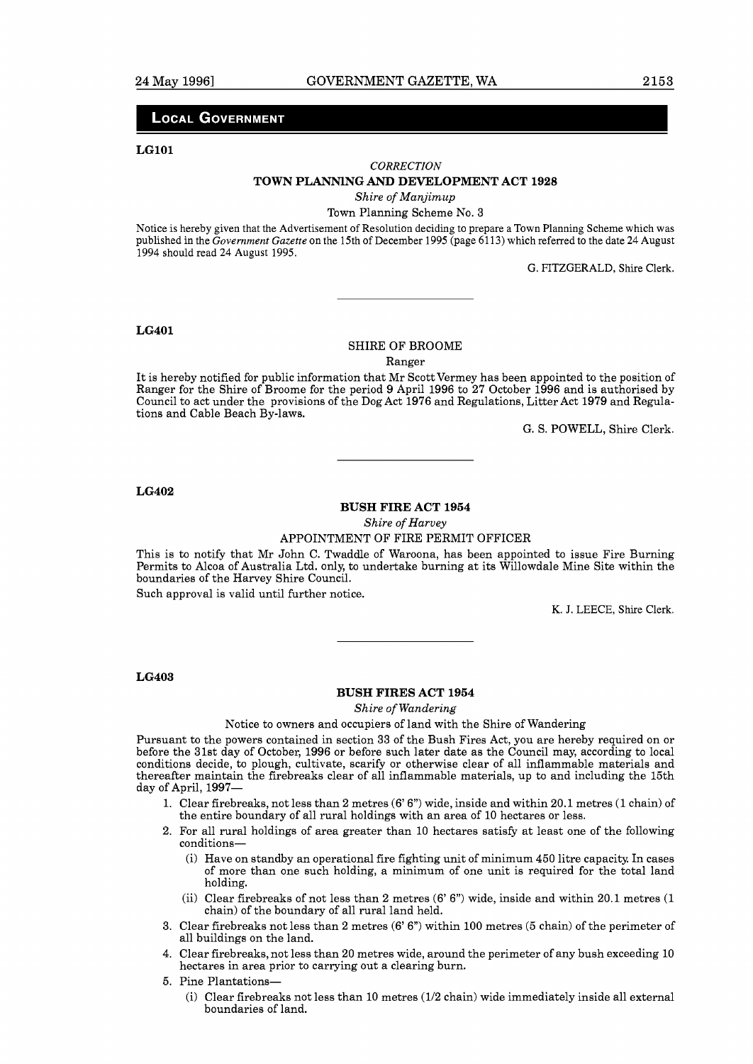## LOCAL GOVERNMENT

**LG101**

*CORRECTION*

**TOWN PLANNING AND DEVELOPMENT ACT 1928**

*Shire of Manjimup*

Town Planning Scheme No. 3

Notice is hereby given that the Advertisement of Resolution deciding to prepare a Town Planning Scheme which was published in the *Government Gazette* on the 15th of December 1995 (page 6113) which referred to the date 24 August 1994 should read 24 August 1995.

G. FITZGERALD, Shire Clerk.

---

**LG401**

SHIRE OF BROOME

Ranger

It is hereby notified for public information that Mr Scott Vermey has been appointed to the position of Ranger for the Shire of Broome for the period 9 April 1996 to 27 October 1996 and is authorised by Council to act under the provisions of the Dog Act 1976 and Regulations, Litter Act 1979 and Regulations and Cable Beach By-laws.

G. S. POWELL, Shire Clerk.

---

**LG402**

**BUSH FIRE ACT 1954**

*Shire of Harvey*

APPOINTMENT OF FIRE PERMIT OFFICER

This is to notify that Mr John C. Twaddle of Waroona, has been appointed to issue Fire Burning Permits to Alcoa of Australia Ltd. only, to undertake burning at its Willowdale Mine Site within the boundaries of the Harvey Shire Council.

Such approval is valid until further notice.

K. J. LEECE, Shire Clerk.

---

**LG403**

**BUSH FIRES ACT 1954**

*Shire of Wandering*

Notice to owners and occupiers of land with the Shire of Wandering

Pursuant to the powers contained in section 33 of the Bush Fires Act, you are hereby required on or before the 31st day of October, 1996 or before such later date as the Council may, according to local conditions decide, to plough, cultivate, scarify or otherwise clear of all inflammable materials and thereafter maintain the firebreaks clear of all inflammable materials, up to and including the 15th day of April, 1997—

1. Clear firebreaks, not less than 2 metres (6' 6") wide, inside and within 20.1 metres (1 chain) of the entire boundary of all rural holdings with an area of 10 hectares or less.
2. For all rural holdings of area greater than 10 hectares satisfy at least one of the following conditions—
   - (i) Have on standby an operational fire fighting unit of minimum 450 litre capacity. In cases of more than one such holding, a minimum of one unit is required for the total land holding.
   - (ii) Clear firebreaks of not less than 2 metres (6' 6") wide, inside and within 20.1 metres (1 chain) of the boundary of all rural land held.
3. Clear firebreaks not less than 2 metres (6' 6") within 100 metres (5 chain) of the perimeter of all buildings on the land.
4. Clear firebreaks, not less than 20 metres wide, around the perimeter of any bush exceeding 10 hectares in area prior to carrying out a clearing burn.
5. Pine Plantations—
   - (i) Clear firebreaks not less than 10 metres (1/2 chain) wide immediately inside all external boundaries of land.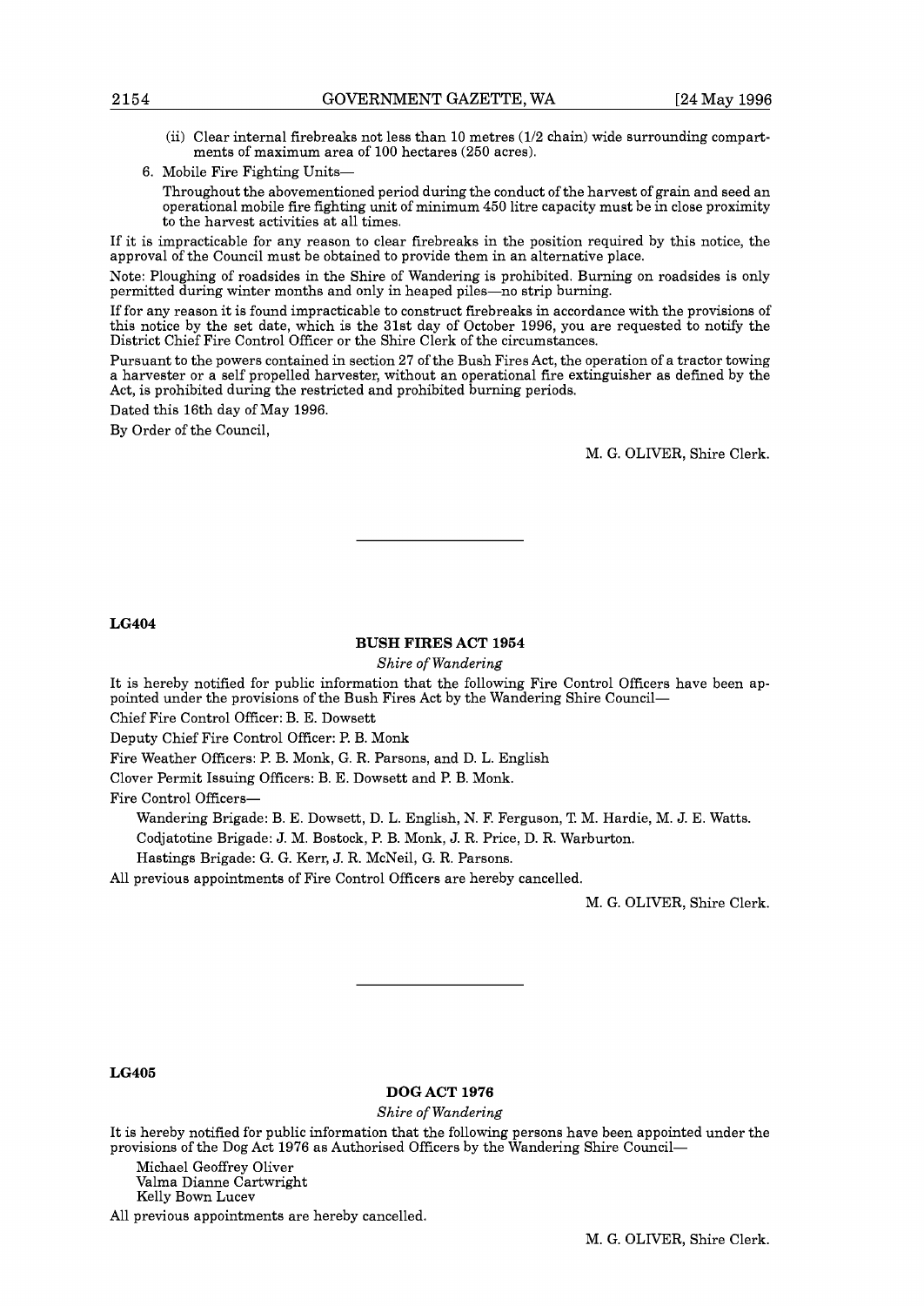(ii) Clear internal firebreaks not less than 10 metres (1/2 chain) wide surrounding compartments of maximum area of 100 hectares (250 acres).

6. Mobile Fire Fighting Units—

Throughout the abovementioned period during the conduct of the harvest of grain and seed an operational mobile fire fighting unit of minimum 450 litre capacity must be in close proximity to the harvest activities at all times.

If it is impracticable for any reason to clear firebreaks in the position required by this notice, the approval of the Council must be obtained to provide them in an alternative place.

Note: Ploughing of roadsides in the Shire of Wandering is prohibited. Burning on roadsides is only permitted during winter months and only in heaped piles—no strip burning.

If for any reason it is found impracticable to construct firebreaks in accordance with the provisions of this notice by the set date, which is the 31st day of October 1996, you are requested to notify the District Chief Fire Control Officer or the Shire Clerk of the circumstances.

Pursuant to the powers contained in section 27 of the Bush Fires Act, the operation of a tractor towing a harvester or a self propelled harvester, without an operational fire extinguisher as defined by the Act, is prohibited during the restricted and prohibited burning periods.

Dated this 16th day of May 1996.

By Order of the Council,

M. G. OLIVER, Shire Clerk.

---

**LG404**

## BUSH FIRES ACT 1954

*Shire of Wandering*

It is hereby notified for public information that the following Fire Control Officers have been appointed under the provisions of the Bush Fires Act by the Wandering Shire Council—

Chief Fire Control Officer: B. E. Dowsett

Deputy Chief Fire Control Officer: P. B. Monk

Fire Weather Officers: P. B. Monk, G. R. Parsons, and D. L. English

Clover Permit Issuing Officers: B. E. Dowsett and P. B. Monk.

Fire Control Officers—

Wandering Brigade: B. E. Dowsett, D. L. English, N. F. Ferguson, T. M. Hardie, M. J. E. Watts.

Codjatotine Brigade: J. M. Bostock, P. B. Monk, J. R. Price, D. R. Warburton.

Hastings Brigade: G. G. Kerr, J. R. McNeil, G. R. Parsons.

All previous appointments of Fire Control Officers are hereby cancelled.

M. G. OLIVER, Shire Clerk.

---

**LG405**

## DOG ACT 1976

*Shire of Wandering*

It is hereby notified for public information that the following persons have been appointed under the provisions of the Dog Act 1976 as Authorised Officers by the Wandering Shire Council—

Michael Geoffrey Oliver
Valma Dianne Cartwright
Kelly Bown Lucev

All previous appointments are hereby cancelled.

M. G. OLIVER, Shire Clerk.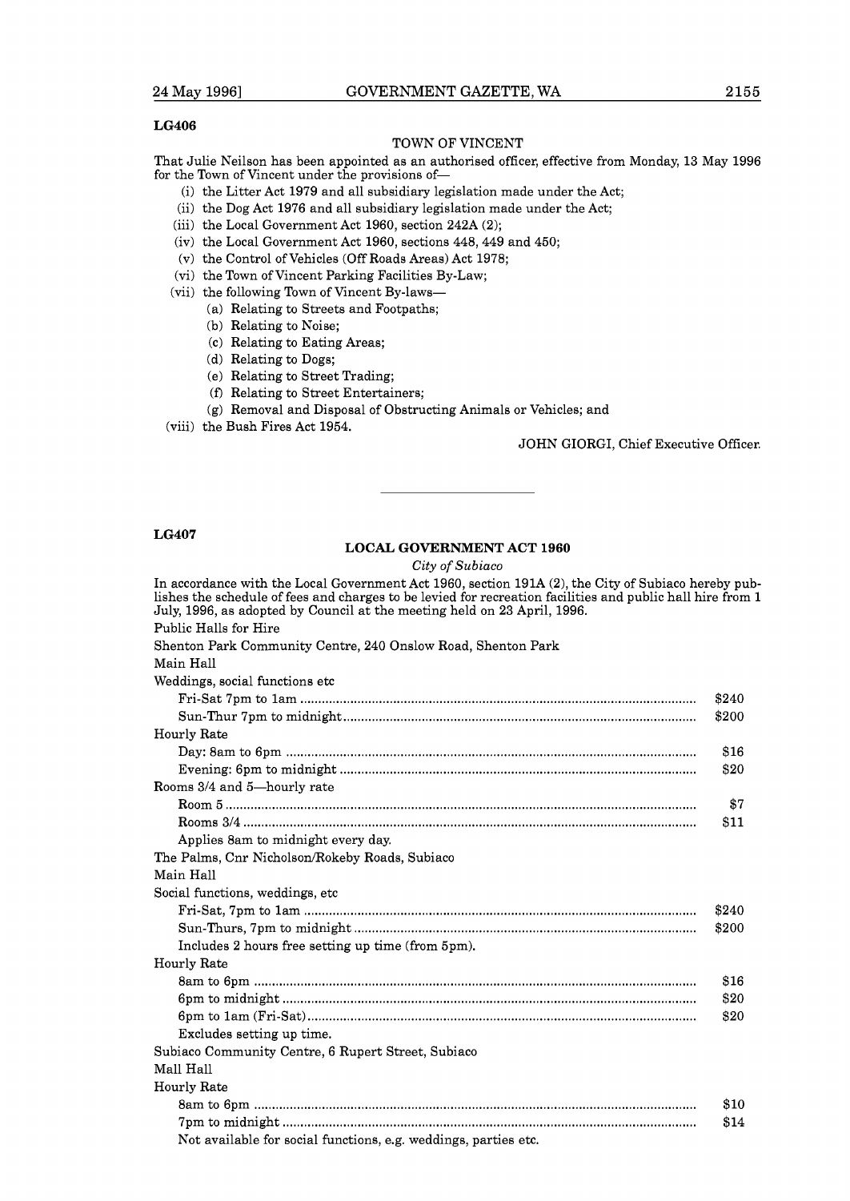**LG406**

TOWN OF VINCENT

That Julie Neilson has been appointed as an authorised officer, effective from Monday, 13 May 1996 for the Town of Vincent under the provisions of—

- (i) the Litter Act 1979 and all subsidiary legislation made under the Act;
- (ii) the Dog Act 1976 and all subsidiary legislation made under the Act;
- (iii) the Local Government Act 1960, section 242A (2);
- (iv) the Local Government Act 1960, sections 448, 449 and 450;
- (v) the Control of Vehicles (Off Roads Areas) Act 1978;
- (vi) the Town of Vincent Parking Facilities By-Law;
- (vii) the following Town of Vincent By-laws—
  - (a) Relating to Streets and Footpaths;
  - (b) Relating to Noise;
  - (c) Relating to Eating Areas;
  - (d) Relating to Dogs;
  - (e) Relating to Street Trading;
  - (f) Relating to Street Entertainers;
  - (g) Removal and Disposal of Obstructing Animals or Vehicles; and
- (viii) the Bush Fires Act 1954.

JOHN GIORGI, Chief Executive Officer.

---

**LG407**

**LOCAL GOVERNMENT ACT 1960**

*City of Subiaco*

In accordance with the Local Government Act 1960, section 191A (2), the City of Subiaco hereby publishes the schedule of fees and charges to be levied for recreation facilities and public hall hire from 1 July, 1996, as adopted by Council at the meeting held on 23 April, 1996.

Public Halls for Hire

Shenton Park Community Centre, 240 Onslow Road, Shenton Park

Main Hall

| | |
|---|---|
| Weddings, social functions etc | |
| Fri-Sat 7pm to 1am | $240 |
| Sun-Thur 7pm to midnight | $200 |
| Hourly Rate | |
| Day: 8am to 6pm | $16 |
| Evening: 6pm to midnight | $20 |
| Rooms 3/4 and 5—hourly rate | |
| Room 5 | $7 |
| Rooms 3/4 | $11 |
| Applies 8am to midnight every day. | |

The Palms, Cnr Nicholson/Rokeby Roads, Subiaco

Main Hall

| | |
|---|---|
| Social functions, weddings, etc | |
| Fri-Sat, 7pm to 1am | $240 |
| Sun-Thurs, 7pm to midnight | $200 |
| Includes 2 hours free setting up time (from 5pm). | |
| Hourly Rate | |
| 8am to 6pm | $16 |
| 6pm to midnight | $20 |
| 6pm to 1am (Fri-Sat) | $20 |
| Excludes setting up time. | |

Subiaco Community Centre, 6 Rupert Street, Subiaco

Mall Hall

| | |
|---|---|
| Hourly Rate | |
| 8am to 6pm | $10 |
| 7pm to midnight | $14 |
| Not available for social functions, e.g. weddings, parties etc. | |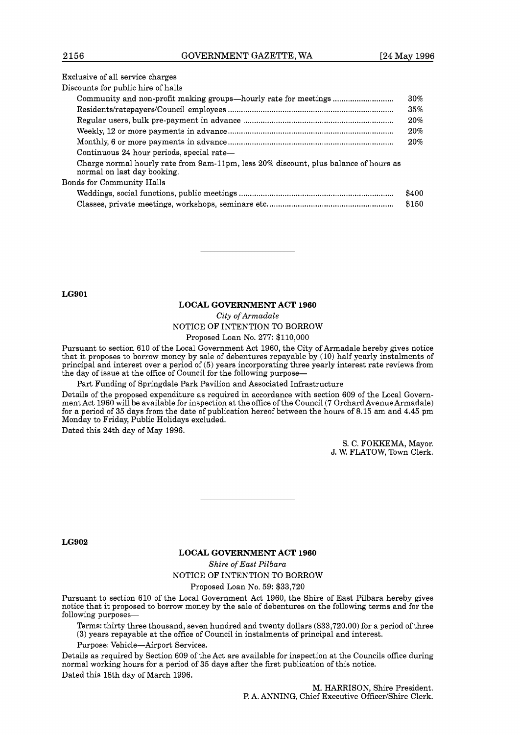Exclusive of all service charges

Discounts for public hire of halls

| | |
|---|---|
| Community and non-profit making groups—hourly rate for meetings | 30% |
| Residents/ratepayers/Council employees | 35% |
| Regular users, bulk pre-payment in advance | 20% |
| Weekly, 12 or more payments in advance | 20% |
| Monthly, 6 or more payments in advance | 20% |

Continuous 24 hour periods, special rate—

Charge normal hourly rate from 9am-11pm, less 20% discount, plus balance of hours as normal on last day booking.

Bonds for Community Halls

| | |
|---|---|
| Weddings, social functions, public meetings | $400 |
| Classes, private meetings, workshops, seminars etc. | $150 |

---

**LG901**

## LOCAL GOVERNMENT ACT 1960

*City of Armadale*

NOTICE OF INTENTION TO BORROW

Proposed Loan No. 277: $110,000

Pursuant to section 610 of the Local Government Act 1960, the City of Armadale hereby gives notice that it proposes to borrow money by sale of debentures repayable by (10) half yearly instalments of principal and interest over a period of (5) years incorporating three yearly interest rate reviews from the day of issue at the office of Council for the following purpose—

Part Funding of Springdale Park Pavilion and Associated Infrastructure

Details of the proposed expenditure as required in accordance with section 609 of the Local Government Act 1960 will be available for inspection at the office of the Council (7 Orchard Avenue Armadale) for a period of 35 days from the date of publication hereof between the hours of 8.15 am and 4.45 pm Monday to Friday, Public Holidays excluded.

Dated this 24th day of May 1996.

S. C. FOKKEMA, Mayor.
J. W. FLATOW, Town Clerk.

---

**LG902**

## LOCAL GOVERNMENT ACT 1960

*Shire of East Pilbara*

NOTICE OF INTENTION TO BORROW

Proposed Loan No. 59: $33,720

Pursuant to section 610 of the Local Government Act 1960, the Shire of East Pilbara hereby gives notice that it proposed to borrow money by the sale of debentures on the following terms and for the following purposes—

Terms: thirty three thousand, seven hundred and twenty dollars ($33,720.00) for a period of three (3) years repayable at the office of Council in instalments of principal and interest.

Purpose: Vehicle—Airport Services.

Details as required by Section 609 of the Act are available for inspection at the Councils office during normal working hours for a period of 35 days after the first publication of this notice.

Dated this 18th day of March 1996.

M. HARRISON, Shire President.
P. A. ANNING, Chief Executive Officer/Shire Clerk.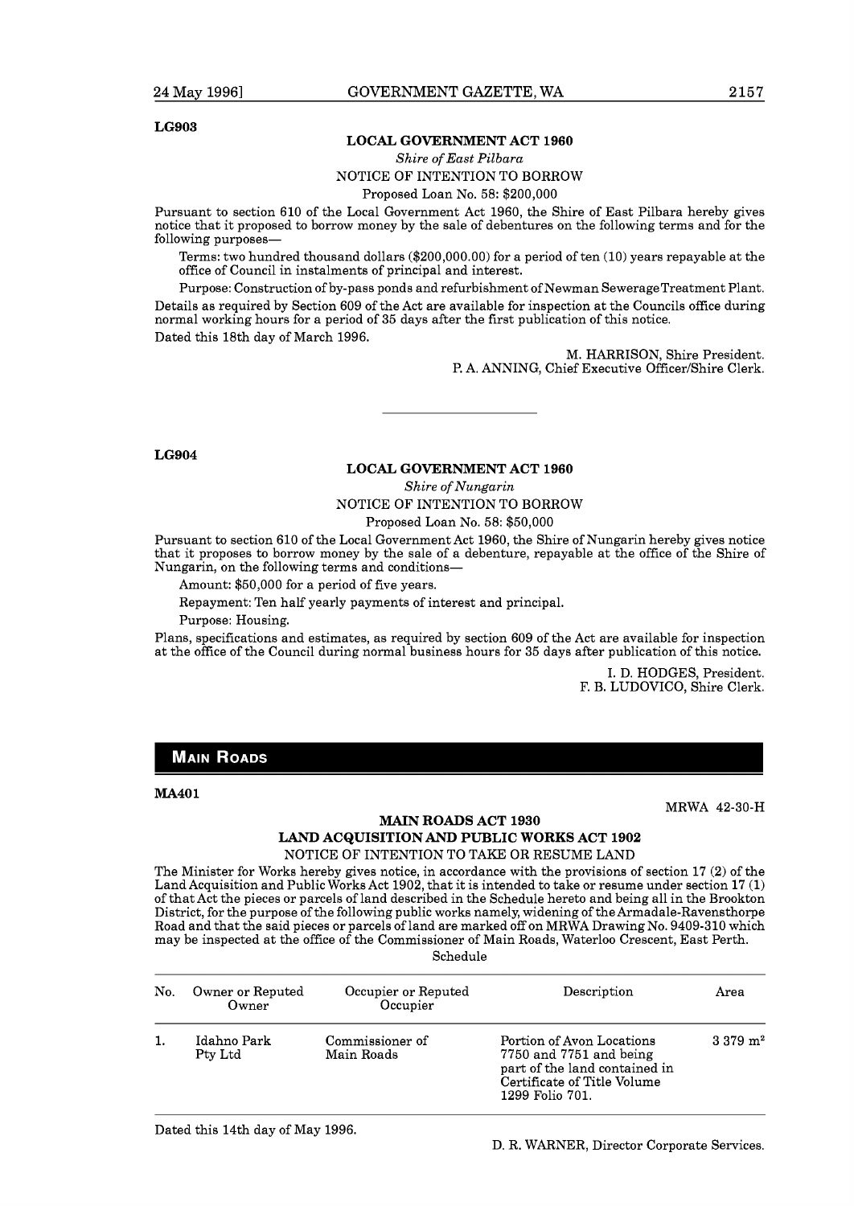LG903

### LOCAL GOVERNMENT ACT 1960

*Shire of East Pilbara*

NOTICE OF INTENTION TO BORROW

Proposed Loan No. 58: $200,000

Pursuant to section 610 of the Local Government Act 1960, the Shire of East Pilbara hereby gives notice that it proposed to borrow money by the sale of debentures on the following terms and for the following purposes—

Terms: two hundred thousand dollars ($200,000.00) for a period of ten (10) years repayable at the office of Council in instalments of principal and interest.

Purpose: Construction of by-pass ponds and refurbishment of Newman Sewerage Treatment Plant.

Details as required by Section 609 of the Act are available for inspection at the Councils office during normal working hours for a period of 35 days after the first publication of this notice.

Dated this 18th day of March 1996.

M. HARRISON, Shire President.
P. A. ANNING, Chief Executive Officer/Shire Clerk.

---

LG904

### LOCAL GOVERNMENT ACT 1960

*Shire of Nungarin*

NOTICE OF INTENTION TO BORROW

Proposed Loan No. 58: $50,000

Pursuant to section 610 of the Local Government Act 1960, the Shire of Nungarin hereby gives notice that it proposes to borrow money by the sale of a debenture, repayable at the office of the Shire of Nungarin, on the following terms and conditions—

Amount: $50,000 for a period of five years.

Repayment: Ten half yearly payments of interest and principal.

Purpose: Housing.

Plans, specifications and estimates, as required by section 609 of the Act are available for inspection at the office of the Council during normal business hours for 35 days after publication of this notice.

I. D. HODGES, President.
F. B. LUDOVICO, Shire Clerk.

## MAIN ROADS

MA401

MRWA 42-30-H

### MAIN ROADS ACT 1930
### LAND ACQUISITION AND PUBLIC WORKS ACT 1902

NOTICE OF INTENTION TO TAKE OR RESUME LAND

The Minister for Works hereby gives notice, in accordance with the provisions of section 17 (2) of the Land Acquisition and Public Works Act 1902, that it is intended to take or resume under section 17 (1) of that Act the pieces or parcels of land described in the Schedule hereto and being all in the Brookton District, for the purpose of the following public works namely, widening of the Armadale-Ravensthorpe Road and that the said pieces or parcels of land are marked off on MRWA Drawing No. 9409-310 which may be inspected at the office of the Commissioner of Main Roads, Waterloo Crescent, East Perth.

Schedule

| No. | Owner or Reputed Owner | Occupier or Reputed Occupier | Description | Area |
|---|---|---|---|---|
| 1. | Idahno Park Pty Ltd | Commissioner of Main Roads | Portion of Avon Locations 7750 and 7751 and being part of the land contained in Certificate of Title Volume 1299 Folio 701. | 3 379 $m^2$ |

Dated this 14th day of May 1996.

D. R. WARNER, Director Corporate Services.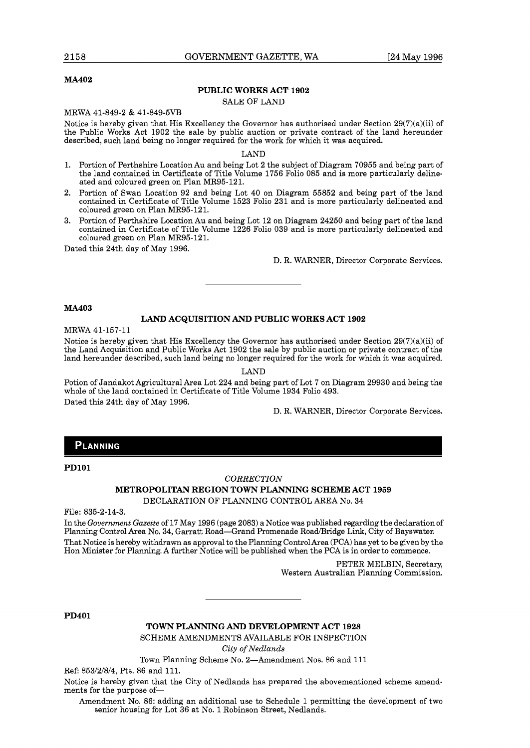**MA402**

## PUBLIC WORKS ACT 1902

SALE OF LAND

MRWA 41-849-2 & 41-849-5VB

Notice is hereby given that His Excellency the Governor has authorised under Section 29(7)(a)(ii) of the Public Works Act 1902 the sale by public auction or private contract of the land hereunder described, such land being no longer required for the work for which it was acquired.

LAND

1. Portion of Perthshire Location Au and being Lot 2 the subject of Diagram 70955 and being part of the land contained in Certificate of Title Volume 1756 Folio 085 and is more particularly delineated and coloured green on Plan MR95-121.
2. Portion of Swan Location 92 and being Lot 40 on Diagram 55852 and being part of the land contained in Certificate of Title Volume 1523 Folio 231 and is more particularly delineated and coloured green on Plan MR95-121.
3. Portion of Perthshire Location Au and being Lot 12 on Diagram 24250 and being part of the land contained in Certificate of Title Volume 1226 Folio 039 and is more particularly delineated and coloured green on Plan MR95-121.

Dated this 24th day of May 1996.

D. R. WARNER, Director Corporate Services.

---

**MA403**

## LAND ACQUISITION AND PUBLIC WORKS ACT 1902

MRWA 41-157-11

Notice is hereby given that His Excellency the Governor has authorised under Section 29(7)(a)(ii) of the Land Acquisition and Public Works Act 1902 the sale by public auction or private contract of the land hereunder described, such land being no longer required for the work for which it was acquired.

LAND

Potion of Jandakot Agricultural Area Lot 224 and being part of Lot 7 on Diagram 29930 and being the whole of the land contained in Certificate of Title Volume 1934 Folio 493.

Dated this 24th day of May 1996.

D. R. WARNER, Director Corporate Services.

# PLANNING

**PD101**

*CORRECTION*

## METROPOLITAN REGION TOWN PLANNING SCHEME ACT 1959

DECLARATION OF PLANNING CONTROL AREA No. 34

File: 835-2-14-3.

In the *Government Gazette* of 17 May 1996 (page 2083) a Notice was published regarding the declaration of Planning Control Area No. 34, Garratt Road—Grand Promenade Road/Bridge Link, City of Bayswater.

That Notice is hereby withdrawn as approval to the Planning Control Area (PCA) has yet to be given by the Hon Minister for Planning. A further Notice will be published when the PCA is in order to commence.

PETER MELBIN, Secretary,
Western Australian Planning Commission.

---

**PD401**

## TOWN PLANNING AND DEVELOPMENT ACT 1928

SCHEME AMENDMENTS AVAILABLE FOR INSPECTION

*City of Nedlands*

Town Planning Scheme No. 2—Amendment Nos. 86 and 111

Ref: 853/2/8/4, Pts. 86 and 111.

Notice is hereby given that the City of Nedlands has prepared the abovementioned scheme amendments for the purpose of—

Amendment No. 86: adding an additional use to Schedule 1 permitting the development of two senior housing for Lot 36 at No. 1 Robinson Street, Nedlands.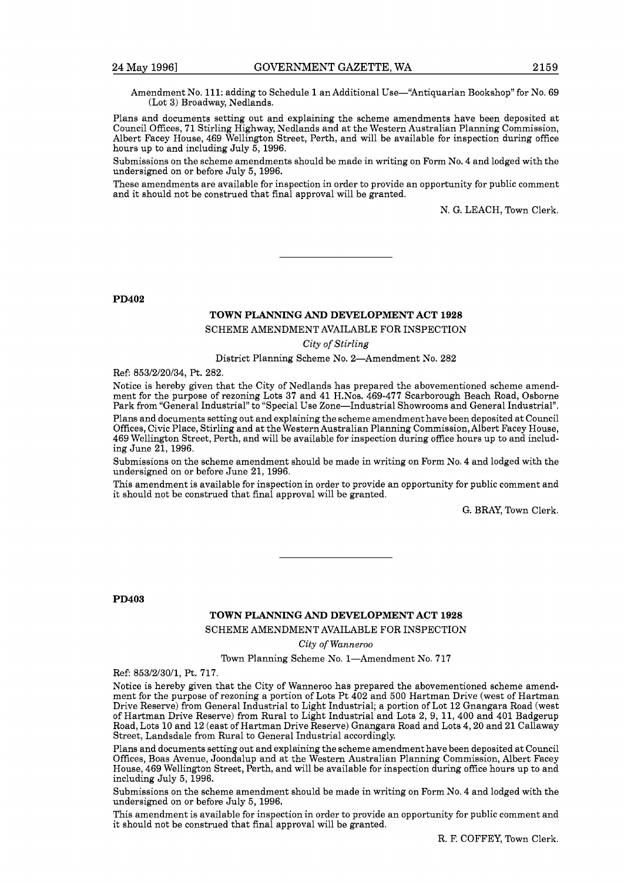Amendment No. 111: adding to Schedule 1 an Additional Use—"Antiquarian Bookshop" for No. 69 (Lot 3) Broadway, Nedlands.

Plans and documents setting out and explaining the scheme amendments have been deposited at Council Offices, 71 Stirling Highway, Nedlands and at the Western Australian Planning Commission, Albert Facey House, 469 Wellington Street, Perth, and will be available for inspection during office hours up to and including July 5, 1996.

Submissions on the scheme amendments should be made in writing on Form No. 4 and lodged with the undersigned on or before July 5, 1996.

These amendments are available for inspection in order to provide an opportunity for public comment and it should not be construed that final approval will be granted.

N. G. LEACH, Town Clerk.

---

**PD402**

## TOWN PLANNING AND DEVELOPMENT ACT 1928

SCHEME AMENDMENT AVAILABLE FOR INSPECTION

*City of Stirling*

District Planning Scheme No. 2—Amendment No. 282

Ref: 853/2/20/34, Pt. 282.

Notice is hereby given that the City of Nedlands has prepared the abovementioned scheme amendment for the purpose of rezoning Lots 37 and 41 H.Nos. 469-477 Scarborough Beach Road, Osborne Park from "General Industrial" to "Special Use Zone—Industrial Showrooms and General Industrial".

Plans and documents setting out and explaining the scheme amendment have been deposited at Council Offices, Civic Place, Stirling and at the Western Australian Planning Commission, Albert Facey House, 469 Wellington Street, Perth, and will be available for inspection during office hours up to and including June 21, 1996.

Submissions on the scheme amendment should be made in writing on Form No. 4 and lodged with the undersigned on or before June 21, 1996.

This amendment is available for inspection in order to provide an opportunity for public comment and it should not be construed that final approval will be granted.

G. BRAY, Town Clerk.

---

**PD403**

## TOWN PLANNING AND DEVELOPMENT ACT 1928

SCHEME AMENDMENT AVAILABLE FOR INSPECTION

*City of Wanneroo*

Town Planning Scheme No. 1—Amendment No. 717

Ref: 853/2/30/1, Pt. 717.

Notice is hereby given that the City of Wanneroo has prepared the abovementioned scheme amendment for the purpose of rezoning a portion of Lots Pt 402 and 500 Hartman Drive (west of Hartman Drive Reserve) from General Industrial to Light Industrial; a portion of Lot 12 Gnangara Road (west of Hartman Drive Reserve) from Rural to Light Industrial and Lots 2, 9, 11, 400 and 401 Badgerup Road, Lots 10 and 12 (east of Hartman Drive Reserve) Gnangara Road and Lots 4, 20 and 21 Callaway Street, Landsdale from Rural to General Industrial accordingly.

Plans and documents setting out and explaining the scheme amendment have been deposited at Council Offices, Boas Avenue, Joondalup and at the Western Australian Planning Commission, Albert Facey House, 469 Wellington Street, Perth, and will be available for inspection during office hours up to and including July 5, 1996.

Submissions on the scheme amendment should be made in writing on Form No. 4 and lodged with the undersigned on or before July 5, 1996.

This amendment is available for inspection in order to provide an opportunity for public comment and it should not be construed that final approval will be granted.

R. F. COFFEY, Town Clerk.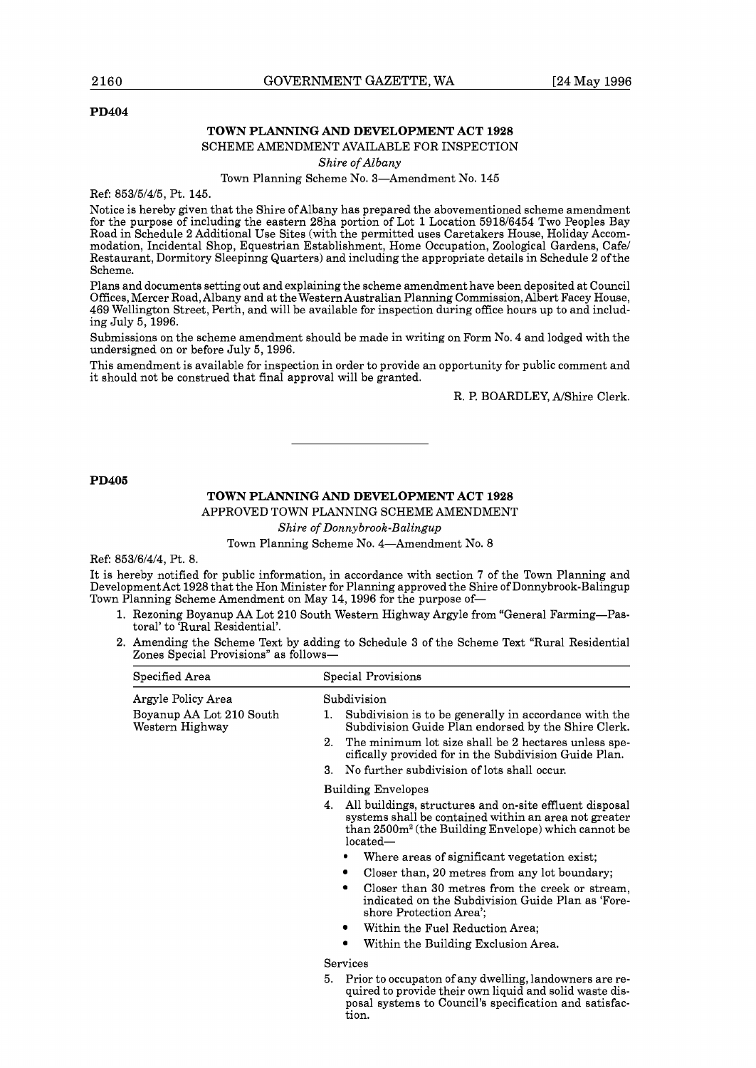**PD404**

**TOWN PLANNING AND DEVELOPMENT ACT 1928**

SCHEME AMENDMENT AVAILABLE FOR INSPECTION

*Shire of Albany*

Town Planning Scheme No. 3—Amendment No. 145

Ref: 853/5/4/5, Pt. 145.

Notice is hereby given that the Shire of Albany has prepared the abovementioned scheme amendment for the purpose of including the eastern 28ha portion of Lot 1 Location 5918/6454 Two Peoples Bay Road in Schedule 2 Additional Use Sites (with the permitted uses Caretakers House, Holiday Accommodation, Incidental Shop, Equestrian Establishment, Home Occupation, Zoological Gardens, Cafe/Restaurant, Dormitory Sleepinng Quarters) and including the appropriate details in Schedule 2 of the Scheme.

Plans and documents setting out and explaining the scheme amendment have been deposited at Council Offices, Mercer Road, Albany and at the Western Australian Planning Commission, Albert Facey House, 469 Wellington Street, Perth, and will be available for inspection during office hours up to and including July 5, 1996.

Submissions on the scheme amendment should be made in writing on Form No. 4 and lodged with the undersigned on or before July 5, 1996.

This amendment is available for inspection in order to provide an opportunity for public comment and it should not be construed that final approval will be granted.

R. P. BOARDLEY, A/Shire Clerk.

---

**PD405**

**TOWN PLANNING AND DEVELOPMENT ACT 1928**

APPROVED TOWN PLANNING SCHEME AMENDMENT

*Shire of Donnybrook-Balingup*

Town Planning Scheme No. 4—Amendment No. 8

Ref: 853/6/4/4, Pt. 8.

It is hereby notified for public information, in accordance with section 7 of the Town Planning and Development Act 1928 that the Hon Minister for Planning approved the Shire of Donnybrook-Balingup Town Planning Scheme Amendment on May 14, 1996 for the purpose of—

1. Rezoning Boyanup AA Lot 210 South Western Highway Argyle from "General Farming—Pastoral' to 'Rural Residential'.
2. Amending the Scheme Text by adding to Schedule 3 of the Scheme Text "Rural Residential Zones Special Provisions" as follows—

| Specified Area | Special Provisions |
|---|---|
| Argyle Policy Area<br>Boyanup AA Lot 210 South Western Highway | Subdivision<br>1. Subdivision is to be generally in accordance with the Subdivision Guide Plan endorsed by the Shire Clerk.<br>2. The minimum lot size shall be 2 hectares unless specifically provided for in the Subdivision Guide Plan.<br>3. No further subdivision of lots shall occur.<br>Building Envelopes<br>4. All buildings, structures and on-site effluent disposal systems shall be contained within an area not greater than 2500m² (the Building Envelope) which cannot be located—<br>• Where areas of significant vegetation exist;<br>• Closer than, 20 metres from any lot boundary;<br>• Closer than 30 metres from the creek or stream, indicated on the Subdivision Guide Plan as 'Foreshore Protection Area';<br>• Within the Fuel Reduction Area;<br>• Within the Building Exclusion Area.<br>Services<br>5. Prior to occupaton of any dwelling, landowners are required to provide their own liquid and solid waste disposal systems to Council's specification and satisfaction. |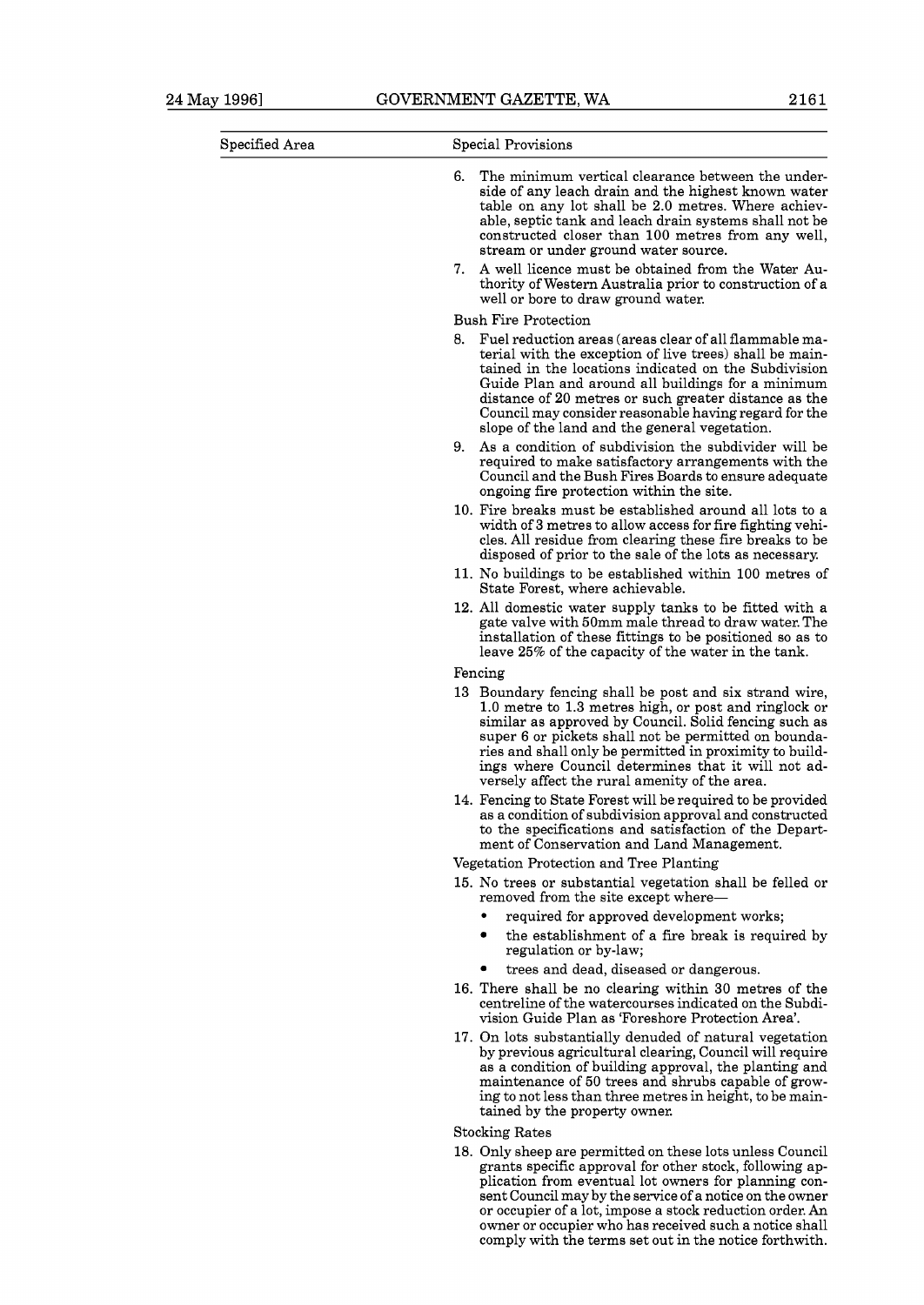| Specified Area | Special Provisions |
|---|---|

6. The minimum vertical clearance between the underside of any leach drain and the highest known water table on any lot shall be 2.0 metres. Where achievable, septic tank and leach drain systems shall not be constructed closer than 100 metres from any well, stream or under ground water source.
7. A well licence must be obtained from the Water Authority of Western Australia prior to construction of a well or bore to draw ground water.

Bush Fire Protection

8. Fuel reduction areas (areas clear of all flammable material with the exception of live trees) shall be maintained in the locations indicated on the Subdivision Guide Plan and around all buildings for a minimum distance of 20 metres or such greater distance as the Council may consider reasonable having regard for the slope of the land and the general vegetation.
9. As a condition of subdivision the subdivider will be required to make satisfactory arrangements with the Council and the Bush Fires Boards to ensure adequate ongoing fire protection within the site.
10. Fire breaks must be established around all lots to a width of 3 metres to allow access for fire fighting vehicles. All residue from clearing these fire breaks to be disposed of prior to the sale of the lots as necessary.
11. No buildings to be established within 100 metres of State Forest, where achievable.
12. All domestic water supply tanks to be fitted with a gate valve with 50mm male thread to draw water. The installation of these fittings to be positioned so as to leave 25% of the capacity of the water in the tank.

Fencing

13 Boundary fencing shall be post and six strand wire, 1.0 metre to 1.3 metres high, or post and ringlock or similar as approved by Council. Solid fencing such as super 6 or pickets shall not be permitted on boundaries and shall only be permitted in proximity to buildings where Council determines that it will not adversely affect the rural amenity of the area.

14. Fencing to State Forest will be required to be provided as a condition of subdivision approval and constructed to the specifications and satisfaction of the Department of Conservation and Land Management.

Vegetation Protection and Tree Planting

15. No trees or substantial vegetation shall be felled or removed from the site except where—
    - required for approved development works;
    - the establishment of a fire break is required by regulation or by-law;
    - trees and dead, diseased or dangerous.
16. There shall be no clearing within 30 metres of the centreline of the watercourses indicated on the Subdivision Guide Plan as 'Foreshore Protection Area'.
17. On lots substantially denuded of natural vegetation by previous agricultural clearing, Council will require as a condition of building approval, the planting and maintenance of 50 trees and shrubs capable of growing to not less than three metres in height, to be maintained by the property owner.

Stocking Rates

18. Only sheep are permitted on these lots unless Council grants specific approval for other stock, following application from eventual lot owners for planning consent Council may by the service of a notice on the owner or occupier of a lot, impose a stock reduction order. An owner or occupier who has received such a notice shall comply with the terms set out in the notice forthwith.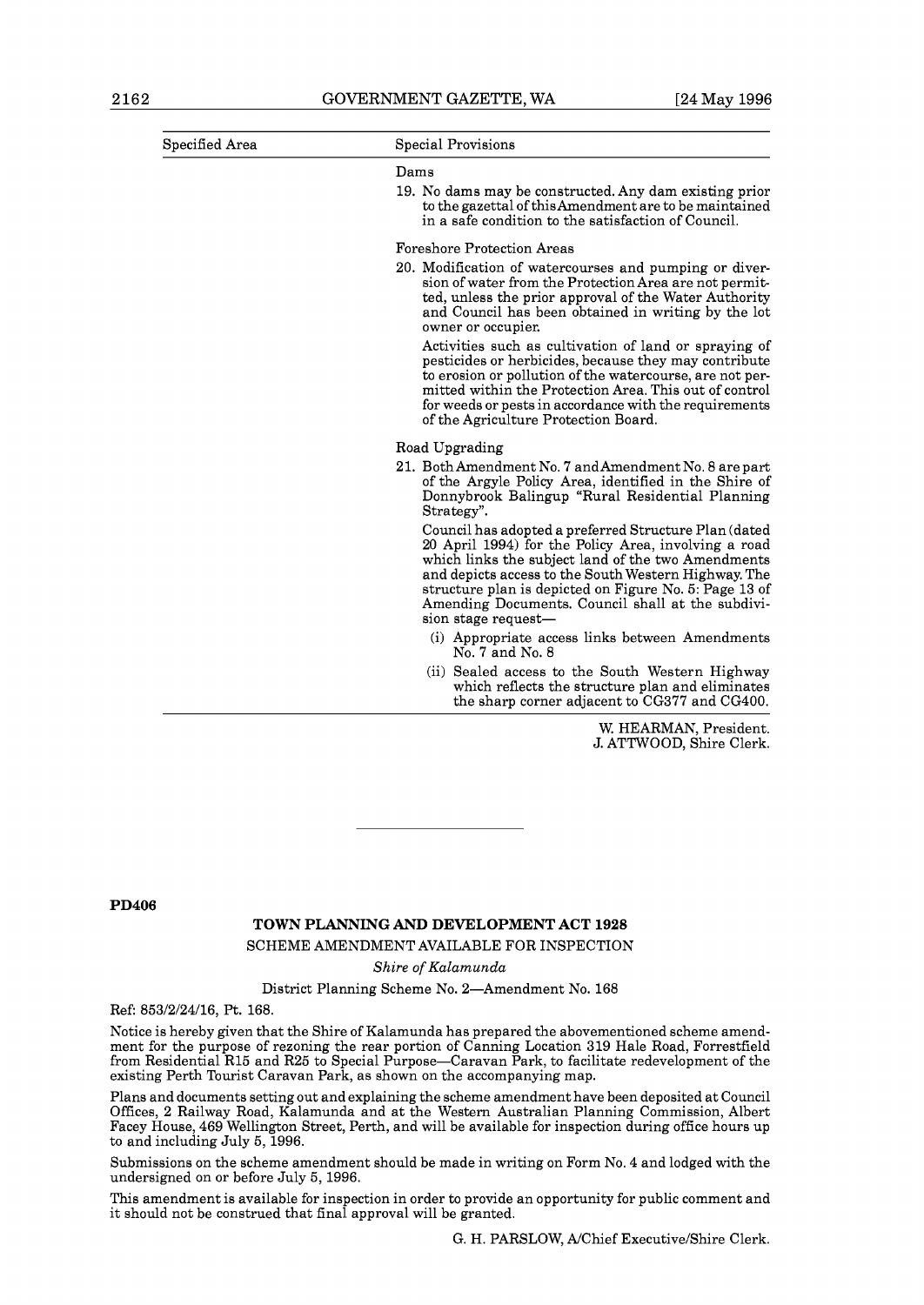| Specified Area | Special Provisions |
|---|---|
| | Dams |
| | 19. No dams may be constructed. Any dam existing prior to the gazettal of this Amendment are to be maintained in a safe condition to the satisfaction of Council. |
| | Foreshore Protection Areas |
| | 20. Modification of watercourses and pumping or diversion of water from the Protection Area are not permitted, unless the prior approval of the Water Authority and Council has been obtained in writing by the lot owner or occupier. |
| | Activities such as cultivation of land or spraying of pesticides or herbicides, because they may contribute to erosion or pollution of the watercourse, are not permitted within the Protection Area. This out of control for weeds or pests in accordance with the requirements of the Agriculture Protection Board. |
| | Road Upgrading |
| | 21. Both Amendment No. 7 and Amendment No. 8 are part of the Argyle Policy Area, identified in the Shire of Donnybrook Balingup "Rural Residential Planning Strategy". |
| | Council has adopted a preferred Structure Plan (dated 20 April 1994) for the Policy Area, involving a road which links the subject land of the two Amendments and depicts access to the South Western Highway. The structure plan is depicted on Figure No. 5: Page 13 of Amending Documents. Council shall at the subdivision stage request— |
| | (i) Appropriate access links between Amendments No. 7 and No. 8 |
| | (ii) Sealed access to the South Western Highway which reflects the structure plan and eliminates the sharp corner adjacent to CG377 and CG400. |

W. HEARMAN, President.
J. ATTWOOD, Shire Clerk.

---

**PD406**

## TOWN PLANNING AND DEVELOPMENT ACT 1928

SCHEME AMENDMENT AVAILABLE FOR INSPECTION

*Shire of Kalamunda*

District Planning Scheme No. 2—Amendment No. 168

Ref: 853/2/24/16, Pt. 168.

Notice is hereby given that the Shire of Kalamunda has prepared the abovementioned scheme amendment for the purpose of rezoning the rear portion of Canning Location 319 Hale Road, Forrestfield from Residential R15 and R25 to Special Purpose—Caravan Park, to facilitate redevelopment of the existing Perth Tourist Caravan Park, as shown on the accompanying map.

Plans and documents setting out and explaining the scheme amendment have been deposited at Council Offices, 2 Railway Road, Kalamunda and at the Western Australian Planning Commission, Albert Facey House, 469 Wellington Street, Perth, and will be available for inspection during office hours up to and including July 5, 1996.

Submissions on the scheme amendment should be made in writing on Form No. 4 and lodged with the undersigned on or before July 5, 1996.

This amendment is available for inspection in order to provide an opportunity for public comment and it should not be construed that final approval will be granted.

G. H. PARSLOW, A/Chief Executive/Shire Clerk.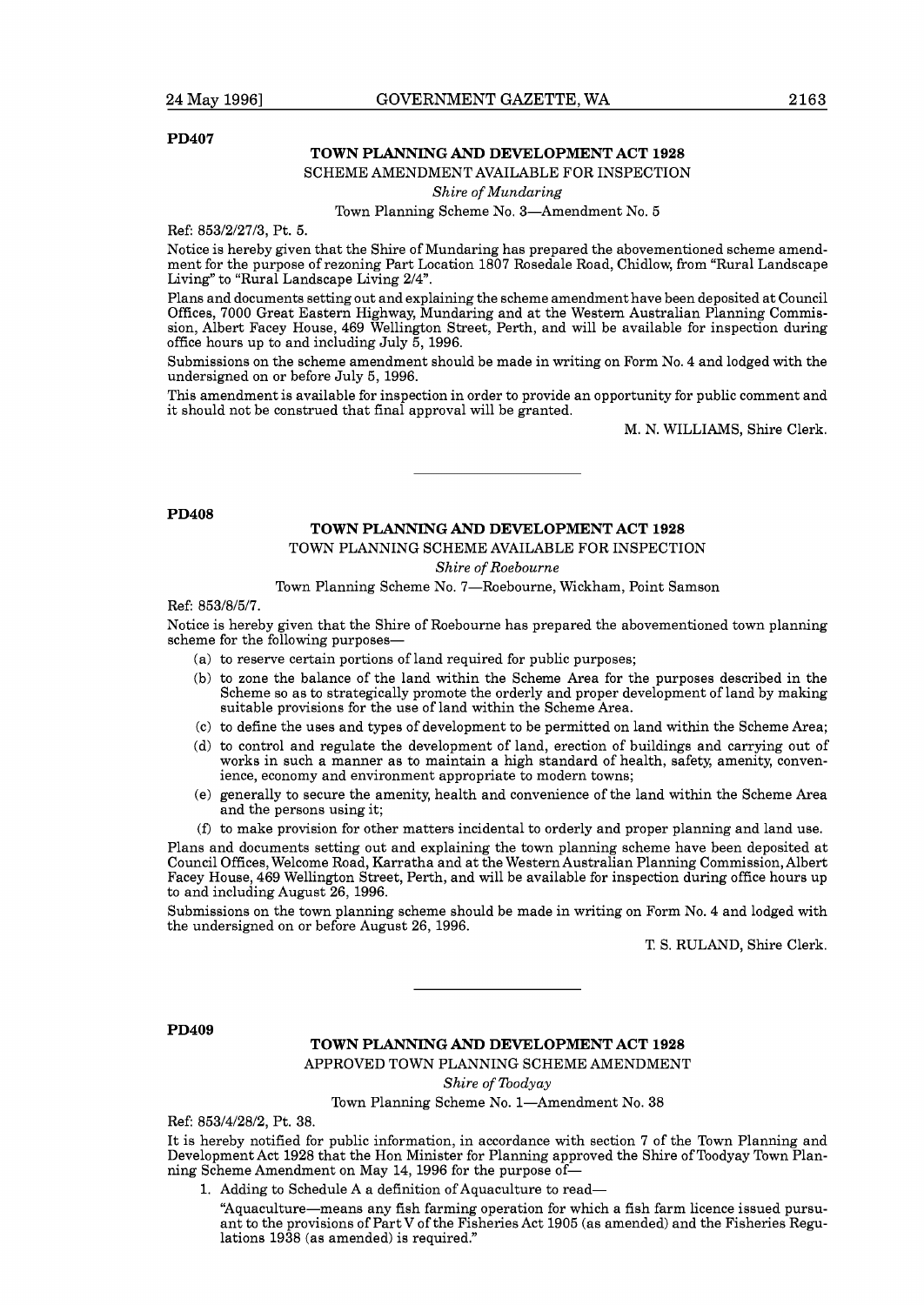**PD407**

**TOWN PLANNING AND DEVELOPMENT ACT 1928**

SCHEME AMENDMENT AVAILABLE FOR INSPECTION

*Shire of Mundaring*

Town Planning Scheme No. 3—Amendment No. 5

Ref: 853/2/27/3, Pt. 5.

Notice is hereby given that the Shire of Mundaring has prepared the abovementioned scheme amendment for the purpose of rezoning Part Location 1807 Rosedale Road, Chidlow, from "Rural Landscape Living" to "Rural Landscape Living 2/4".

Plans and documents setting out and explaining the scheme amendment have been deposited at Council Offices, 7000 Great Eastern Highway, Mundaring and at the Western Australian Planning Commission, Albert Facey House, 469 Wellington Street, Perth, and will be available for inspection during office hours up to and including July 5, 1996.

Submissions on the scheme amendment should be made in writing on Form No. 4 and lodged with the undersigned on or before July 5, 1996.

This amendment is available for inspection in order to provide an opportunity for public comment and it should not be construed that final approval will be granted.

M. N. WILLIAMS, Shire Clerk.

---

**PD408**

**TOWN PLANNING AND DEVELOPMENT ACT 1928**

TOWN PLANNING SCHEME AVAILABLE FOR INSPECTION

*Shire of Roebourne*

Town Planning Scheme No. 7—Roebourne, Wickham, Point Samson

Ref: 853/8/5/7.

Notice is hereby given that the Shire of Roebourne has prepared the abovementioned town planning scheme for the following purposes—

(a) to reserve certain portions of land required for public purposes;

(b) to zone the balance of the land within the Scheme Area for the purposes described in the Scheme so as to strategically promote the orderly and proper development of land by making suitable provisions for the use of land within the Scheme Area.

(c) to define the uses and types of development to be permitted on land within the Scheme Area;

(d) to control and regulate the development of land, erection of buildings and carrying out of works in such a manner as to maintain a high standard of health, safety, amenity, convenience, economy and environment appropriate to modern towns;

(e) generally to secure the amenity, health and convenience of the land within the Scheme Area and the persons using it;

(f) to make provision for other matters incidental to orderly and proper planning and land use.

Plans and documents setting out and explaining the town planning scheme have been deposited at Council Offices, Welcome Road, Karratha and at the Western Australian Planning Commission, Albert Facey House, 469 Wellington Street, Perth, and will be available for inspection during office hours up to and including August 26, 1996.

Submissions on the town planning scheme should be made in writing on Form No. 4 and lodged with the undersigned on or before August 26, 1996.

T. S. RULAND, Shire Clerk.

---

**PD409**

**TOWN PLANNING AND DEVELOPMENT ACT 1928**

APPROVED TOWN PLANNING SCHEME AMENDMENT

*Shire of Toodyay*

Town Planning Scheme No. 1—Amendment No. 38

Ref: 853/4/28/2, Pt. 38.

It is hereby notified for public information, in accordance with section 7 of the Town Planning and Development Act 1928 that the Hon Minister for Planning approved the Shire of Toodyay Town Planning Scheme Amendment on May 14, 1996 for the purpose of—

1. Adding to Schedule A a definition of Aquaculture to read—

"Aquaculture—means any fish farming operation for which a fish farm licence issued pursuant to the provisions of Part V of the Fisheries Act 1905 (as amended) and the Fisheries Regulations 1938 (as amended) is required."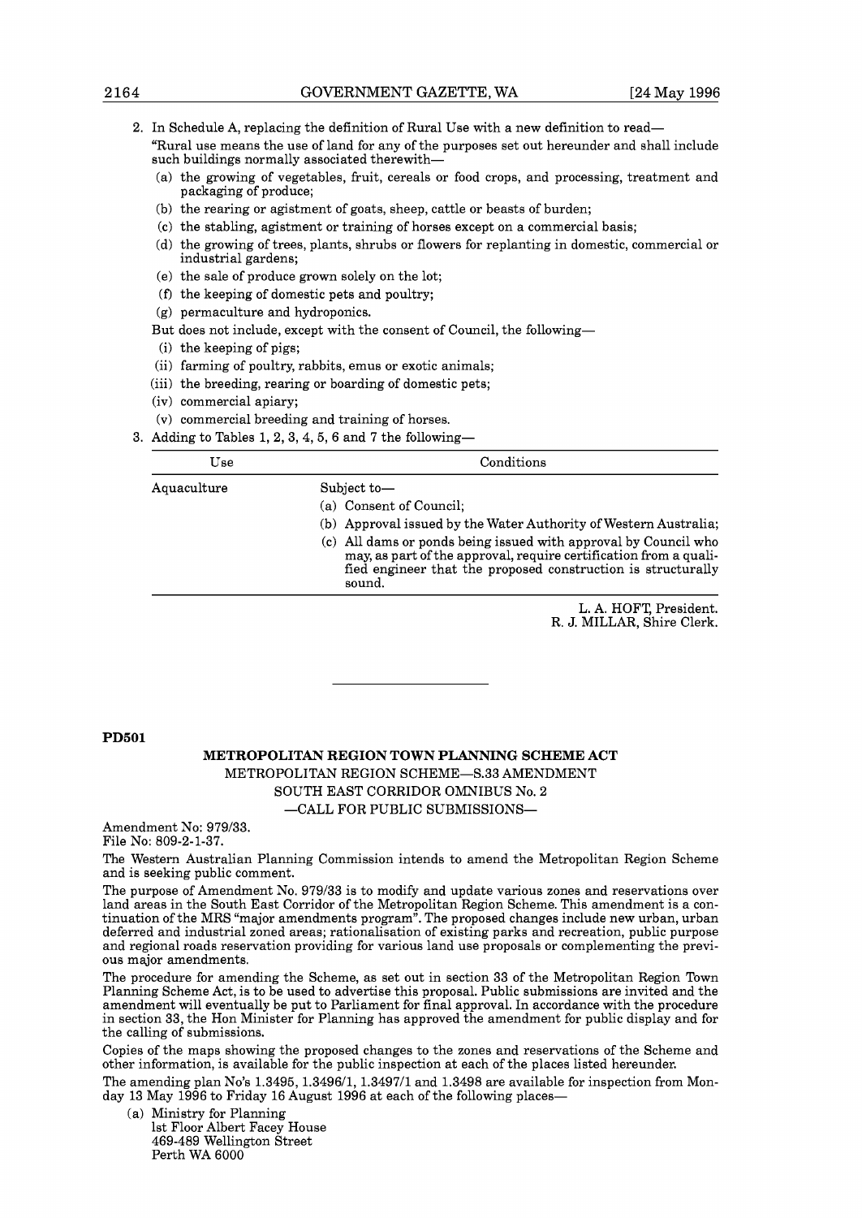2. In Schedule A, replacing the definition of Rural Use with a new definition to read—

"Rural use means the use of land for any of the purposes set out hereunder and shall include such buildings normally associated therewith—

(a) the growing of vegetables, fruit, cereals or food crops, and processing, treatment and packaging of produce;

(b) the rearing or agistment of goats, sheep, cattle or beasts of burden;

(c) the stabling, agistment or training of horses except on a commercial basis;

(d) the growing of trees, plants, shrubs or flowers for replanting in domestic, commercial or industrial gardens;

(e) the sale of produce grown solely on the lot;

(f) the keeping of domestic pets and poultry;

(g) permaculture and hydroponics.

But does not include, except with the consent of Council, the following—

(i) the keeping of pigs;

(ii) farming of poultry, rabbits, emus or exotic animals;

(iii) the breeding, rearing or boarding of domestic pets;

(iv) commercial apiary;

(v) commercial breeding and training of horses.

3. Adding to Tables 1, 2, 3, 4, 5, 6 and 7 the following—

| Use | Conditions |
|---|---|
| Aquaculture | Subject to—<br>(a) Consent of Council;<br>(b) Approval issued by the Water Authority of Western Australia;<br>(c) All dams or ponds being issued with approval by Council who may, as part of the approval, require certification from a qualified engineer that the proposed construction is structurally sound. |

L. A. HOFT, President.
R. J. MILLAR, Shire Clerk.

---

**PD501**

**METROPOLITAN REGION TOWN PLANNING SCHEME ACT**

METROPOLITAN REGION SCHEME—S.33 AMENDMENT

SOUTH EAST CORRIDOR OMNIBUS No. 2

—CALL FOR PUBLIC SUBMISSIONS—

Amendment No: 979/33.
File No: 809-2-1-37.

The Western Australian Planning Commission intends to amend the Metropolitan Region Scheme and is seeking public comment.

The purpose of Amendment No. 979/33 is to modify and update various zones and reservations over land areas in the South East Corridor of the Metropolitan Region Scheme. This amendment is a continuation of the MRS "major amendments program". The proposed changes include new urban, urban deferred and industrial zoned areas; rationalisation of existing parks and recreation, public purpose and regional roads reservation providing for various land use proposals or complementing the previous major amendments.

The procedure for amending the Scheme, as set out in section 33 of the Metropolitan Region Town Planning Scheme Act, is to be used to advertise this proposal. Public submissions are invited and the amendment will eventually be put to Parliament for final approval. In accordance with the procedure in section 33, the Hon Minister for Planning has approved the amendment for public display and for the calling of submissions.

Copies of the maps showing the proposed changes to the zones and reservations of the Scheme and other information, is available for the public inspection at each of the places listed hereunder.

The amending plan No's 1.3495, 1.3496/1, 1.3497/1 and 1.3498 are available for inspection from Monday 13 May 1996 to Friday 16 August 1996 at each of the following places—

(a) Ministry for Planning
1st Floor Albert Facey House
469-489 Wellington Street
Perth WA 6000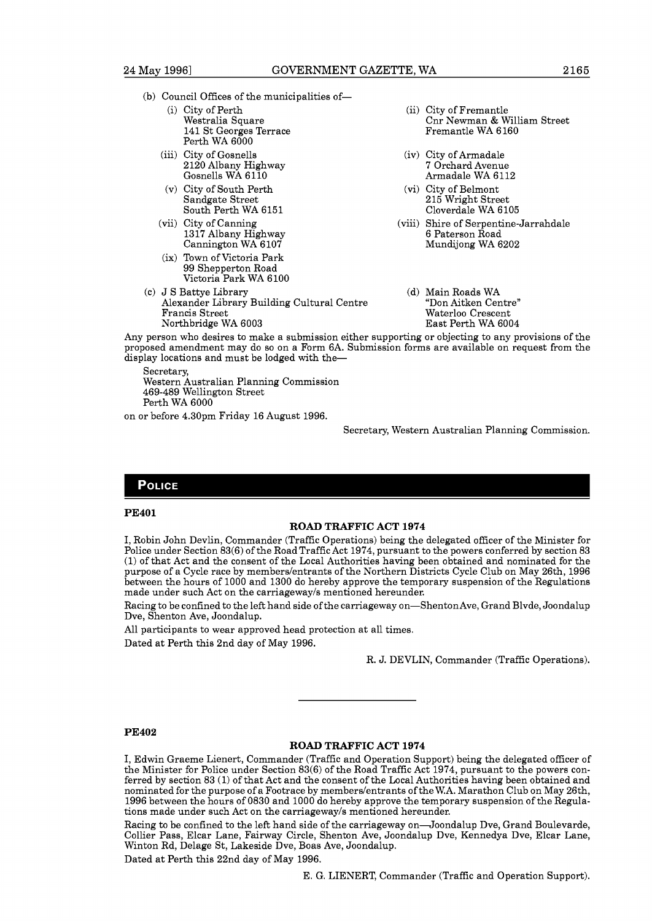(b) Council Offices of the municipalities of—

(i) City of Perth
Westralia Square
141 St Georges Terrace
Perth WA 6000

(ii) City of Fremantle
Cnr Newman & William Street
Fremantle WA 6160

(iii) City of Gosnells
2120 Albany Highway
Gosnells WA 6110

(iv) City of Armadale
7 Orchard Avenue
Armadale WA 6112

(v) City of South Perth
Sandgate Street
South Perth WA 6151

(vi) City of Belmont
215 Wright Street
Cloverdale WA 6105

(vii) City of Canning
1317 Albany Highway
Cannington WA 6107

(viii) Shire of Serpentine-Jarrahdale
6 Paterson Road
Mundijong WA 6202

(ix) Town of Victoria Park
99 Shepperton Road
Victoria Park WA 6100

(c) J S Battye Library
Alexander Library Building Cultural Centre
Francis Street
Northbridge WA 6003

(d) Main Roads WA
"Don Aitken Centre"
Waterloo Crescent
East Perth WA 6004

Any person who desires to make a submission either supporting or objecting to any provisions of the proposed amendment may do so on a Form 6A. Submission forms are available on request from the display locations and must be lodged with the—

Secretary,
Western Australian Planning Commission
469-489 Wellington Street
Perth WA 6000

on or before 4.30pm Friday 16 August 1996.

Secretary, Western Australian Planning Commission.

## POLICE

**PE401**

### ROAD TRAFFIC ACT 1974

I, Robin John Devlin, Commander (Traffic Operations) being the delegated officer of the Minister for Police under Section 83(6) of the Road Traffic Act 1974, pursuant to the powers conferred by section 83 (1) of that Act and the consent of the Local Authorities having been obtained and nominated for the purpose of a Cycle race by members/entrants of the Northern Districts Cycle Club on May 26th, 1996 between the hours of 1000 and 1300 do hereby approve the temporary suspension of the Regulations made under such Act on the carriageway/s mentioned hereunder.

Racing to be confined to the left hand side of the carriageway on—Shenton Ave, Grand Blvde, Joondalup Dve, Shenton Ave, Joondalup.

All participants to wear approved head protection at all times.

Dated at Perth this 2nd day of May 1996.

R. J. DEVLIN, Commander (Traffic Operations).

---

**PE402**

### ROAD TRAFFIC ACT 1974

I, Edwin Graeme Lienert, Commander (Traffic and Operation Support) being the delegated officer of the Minister for Police under Section 83(6) of the Road Traffic Act 1974, pursuant to the powers conferred by section 83 (1) of that Act and the consent of the Local Authorities having been obtained and nominated for the purpose of a Footrace by members/entrants of the W.A. Marathon Club on May 26th, 1996 between the hours of 0830 and 1000 do hereby approve the temporary suspension of the Regulations made under such Act on the carriageway/s mentioned hereunder.

Racing to be confined to the left hand side of the carriageway on—Joondalup Dve, Grand Boulevarde, Collier Pass, Elcar Lane, Fairway Circle, Shenton Ave, Joondalup Dve, Kennedya Dve, Elcar Lane, Winton Rd, Delage St, Lakeside Dve, Boas Ave, Joondalup.

Dated at Perth this 22nd day of May 1996.

E. G. LIENERT, Commander (Traffic and Operation Support).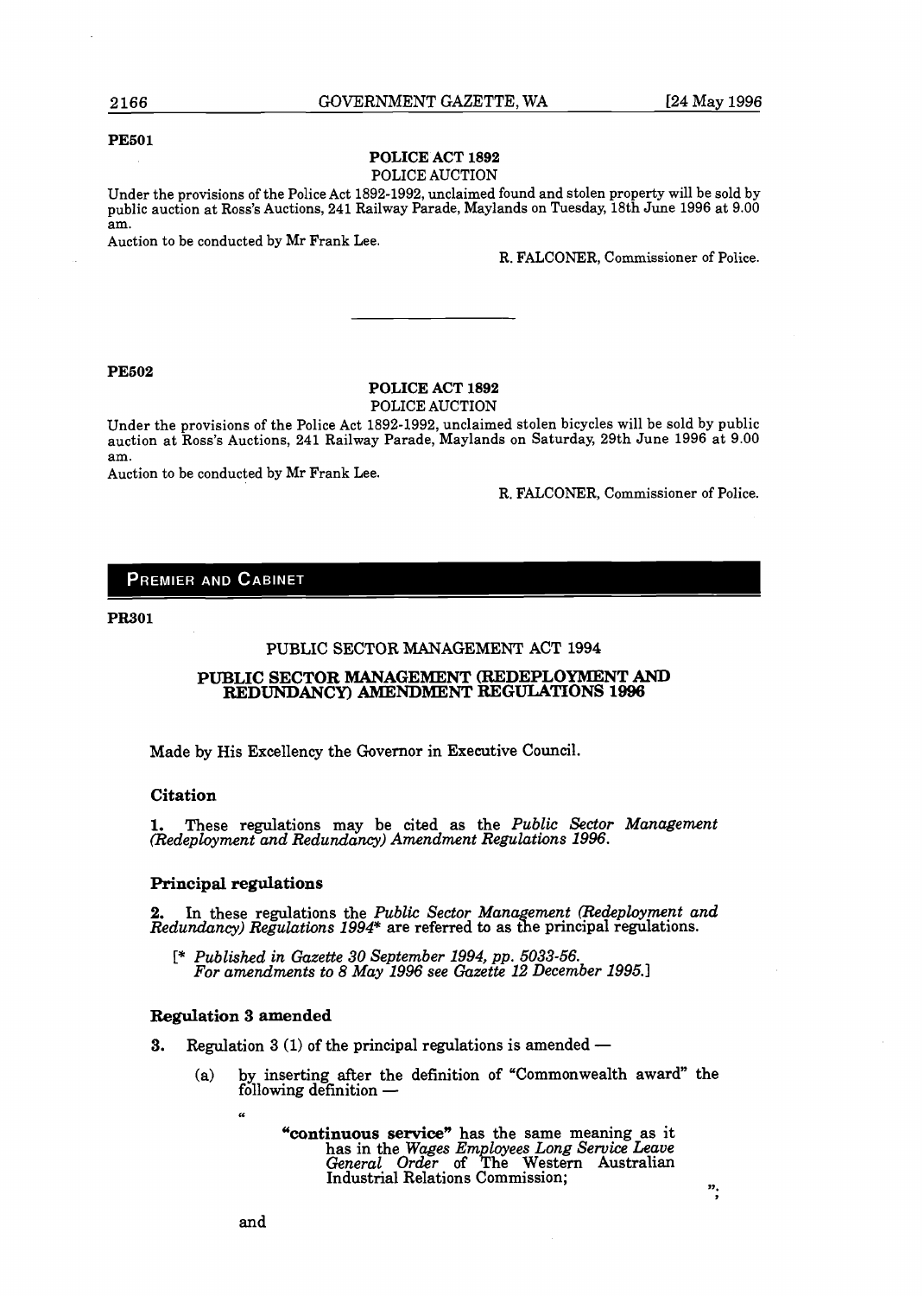**PE501**

**POLICE ACT 1892**

POLICE AUCTION

Under the provisions of the Police Act 1892-1992, unclaimed found and stolen property will be sold by public auction at Ross's Auctions, 241 Railway Parade, Maylands on Tuesday, 18th June 1996 at 9.00 am.

Auction to be conducted by Mr Frank Lee.

R. FALCONER, Commissioner of Police.

---

**PE502**

**POLICE ACT 1892**

POLICE AUCTION

Under the provisions of the Police Act 1892-1992, unclaimed stolen bicycles will be sold by public auction at Ross's Auctions, 241 Railway Parade, Maylands on Saturday, 29th June 1996 at 9.00 am.

Auction to be conducted by Mr Frank Lee.

R. FALCONER, Commissioner of Police.

## PREMIER AND CABINET

**PR301**

PUBLIC SECTOR MANAGEMENT ACT 1994

**PUBLIC SECTOR MANAGEMENT (REDEPLOYMENT AND REDUNDANCY) AMENDMENT REGULATIONS 1996**

Made by His Excellency the Governor in Executive Council.

### Citation

**1.** These regulations may be cited as the *Public Sector Management (Redeployment and Redundancy) Amendment Regulations 1996*.

### Principal regulations

**2.** In these regulations the *Public Sector Management (Redeployment and Redundancy) Regulations 1994** are referred to as the principal regulations.

[* *Published in Gazette 30 September 1994, pp. 5033-56. For amendments to 8 May 1996 see Gazette 12 December 1995.*]

### Regulation 3 amended

**3.** Regulation 3 (1) of the principal regulations is amended —

(a) by inserting after the definition of "Commonwealth award" the following definition —

"

**"continuous service"** has the same meaning as it has in the *Wages Employees Long Service Leave General Order* of The Western Australian Industrial Relations Commission;

";

and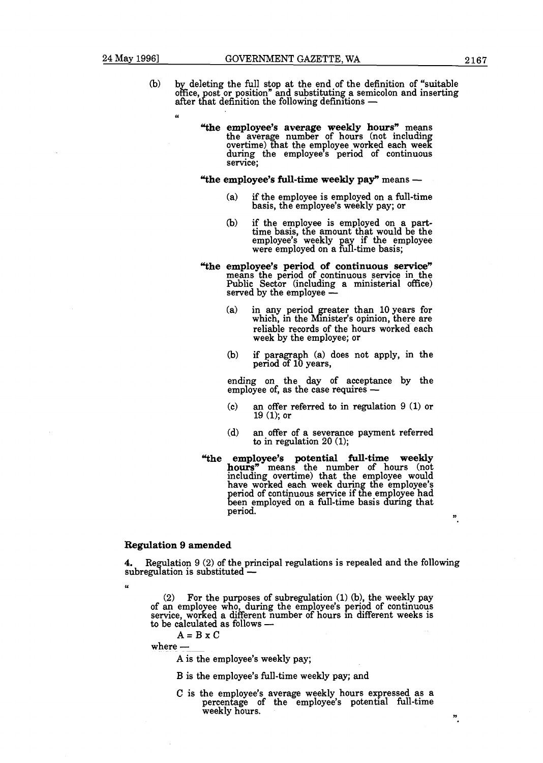(b) by deleting the full stop at the end of the definition of "suitable office, post or position" and substituting a semicolon and inserting after that definition the following definitions —

"

**"the employee's average weekly hours"** means the average number of hours (not including overtime) that the employee worked each week during the employee's period of continuous service;

**"the employee's full-time weekly pay"** means —

(a) if the employee is employed on a full-time basis, the employee's weekly pay; or

(b) if the employee is employed on a part-time basis, the amount that would be the employee's weekly pay if the employee were employed on a full-time basis;

**"the employee's period of continuous service"** means the period of continuous service in the Public Sector (including a ministerial office) served by the employee —

(a) in any period greater than 10 years for which, in the Minister's opinion, there are reliable records of the hours worked each week by the employee; or

(b) if paragraph (a) does not apply, in the period of 10 years,

ending on the day of acceptance by the employee of, as the case requires —

(c) an offer referred to in regulation 9 (1) or 19 (1); or

(d) an offer of a severance payment referred to in regulation 20 (1);

**"the employee's potential full-time weekly hours"** means the number of hours (not including overtime) that the employee would have worked each week during the employee's period of continuous service if the employee had been employed on a full-time basis during that period.

".

### Regulation 9 amended

**4.** Regulation 9 (2) of the principal regulations is repealed and the following subregulation is substituted —

"

(2) For the purposes of subregulation (1) (b), the weekly pay of an employee who, during the employee's period of continuous service, worked a different number of hours in different weeks is to be calculated as follows —

$$A = B \times C$$

where —

A is the employee's weekly pay;

B is the employee's full-time weekly pay; and

C is the employee's average weekly hours expressed as a percentage of the employee's potential full-time weekly hours.

".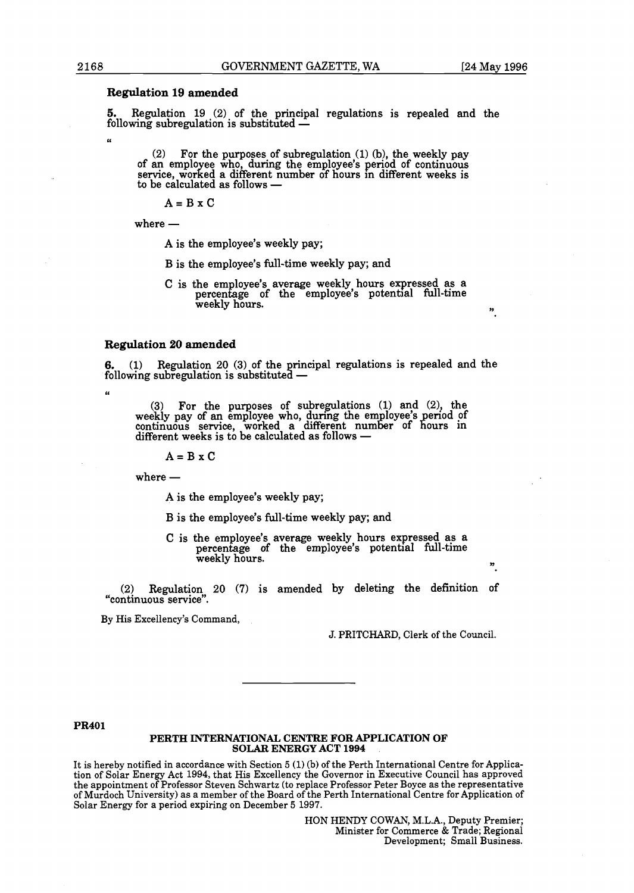### Regulation 19 amended

**5.** Regulation 19 (2) of the principal regulations is repealed and the following subregulation is substituted —

"

> (2) For the purposes of subregulation (1) (b), the weekly pay of an employee who, during the employee's period of continuous service, worked a different number of hours in different weeks is to be calculated as follows —
>
> $A = B \times C$
>
> where —
>
> A is the employee's weekly pay;
>
> B is the employee's full-time weekly pay; and
>
> C is the employee's average weekly hours expressed as a percentage of the employee's potential full-time weekly hours.

".

### Regulation 20 amended

**6.** (1) Regulation 20 (3) of the principal regulations is repealed and the following subregulation is substituted —

"

> (3) For the purposes of subregulations (1) and (2), the weekly pay of an employee who, during the employee's period of continuous service, worked a different number of hours in different weeks is to be calculated as follows —
>
> $A = B \times C$
>
> where —
>
> A is the employee's weekly pay;
>
> B is the employee's full-time weekly pay; and
>
> C is the employee's average weekly hours expressed as a percentage of the employee's potential full-time weekly hours.

".

(2) Regulation 20 (7) is amended by deleting the definition of "continuous service".

By His Excellency's Command,

J. PRITCHARD, Clerk of the Council.

---

**PR401**

**PERTH INTERNATIONAL CENTRE FOR APPLICATION OF SOLAR ENERGY ACT 1994**

It is hereby notified in accordance with Section 5 (1) (b) of the Perth International Centre for Application of Solar Energy Act 1994, that His Excellency the Governor in Executive Council has approved the appointment of Professor Steven Schwartz (to replace Professor Peter Boyce as the representative of Murdoch University) as a member of the Board of the Perth International Centre for Application of Solar Energy for a period expiring on December 5 1997.

HON HENDY COWAN, M.L.A., Deputy Premier;
Minister for Commerce & Trade; Regional Development; Small Business.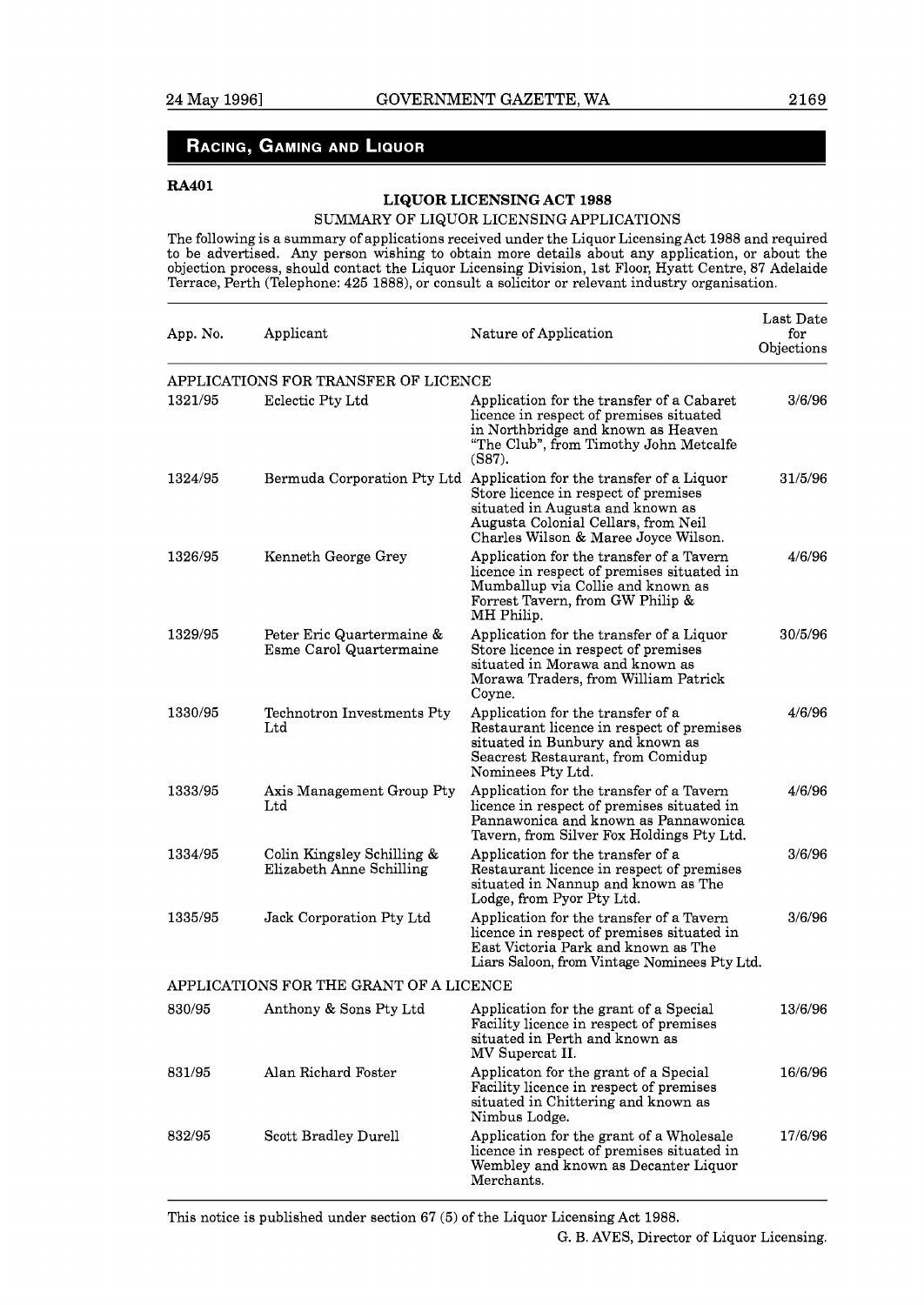## RACING, GAMING AND LIQUOR

**RA401**

### LIQUOR LICENSING ACT 1988

SUMMARY OF LIQUOR LICENSING APPLICATIONS

The following is a summary of applications received under the Liquor Licensing Act 1988 and required to be advertised. Any person wishing to obtain more details about any application, or about the objection process, should contact the Liquor Licensing Division, 1st Floor, Hyatt Centre, 87 Adelaide Terrace, Perth (Telephone: 425 1888), or consult a solicitor or relevant industry organisation.

| App. No. | Applicant | Nature of Application | Last Date for Objections |
|---|---|---|---|
| APPLICATIONS FOR TRANSFER OF LICENCE | | | |
| 1321/95 | Eclectic Pty Ltd | Application for the transfer of a Cabaret licence in respect of premises situated in Northbridge and known as Heaven "The Club", from Timothy John Metcalfe (S87). | 3/6/96 |
| 1324/95 | Bermuda Corporation Pty Ltd | Application for the transfer of a Liquor Store licence in respect of premises situated in Augusta and known as Augusta Colonial Cellars, from Neil Charles Wilson & Maree Joyce Wilson. | 31/5/96 |
| 1326/95 | Kenneth George Grey | Application for the transfer of a Tavern licence in respect of premises situated in Mumballup via Collie and known as Forrest Tavern, from GW Philip & MH Philip. | 4/6/96 |
| 1329/95 | Peter Eric Quartermaine & Esme Carol Quartermaine | Application for the transfer of a Liquor Store licence in respect of premises situated in Morawa and known as Morawa Traders, from William Patrick Coyne. | 30/5/96 |
| 1330/95 | Technotron Investments Pty Ltd | Application for the transfer of a Restaurant licence in respect of premises situated in Bunbury and known as Seacrest Restaurant, from Comidup Nominees Pty Ltd. | 4/6/96 |
| 1333/95 | Axis Management Group Pty Ltd | Application for the transfer of a Tavern licence in respect of premises situated in Pannawonica and known as Pannawonica Tavern, from Silver Fox Holdings Pty Ltd. | 4/6/96 |
| 1334/95 | Colin Kingsley Schilling & Elizabeth Anne Schilling | Application for the transfer of a Restaurant licence in respect of premises situated in Nannup and known as The Lodge, from Pyor Pty Ltd. | 3/6/96 |
| 1335/95 | Jack Corporation Pty Ltd | Application for the transfer of a Tavern licence in respect of premises situated in East Victoria Park and known as The Liars Saloon, from Vintage Nominees Pty Ltd. | 3/6/96 |
| APPLICATIONS FOR THE GRANT OF A LICENCE | | | |
| 830/95 | Anthony & Sons Pty Ltd | Application for the grant of a Special Facility licence in respect of premises situated in Perth and known as MV Supercat II. | 13/6/96 |
| 831/95 | Alan Richard Foster | Applicaton for the grant of a Special Facility licence in respect of premises situated in Chittering and known as Nimbus Lodge. | 16/6/96 |
| 832/95 | Scott Bradley Durell | Application for the grant of a Wholesale licence in respect of premises situated in Wembley and known as Decanter Liquor Merchants. | 17/6/96 |

This notice is published under section 67 (5) of the Liquor Licensing Act 1988.

G. B. AVES, Director of Liquor Licensing.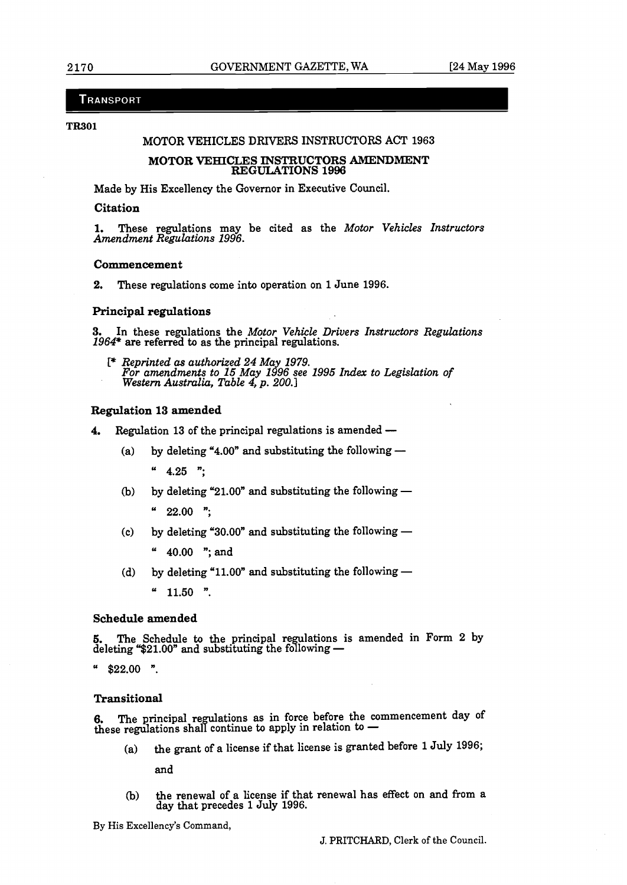## TRANSPORT

**TR301**

### MOTOR VEHICLES DRIVERS INSTRUCTORS ACT 1963

### MOTOR VEHICLES INSTRUCTORS AMENDMENT REGULATIONS 1996

Made by His Excellency the Governor in Executive Council.

**Citation**

**1.** These regulations may be cited as the *Motor Vehicles Instructors Amendment Regulations 1996*.

**Commencement**

**2.** These regulations come into operation on 1 June 1996.

**Principal regulations**

**3.** In these regulations the *Motor Vehicle Drivers Instructors Regulations 1964** are referred to as the principal regulations.

[* *Reprinted as authorized 24 May 1979.*
*For amendments to 15 May 1996 see 1995 Index to Legislation of Western Australia, Table 4, p. 200.*]

**Regulation 13 amended**

**4.** Regulation 13 of the principal regulations is amended —

(a) by deleting "4.00" and substituting the following —

" 4.25 ";

(b) by deleting "21.00" and substituting the following —

" 22.00 ";

(c) by deleting "30.00" and substituting the following —

" 40.00 "; and

(d) by deleting "11.00" and substituting the following —

" 11.50 ".

**Schedule amended**

**5.** The Schedule to the principal regulations is amended in Form 2 by deleting "$21.00" and substituting the following —

" $22.00 ".

**Transitional**

**6.** The principal regulations as in force before the commencement day of these regulations shall continue to apply in relation to —

(a) the grant of a license if that license is granted before 1 July 1996;

and

(b) the renewal of a license if that renewal has effect on and from a day that precedes 1 July 1996.

By His Excellency's Command,

J. PRITCHARD, Clerk of the Council.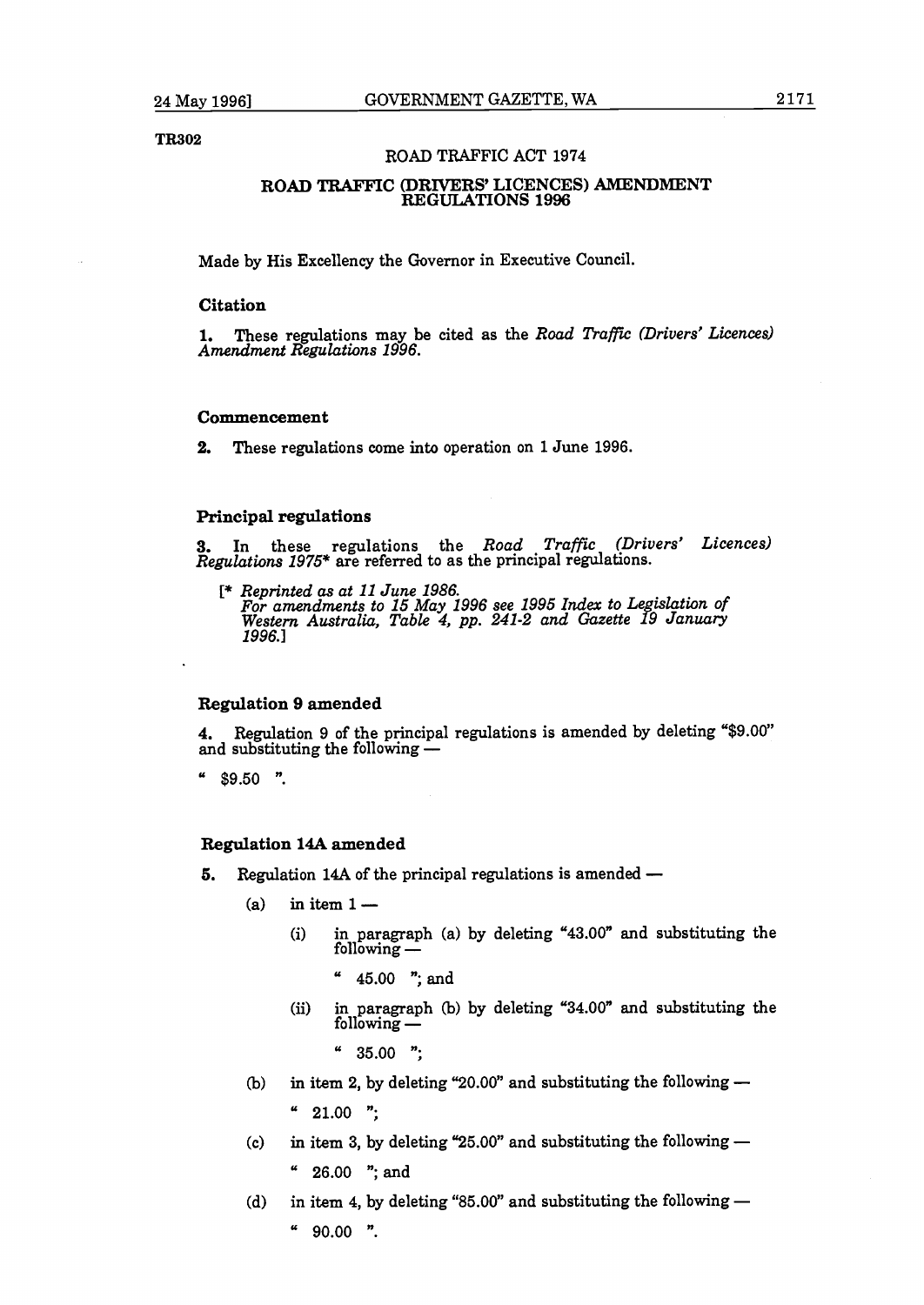TR302

## ROAD TRAFFIC ACT 1974

## ROAD TRAFFIC (DRIVERS' LICENCES) AMENDMENT REGULATIONS 1996

Made by His Excellency the Governor in Executive Council.

### Citation

**1.** These regulations may be cited as the *Road Traffic (Drivers' Licences) Amendment Regulations 1996*.

### Commencement

**2.** These regulations come into operation on 1 June 1996.

### Principal regulations

**3.** In these regulations the *Road Traffic (Drivers' Licences) Regulations 1975** are referred to as the principal regulations.

[* *Reprinted as at 11 June 1986. For amendments to 15 May 1996 see 1995 Index to Legislation of Western Australia, Table 4, pp. 241-2 and Gazette 19 January 1996.*]

### Regulation 9 amended

**4.** Regulation 9 of the principal regulations is amended by deleting "$9.00" and substituting the following —

" $9.50 ".

### Regulation 14A amended

**5.** Regulation 14A of the principal regulations is amended —

(a) in item 1 —

(i) in paragraph (a) by deleting "43.00" and substituting the following —

" 45.00 "; and

(ii) in paragraph (b) by deleting "34.00" and substituting the following —

" 35.00 ";

(b) in item 2, by deleting "20.00" and substituting the following —

" 21.00 ";

(c) in item 3, by deleting "25.00" and substituting the following —

" 26.00 "; and

(d) in item 4, by deleting "85.00" and substituting the following —

" 90.00 ".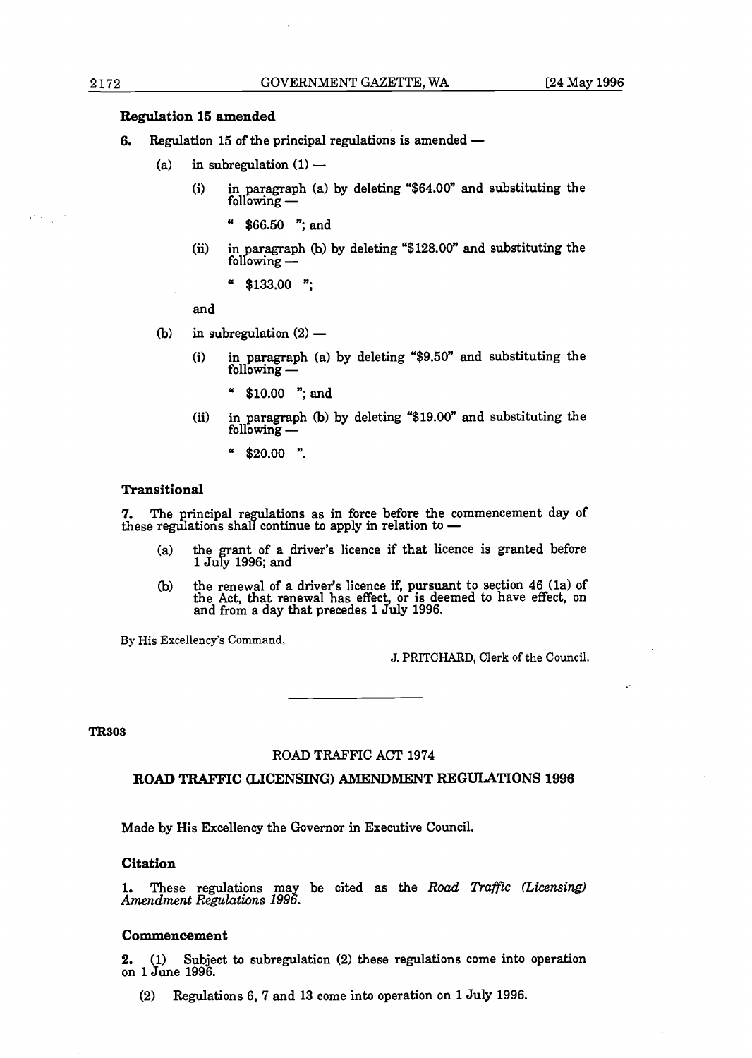### Regulation 15 amended

**6.** Regulation 15 of the principal regulations is amended —

- (a) in subregulation (1) —
  - (i) in paragraph (a) by deleting "$64.00" and substituting the following —
    - " $66.50 "; and
  - (ii) in paragraph (b) by deleting "$128.00" and substituting the following —
    - " $133.00 ";

  and

- (b) in subregulation (2) —
  - (i) in paragraph (a) by deleting "$9.50" and substituting the following —
    - " $10.00 "; and
  - (ii) in paragraph (b) by deleting "$19.00" and substituting the following —
    - " $20.00 ".

### Transitional

**7.** The principal regulations as in force before the commencement day of these regulations shall continue to apply in relation to —

- (a) the grant of a driver's licence if that licence is granted before 1 July 1996; and
- (b) the renewal of a driver's licence if, pursuant to section 46 (1a) of the Act, that renewal has effect, or is deemed to have effect, on and from a day that precedes 1 July 1996.

By His Excellency's Command,

J. PRITCHARD, Clerk of the Council.

---

**TR303**

ROAD TRAFFIC ACT 1974

## ROAD TRAFFIC (LICENSING) AMENDMENT REGULATIONS 1996

Made by His Excellency the Governor in Executive Council.

### Citation

**1.** These regulations may be cited as the *Road Traffic (Licensing) Amendment Regulations 1996*.

### Commencement

**2.** (1) Subject to subregulation (2) these regulations come into operation on 1 June 1996.

(2) Regulations 6, 7 and 13 come into operation on 1 July 1996.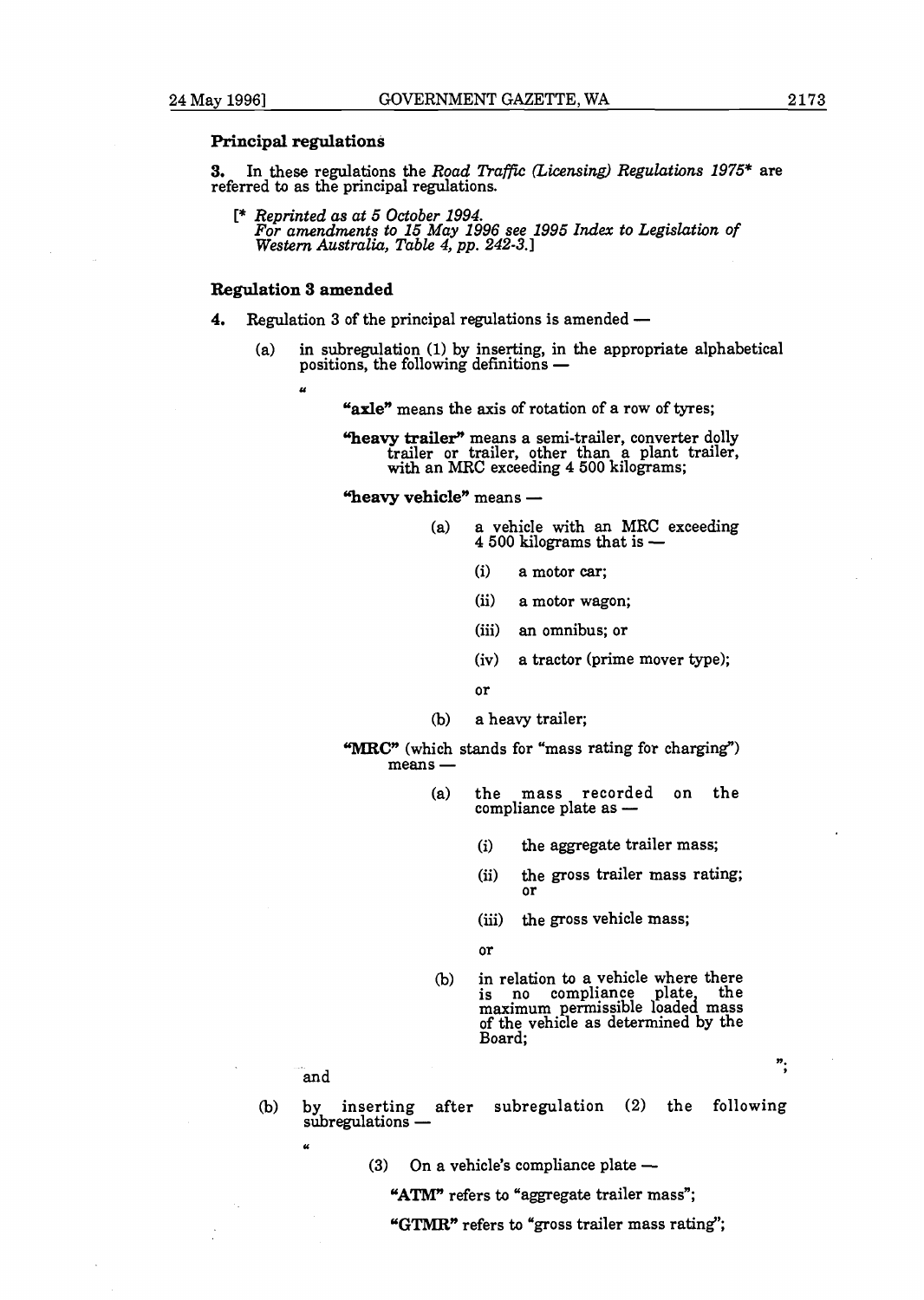**Principal regulations**

**3.** In these regulations the *Road Traffic (Licensing) Regulations 1975** are referred to as the principal regulations.

[* *Reprinted as at 5 October 1994.*
*For amendments to 15 May 1996 see 1995 Index to Legislation of Western Australia, Table 4, pp. 242-3.*]

**Regulation 3 amended**

**4.** Regulation 3 of the principal regulations is amended —

(a) in subregulation (1) by inserting, in the appropriate alphabetical positions, the following definitions —

"

**"axle"** means the axis of rotation of a row of tyres;

**"heavy trailer"** means a semi-trailer, converter dolly trailer or trailer, other than a plant trailer, with an MRC exceeding 4 500 kilograms;

**"heavy vehicle"** means —

(a) a vehicle with an MRC exceeding 4 500 kilograms that is —

(i) a motor car;

(ii) a motor wagon;

(iii) an omnibus; or

(iv) a tractor (prime mover type);

or

(b) a heavy trailer;

**"MRC"** (which stands for "mass rating for charging") means —

(a) the mass recorded on the compliance plate as —

(i) the aggregate trailer mass;

(ii) the gross trailer mass rating; or

(iii) the gross vehicle mass;

or

(b) in relation to a vehicle where there is no compliance plate, the maximum permissible loaded mass of the vehicle as determined by the Board;

";

and

(b) by inserting after subregulation (2) the following subregulations —

"

(3) On a vehicle's compliance plate —

**"ATM"** refers to "aggregate trailer mass";

**"GTMR"** refers to "gross trailer mass rating";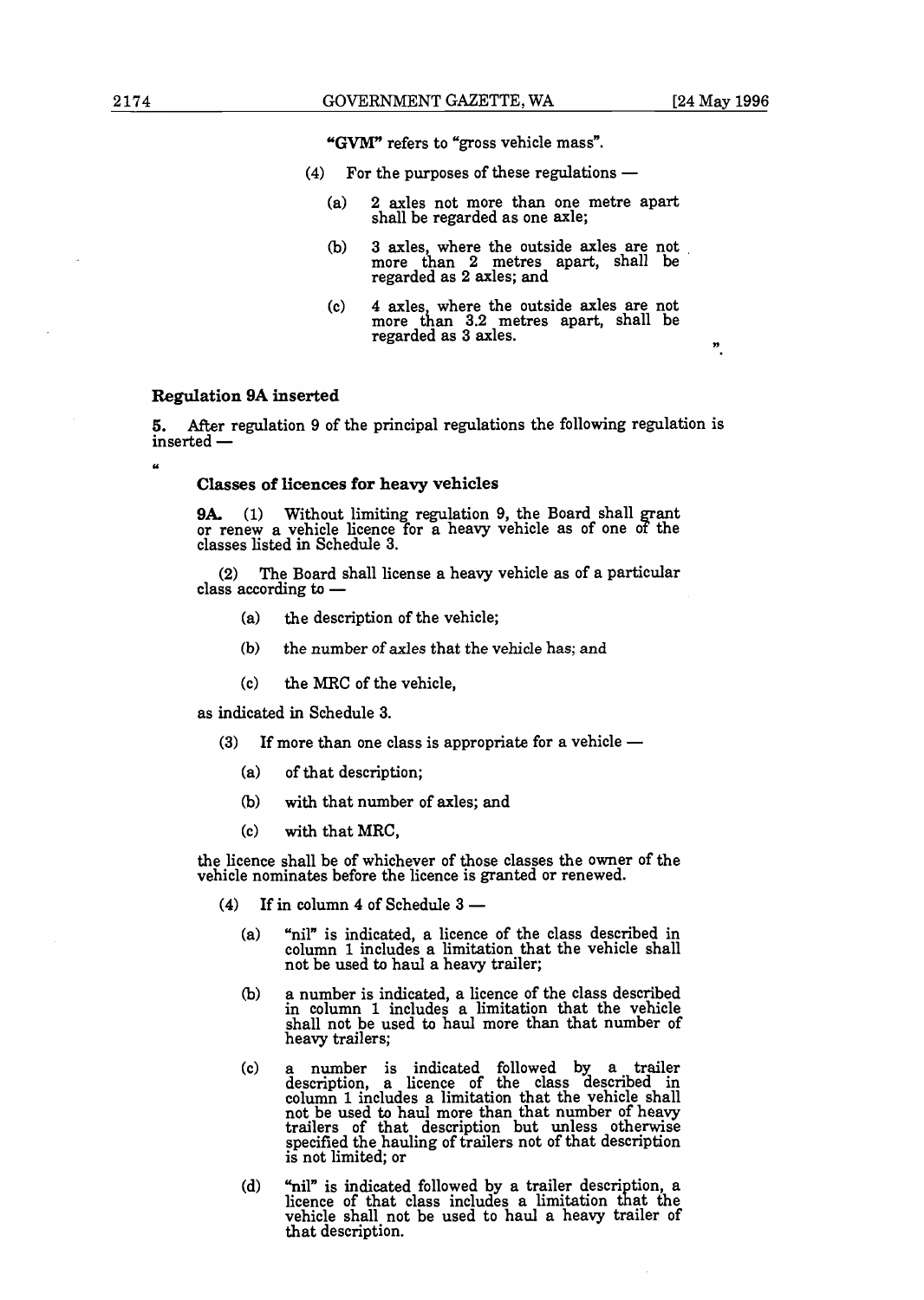"GVM" refers to "gross vehicle mass".

(4) For the purposes of these regulations —

(a) 2 axles not more than one metre apart shall be regarded as one axle;

(b) 3 axles, where the outside axles are not more than 2 metres apart, shall be regarded as 2 axles; and

(c) 4 axles, where the outside axles are not more than 3.2 metres apart, shall be regarded as 3 axles.

".

### Regulation 9A inserted

**5.** After regulation 9 of the principal regulations the following regulation is inserted —

"

#### Classes of licences for heavy vehicles

**9A.** (1) Without limiting regulation 9, the Board shall grant or renew a vehicle licence for a heavy vehicle as of one of the classes listed in Schedule 3.

(2) The Board shall license a heavy vehicle as of a particular class according to —

(a) the description of the vehicle;

(b) the number of axles that the vehicle has; and

(c) the MRC of the vehicle,

as indicated in Schedule 3.

(3) If more than one class is appropriate for a vehicle —

(a) of that description;

(b) with that number of axles; and

(c) with that MRC,

the licence shall be of whichever of those classes the owner of the vehicle nominates before the licence is granted or renewed.

(4) If in column 4 of Schedule 3 —

(a) "nil" is indicated, a licence of the class described in column 1 includes a limitation that the vehicle shall not be used to haul a heavy trailer;

(b) a number is indicated, a licence of the class described in column 1 includes a limitation that the vehicle shall not be used to haul more than that number of heavy trailers;

(c) a number is indicated followed by a trailer description, a licence of the class described in column 1 includes a limitation that the vehicle shall not be used to haul more than that number of heavy trailers of that description but unless otherwise specified the hauling of trailers not of that description is not limited; or

(d) "nil" is indicated followed by a trailer description, a licence of that class includes a limitation that the vehicle shall not be used to haul a heavy trailer of that description.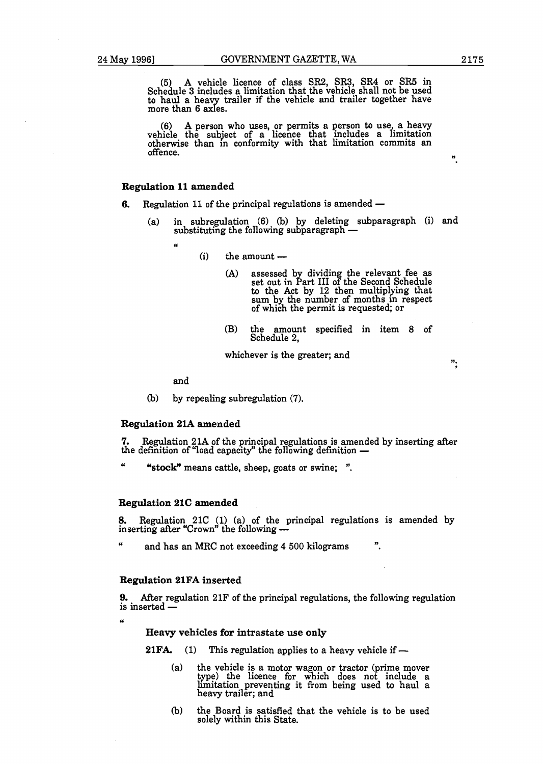(5) A vehicle licence of class SR2, SR3, SR4 or SR5 in Schedule 3 includes a limitation that the vehicle shall not be used to haul a heavy trailer if the vehicle and trailer together have more than 6 axles.

(6) A person who uses, or permits a person to use, a heavy vehicle the subject of a licence that includes a limitation otherwise than in conformity with that limitation commits an offence.

".

### Regulation 11 amended

**6.** Regulation 11 of the principal regulations is amended —

(a) in subregulation (6) (b) by deleting subparagraph (i) and substituting the following subparagraph —

"

(i) the amount —

(A) assessed by dividing the relevant fee as set out in Part III of the Second Schedule to the Act by 12 then multiplying that sum by the number of months in respect of which the permit is requested; or

(B) the amount specified in item 8 of Schedule 2,

whichever is the greater; and

";

and

(b) by repealing subregulation (7).

### Regulation 21A amended

**7.** Regulation 21A of the principal regulations is amended by inserting after the definition of "load capacity" the following definition —

" **"stock"** means cattle, sheep, goats or swine; ".

### Regulation 21C amended

**8.** Regulation 21C (1) (a) of the principal regulations is amended by inserting after "Crown" the following —

" and has an MRC not exceeding 4 500 kilograms ".

### Regulation 21FA inserted

**9.** After regulation 21F of the principal regulations, the following regulation is inserted —

"

#### Heavy vehicles for intrastate use only

**21FA.** (1) This regulation applies to a heavy vehicle if —

(a) the vehicle is a motor wagon or tractor (prime mover type) the licence for which does not include a limitation preventing it from being used to haul a heavy trailer; and

(b) the Board is satisfied that the vehicle is to be used solely within this State.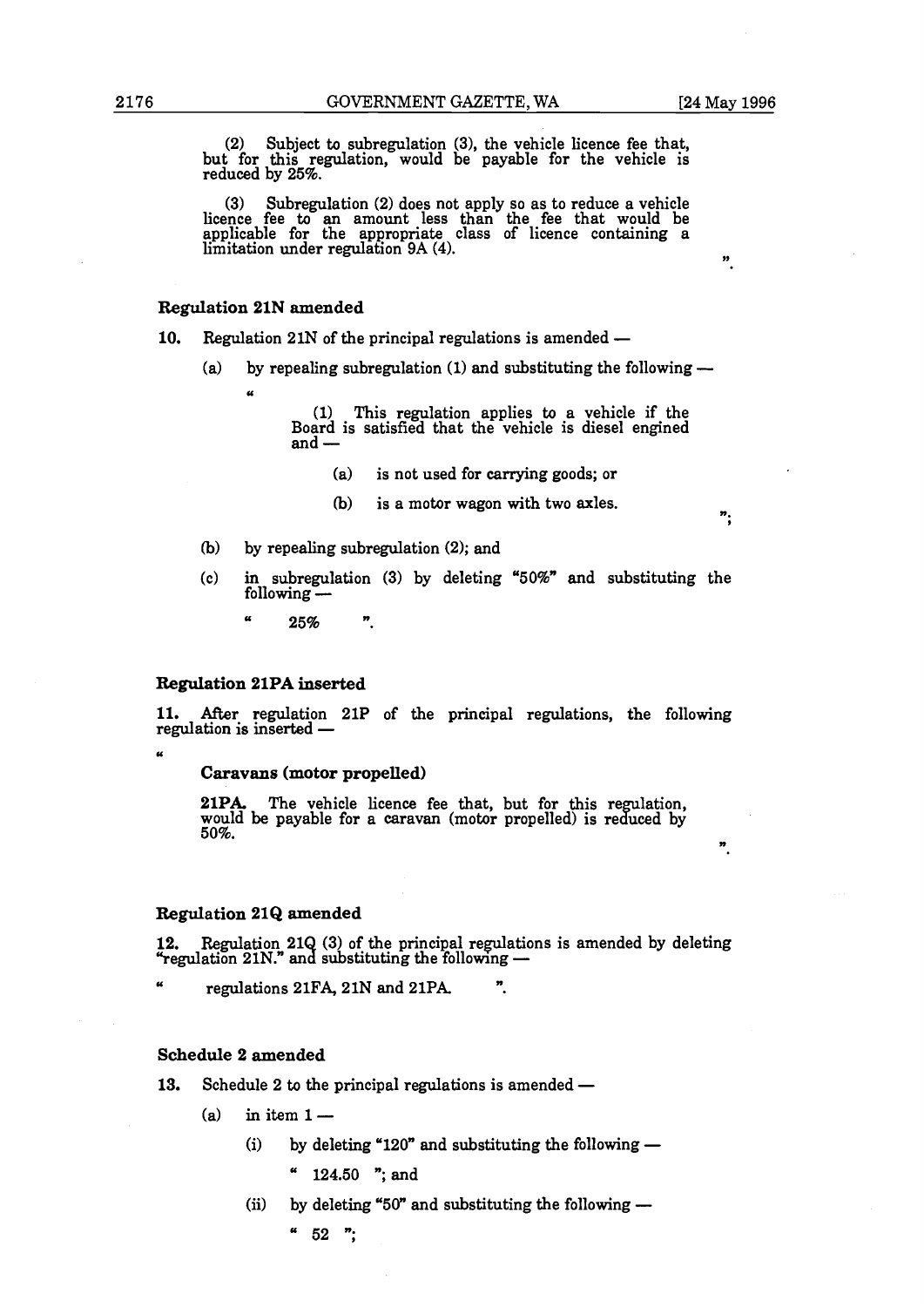(2) Subject to subregulation (3), the vehicle licence fee that, but for this regulation, would be payable for the vehicle is reduced by 25%.

(3) Subregulation (2) does not apply so as to reduce a vehicle licence fee to an amount less than the fee that would be applicable for the appropriate class of licence containing a limitation under regulation 9A (4).

".

### Regulation 21N amended

**10.** Regulation 21N of the principal regulations is amended —

(a) by repealing subregulation (1) and substituting the following —

"

> (1) This regulation applies to a vehicle if the Board is satisfied that the vehicle is diesel engined and —
>
> (a) is not used for carrying goods; or
>
> (b) is a motor wagon with two axles.

";

(b) by repealing subregulation (2); and

(c) in subregulation (3) by deleting "50%" and substituting the following —

" 25% ".

### Regulation 21PA inserted

**11.** After regulation 21P of the principal regulations, the following regulation is inserted —

"

**Caravans (motor propelled)**

**21PA.** The vehicle licence fee that, but for this regulation, would be payable for a caravan (motor propelled) is reduced by 50%.

".

### Regulation 21Q amended

**12.** Regulation 21Q (3) of the principal regulations is amended by deleting "regulation 21N." and substituting the following —

" regulations 21FA, 21N and 21PA. ".

### Schedule 2 amended

**13.** Schedule 2 to the principal regulations is amended —

(a) in item 1 —

(i) by deleting "120" and substituting the following —

" 124.50 "; and

(ii) by deleting "50" and substituting the following —

" 52 ";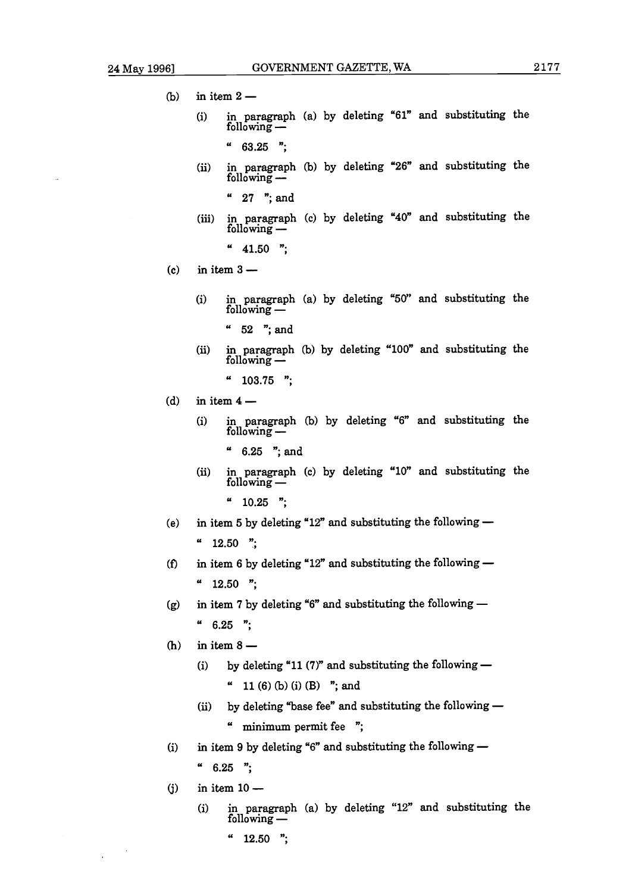(b) in item 2 —

(i) in paragraph (a) by deleting "61" and substituting the following —

" 63.25 ";

(ii) in paragraph (b) by deleting "26" and substituting the following —

" 27 "; and

(iii) in paragraph (c) by deleting "40" and substituting the following —

" 41.50 ";

(c) in item 3 —

(i) in paragraph (a) by deleting "50" and substituting the following —

" 52 "; and

(ii) in paragraph (b) by deleting "100" and substituting the following —

" 103.75 ";

(d) in item 4 —

(i) in paragraph (b) by deleting "6" and substituting the following —

" 6.25 "; and

(ii) in paragraph (c) by deleting "10" and substituting the following —

" 10.25 ";

(e) in item 5 by deleting "12" and substituting the following —

" 12.50 ";

(f) in item 6 by deleting "12" and substituting the following —

" 12.50 ";

(g) in item 7 by deleting "6" and substituting the following —

" 6.25 ";

(h) in item 8 —

(i) by deleting "11 (7)" and substituting the following —

" 11 (6) (b) (i) (B) "; and

(ii) by deleting "base fee" and substituting the following —

" minimum permit fee ";

(i) in item 9 by deleting "6" and substituting the following —

" 6.25 ";

(j) in item 10 —

(i) in paragraph (a) by deleting "12" and substituting the following —

" 12.50 ";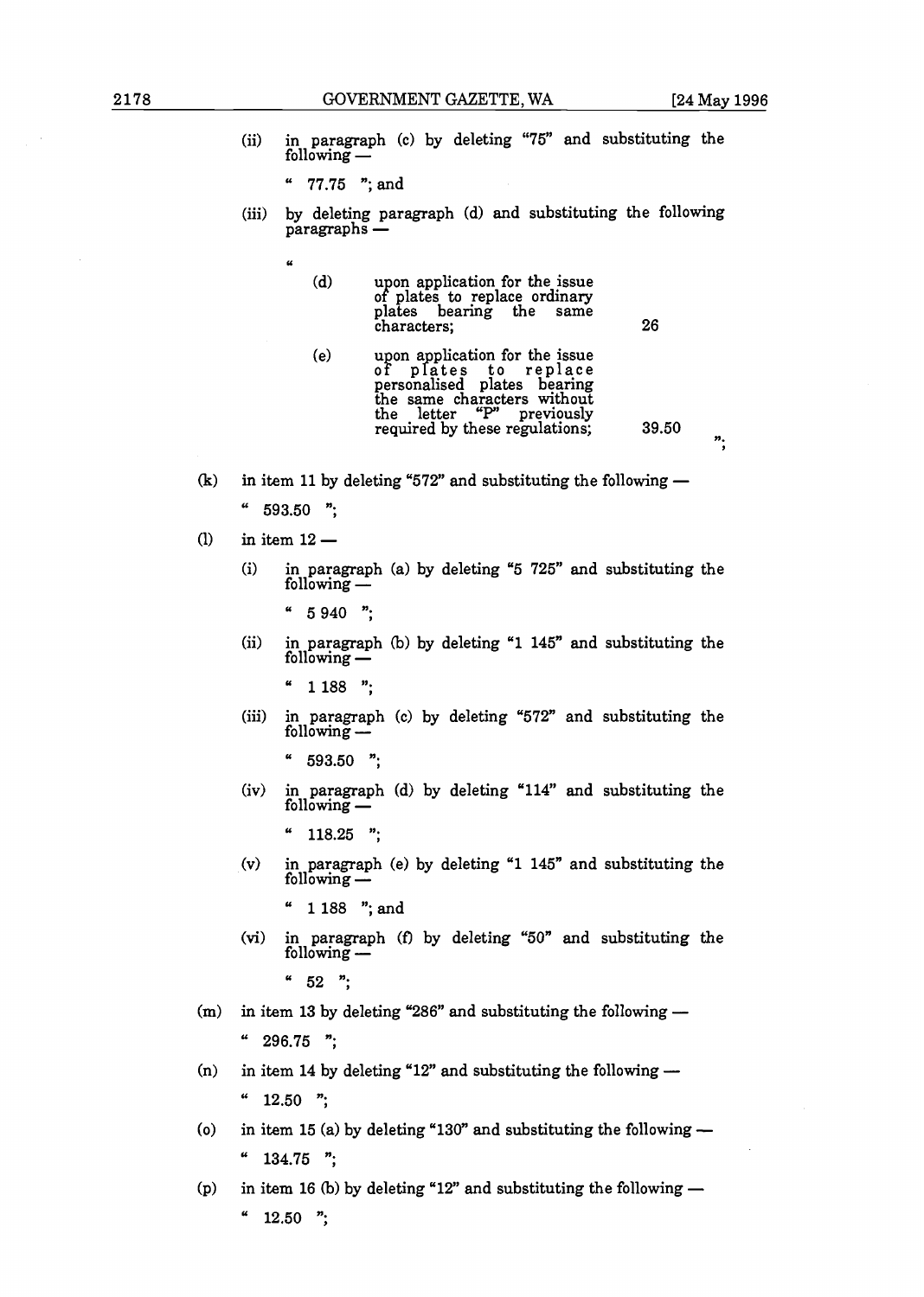(ii) in paragraph (c) by deleting "75" and substituting the following —

" 77.75 "; and

(iii) by deleting paragraph (d) and substituting the following paragraphs —

"

| | | |
|---|---|---|
| (d) | upon application for the issue of plates to replace ordinary plates bearing the same characters; | 26 |
| (e) | upon application for the issue of plates to replace personalised plates bearing the same characters without the letter "P" previously required by these regulations; | 39.50 |

";

(k) in item 11 by deleting "572" and substituting the following —

" 593.50 ";

(l) in item 12 —

(i) in paragraph (a) by deleting "5 725" and substituting the following —

" 5 940 ";

(ii) in paragraph (b) by deleting "1 145" and substituting the following —

" 1 188 ";

(iii) in paragraph (c) by deleting "572" and substituting the following —

" 593.50 ";

(iv) in paragraph (d) by deleting "114" and substituting the following —

" 118.25 ";

(v) in paragraph (e) by deleting "1 145" and substituting the following —

" 1 188 "; and

(vi) in paragraph (f) by deleting "50" and substituting the following —

" 52 ";

(m) in item 13 by deleting "286" and substituting the following —

" 296.75 ";

(n) in item 14 by deleting "12" and substituting the following —

" 12.50 ";

(o) in item 15 (a) by deleting "130" and substituting the following —

" 134.75 ";

(p) in item 16 (b) by deleting "12" and substituting the following —

" 12.50 ";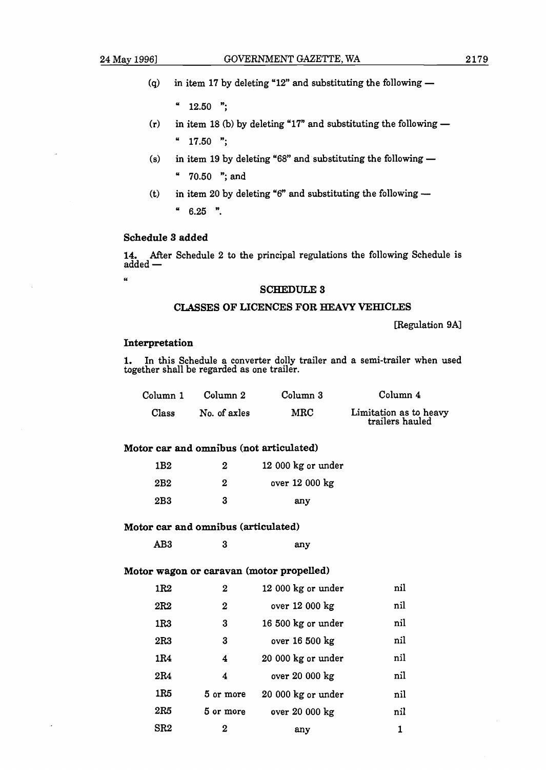(q) in item 17 by deleting "12" and substituting the following —

" 12.50 ";

(r) in item 18 (b) by deleting "17" and substituting the following —

" 17.50 ";

(s) in item 19 by deleting "68" and substituting the following —

" 70.50 "; and

(t) in item 20 by deleting "6" and substituting the following —

" 6.25 ".

**Schedule 3 added**

**14.** After Schedule 2 to the principal regulations the following Schedule is added —

"

## SCHEDULE 3

## CLASSES OF LICENCES FOR HEAVY VEHICLES

[Regulation 9A]

**Interpretation**

**1.** In this Schedule a converter dolly trailer and a semi-trailer when used together shall be regarded as one trailer.

| Column 1 | Column 2 | Column 3 | Column 4 |
|---|---|---|---|
| Class | No. of axles | MRC | Limitation as to heavy trailers hauled |
| **Motor car and omnibus (not articulated)** | | | |
| 1B2 | 2 | 12 000 kg or under | |
| 2B2 | 2 | over 12 000 kg | |
| 2B3 | 3 | any | |
| **Motor car and omnibus (articulated)** | | | |
| AB3 | 3 | any | |
| **Motor wagon or caravan (motor propelled)** | | | |
| 1R2 | 2 | 12 000 kg or under | nil |
| 2R2 | 2 | over 12 000 kg | nil |
| 1R3 | 3 | 16 500 kg or under | nil |
| 2R3 | 3 | over 16 500 kg | nil |
| 1R4 | 4 | 20 000 kg or under | nil |
| 2R4 | 4 | over 20 000 kg | nil |
| 1R5 | 5 or more | 20 000 kg or under | nil |
| 2R5 | 5 or more | over 20 000 kg | nil |
| SR2 | 2 | any | 1 |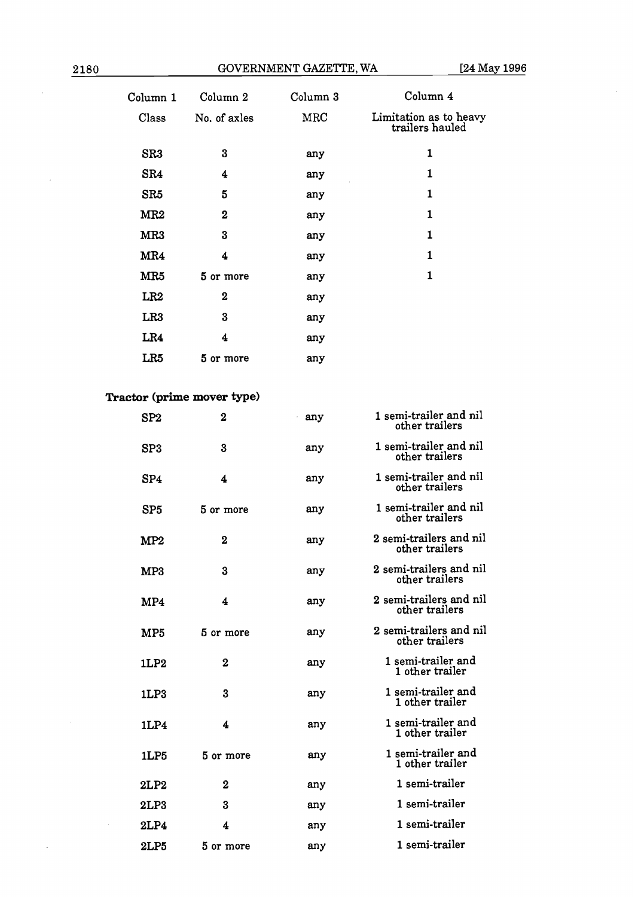| Column 1 | Column 2 | Column 3 | Column 4 |
|---|---|---|---|
| Class | No. of axles | MRC | Limitation as to heavy trailers hauled |
| SR3 | 3 | any | 1 |
| SR4 | 4 | any | 1 |
| SR5 | 5 | any | 1 |
| MR2 | 2 | any | 1 |
| MR3 | 3 | any | 1 |
| MR4 | 4 | any | 1 |
| MR5 | 5 or more | any | 1 |
| LR2 | 2 | any | |
| LR3 | 3 | any | |
| LR4 | 4 | any | |
| LR5 | 5 or more | any | |
| **Tractor (prime mover type)** | | | |
| SP2 | 2 | any | 1 semi-trailer and nil other trailers |
| SP3 | 3 | any | 1 semi-trailer and nil other trailers |
| SP4 | 4 | any | 1 semi-trailer and nil other trailers |
| SP5 | 5 or more | any | 1 semi-trailer and nil other trailers |
| MP2 | 2 | any | 2 semi-trailers and nil other trailers |
| MP3 | 3 | any | 2 semi-trailers and nil other trailers |
| MP4 | 4 | any | 2 semi-trailers and nil other trailers |
| MP5 | 5 or more | any | 2 semi-trailers and nil other trailers |
| 1LP2 | 2 | any | 1 semi-trailer and 1 other trailer |
| 1LP3 | 3 | any | 1 semi-trailer and 1 other trailer |
| 1LP4 | 4 | any | 1 semi-trailer and 1 other trailer |
| 1LP5 | 5 or more | any | 1 semi-trailer and 1 other trailer |
| 2LP2 | 2 | any | 1 semi-trailer |
| 2LP3 | 3 | any | 1 semi-trailer |
| 2LP4 | 4 | any | 1 semi-trailer |
| 2LP5 | 5 or more | any | 1 semi-trailer |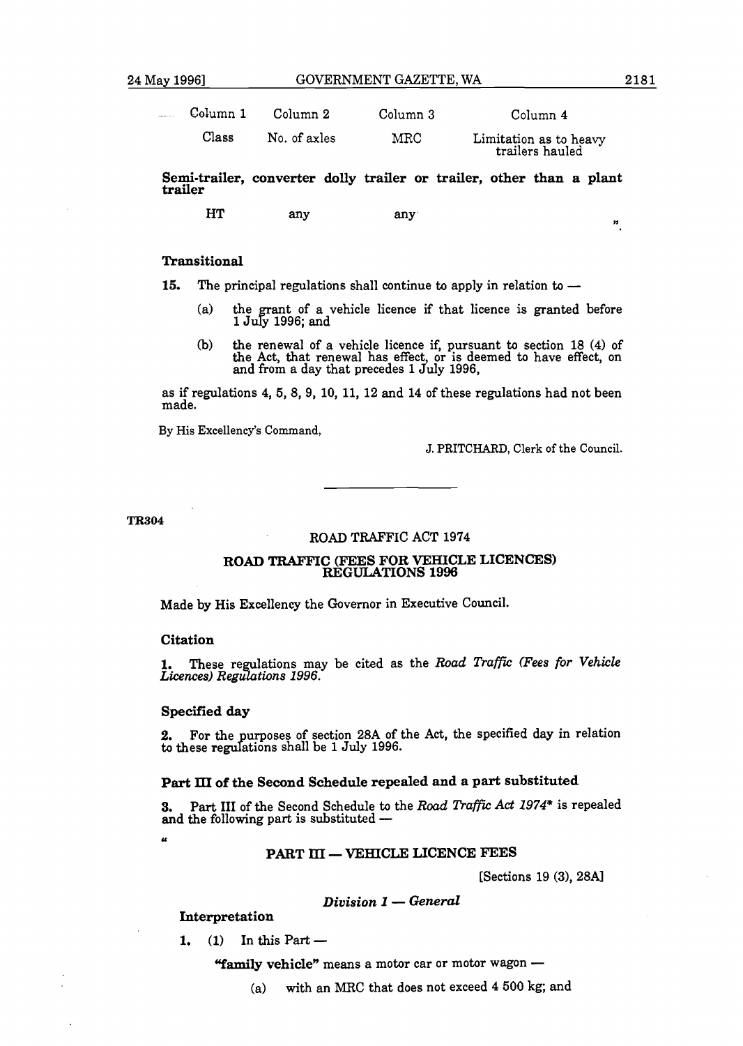| Column 1 | Column 2 | Column 3 | Column 4 |
|---|---|---|---|
| Class | No. of axles | MRC | Limitation as to heavy trailers hauled |
| **Semi-trailer, converter dolly trailer or trailer, other than a plant trailer** | | | |
| HT | any | any | |

".

### Transitional

**15.** The principal regulations shall continue to apply in relation to —

(a) the grant of a vehicle licence if that licence is granted before 1 July 1996; and

(b) the renewal of a vehicle licence if, pursuant to section 18 (4) of the Act, that renewal has effect, or is deemed to have effect, on and from a day that precedes 1 July 1996,

as if regulations 4, 5, 8, 9, 10, 11, 12 and 14 of these regulations had not been made.

By His Excellency's Command,

J. PRITCHARD, Clerk of the Council.

---

**TR304**

## ROAD TRAFFIC ACT 1974

## ROAD TRAFFIC (FEES FOR VEHICLE LICENCES) REGULATIONS 1996

Made by His Excellency the Governor in Executive Council.

### Citation

**1.** These regulations may be cited as the *Road Traffic (Fees for Vehicle Licences) Regulations 1996*.

### Specified day

**2.** For the purposes of section 28A of the Act, the specified day in relation to these regulations shall be 1 July 1996.

### Part III of the Second Schedule repealed and a part substituted

**3.** Part III of the Second Schedule to the *Road Traffic Act 1974*\* is repealed and the following part is substituted —

"

### PART III — VEHICLE LICENCE FEES

[Sections 19 (3), 28A]

*Division 1 — General*

### Interpretation

**1.** (1) In this Part —

**"family vehicle"** means a motor car or motor wagon —

(a) with an MRC that does not exceed 4 500 kg; and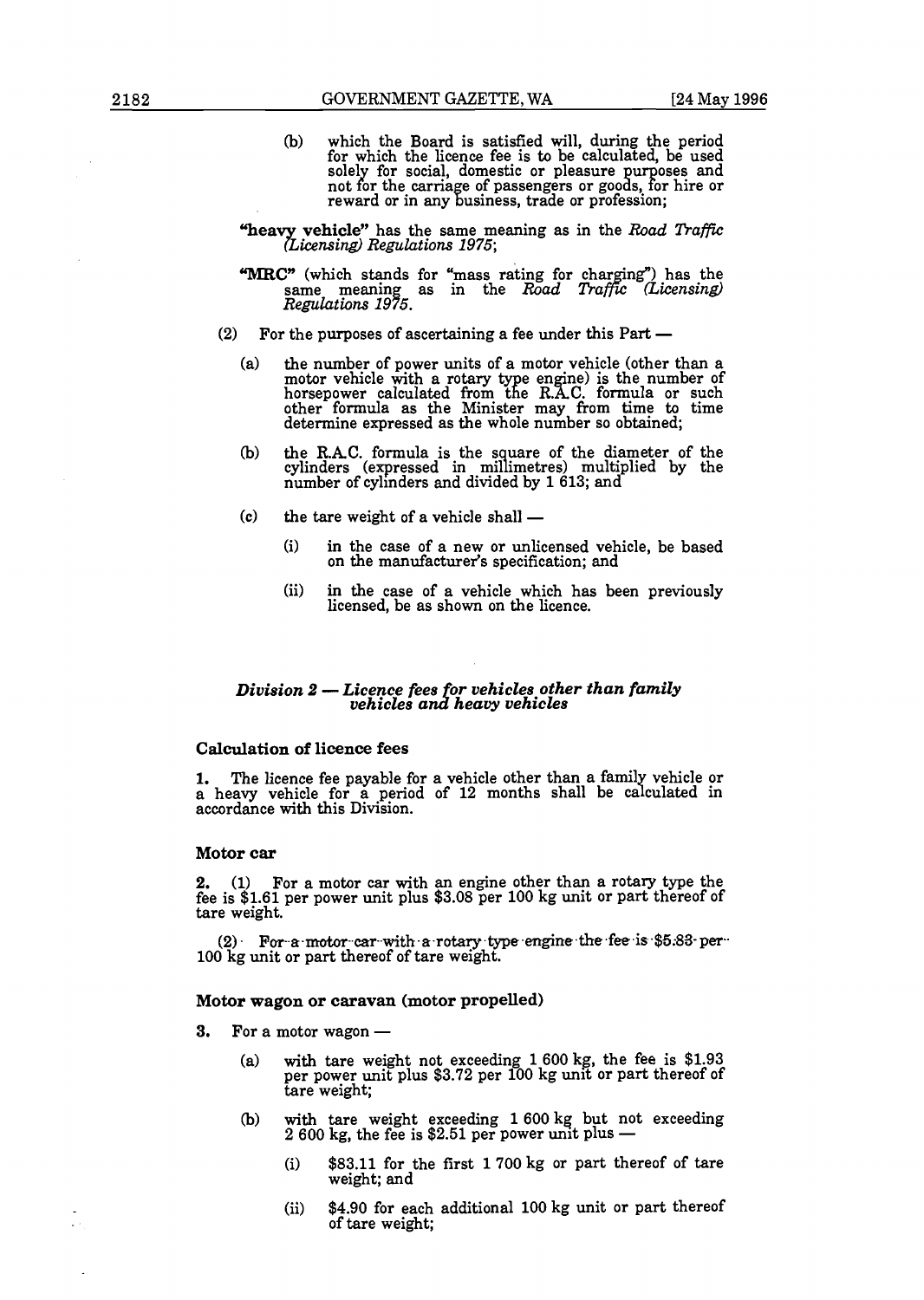(b) which the Board is satisfied will, during the period for which the licence fee is to be calculated, be used solely for social, domestic or pleasure purposes and not for the carriage of passengers or goods, for hire or reward or in any business, trade or profession;

**"heavy vehicle"** has the same meaning as in the *Road Traffic (Licensing) Regulations 1975*;

**"MRC"** (which stands for "mass rating for charging") has the same meaning as in the *Road Traffic (Licensing) Regulations 1975*.

(2) For the purposes of ascertaining a fee under this Part —

(a) the number of power units of a motor vehicle (other than a motor vehicle with a rotary type engine) is the number of horsepower calculated from the R.A.C. formula or such other formula as the Minister may from time to time determine expressed as the whole number so obtained;

(b) the R.A.C. formula is the square of the diameter of the cylinders (expressed in millimetres) multiplied by the number of cylinders and divided by 1 613; and

(c) the tare weight of a vehicle shall —

(i) in the case of a new or unlicensed vehicle, be based on the manufacturer's specification; and

(ii) in the case of a vehicle which has been previously licensed, be as shown on the licence.

### *Division 2 — Licence fees for vehicles other than family vehicles and heavy vehicles*

#### Calculation of licence fees

**1.** The licence fee payable for a vehicle other than a family vehicle or a heavy vehicle for a period of 12 months shall be calculated in accordance with this Division.

#### Motor car

**2.** (1) For a motor car with an engine other than a rotary type the fee is $1.61 per power unit plus $3.08 per 100 kg unit or part thereof of tare weight.

(2) ~~For a motor car with a rotary type engine the fee is $5.83 per~~ 100 kg unit or part thereof of tare weight.

#### Motor wagon or caravan (motor propelled)

**3.** For a motor wagon —

(a) with tare weight not exceeding 1 600 kg, the fee is $1.93 per power unit plus $3.72 per 100 kg unit or part thereof of tare weight;

(b) with tare weight exceeding 1 600 kg but not exceeding 2 600 kg, the fee is $2.51 per power unit plus —

(i) $83.11 for the first 1 700 kg or part thereof of tare weight; and

(ii) $4.90 for each additional 100 kg unit or part thereof of tare weight;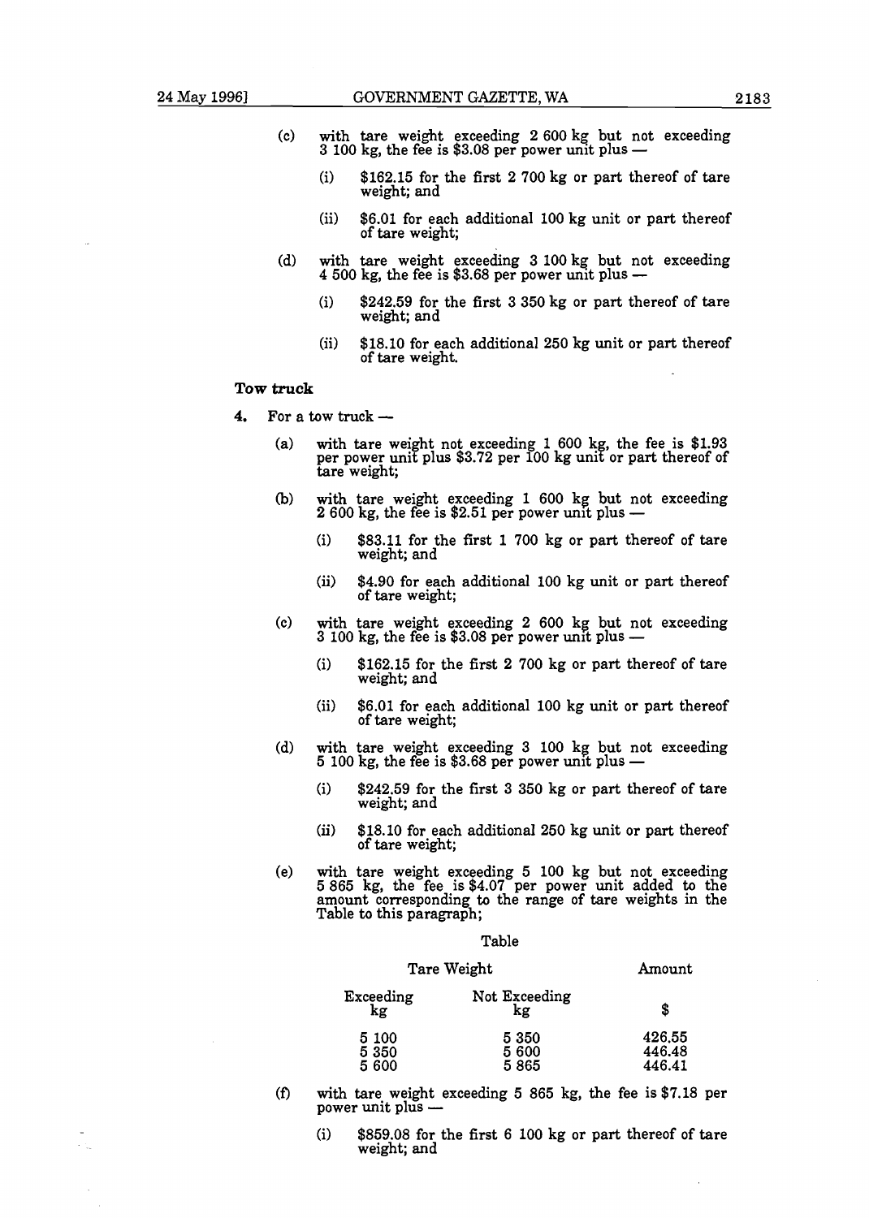(c) with tare weight exceeding 2 600 kg but not exceeding 3 100 kg, the fee is $3.08 per power unit plus —

(i) $162.15 for the first 2 700 kg or part thereof of tare weight; and

(ii) $6.01 for each additional 100 kg unit or part thereof of tare weight;

(d) with tare weight exceeding 3 100 kg but not exceeding 4 500 kg, the fee is $3.68 per power unit plus —

(i) $242.59 for the first 3 350 kg or part thereof of tare weight; and

(ii) $18.10 for each additional 250 kg unit or part thereof of tare weight.

**Tow truck**

**4.** For a tow truck —

(a) with tare weight not exceeding 1 600 kg, the fee is $1.93 per power unit plus $3.72 per 100 kg unit or part thereof of tare weight;

(b) with tare weight exceeding 1 600 kg but not exceeding 2 600 kg, the fee is $2.51 per power unit plus —

(i) $83.11 for the first 1 700 kg or part thereof of tare weight; and

(ii) $4.90 for each additional 100 kg unit or part thereof of tare weight;

(c) with tare weight exceeding 2 600 kg but not exceeding 3 100 kg, the fee is $3.08 per power unit plus —

(i) $162.15 for the first 2 700 kg or part thereof of tare weight; and

(ii) $6.01 for each additional 100 kg unit or part thereof of tare weight;

(d) with tare weight exceeding 3 100 kg but not exceeding 5 100 kg, the fee is $3.68 per power unit plus —

(i) $242.59 for the first 3 350 kg or part thereof of tare weight; and

(ii) $18.10 for each additional 250 kg unit or part thereof of tare weight;

(e) with tare weight exceeding 5 100 kg but not exceeding 5 865 kg, the fee is $4.07 per power unit added to the amount corresponding to the range of tare weights in the Table to this paragraph;

Table

| Tare Weight | | Amount |
|---|---|---|
| Exceeding kg | Not Exceeding kg | $ |
| 5 100 | 5 350 | 426.55 |
| 5 350 | 5 600 | 446.48 |
| 5 600 | 5 865 | 446.41 |

(f) with tare weight exceeding 5 865 kg, the fee is $7.18 per power unit plus —

(i) $859.08 for the first 6 100 kg or part thereof of tare weight; and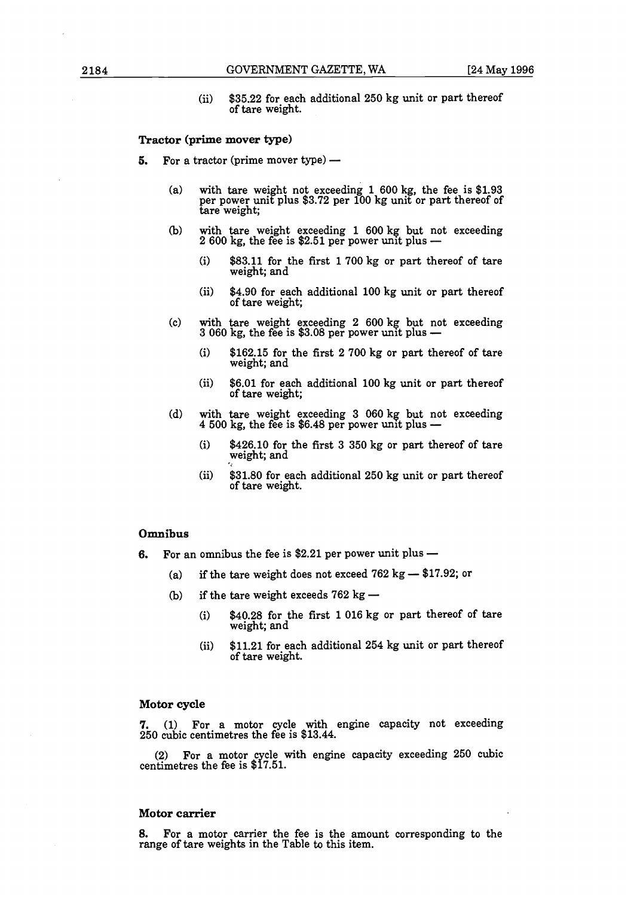(ii) $35.22 for each additional 250 kg unit or part thereof of tare weight.

### Tractor (prime mover type)

**5.** For a tractor (prime mover type) —

(a) with tare weight not exceeding 1 600 kg, the fee is $1.93 per power unit plus $3.72 per 100 kg unit or part thereof of tare weight;

(b) with tare weight exceeding 1 600 kg but not exceeding 2 600 kg, the fee is $2.51 per power unit plus —

(i) $83.11 for the first 1 700 kg or part thereof of tare weight; and

(ii) $4.90 for each additional 100 kg unit or part thereof of tare weight;

(c) with tare weight exceeding 2 600 kg but not exceeding 3 060 kg, the fee is $3.08 per power unit plus —

(i) $162.15 for the first 2 700 kg or part thereof of tare weight; and

(ii) $6.01 for each additional 100 kg unit or part thereof of tare weight;

(d) with tare weight exceeding 3 060 kg but not exceeding 4 500 kg, the fee is $6.48 per power unit plus —

(i) $426.10 for the first 3 350 kg or part thereof of tare weight; and

(ii) $31.80 for each additional 250 kg unit or part thereof of tare weight.

### Omnibus

**6.** For an omnibus the fee is $2.21 per power unit plus —

(a) if the tare weight does not exceed 762 kg — $17.92; or

(b) if the tare weight exceeds 762 kg —

(i) $40.28 for the first 1 016 kg or part thereof of tare weight; and

(ii) $11.21 for each additional 254 kg unit or part thereof of tare weight.

### Motor cycle

**7.** (1) For a motor cycle with engine capacity not exceeding 250 cubic centimetres the fee is $13.44.

(2) For a motor cycle with engine capacity exceeding 250 cubic centimetres the fee is $17.51.

### Motor carrier

**8.** For a motor carrier the fee is the amount corresponding to the range of tare weights in the Table to this item.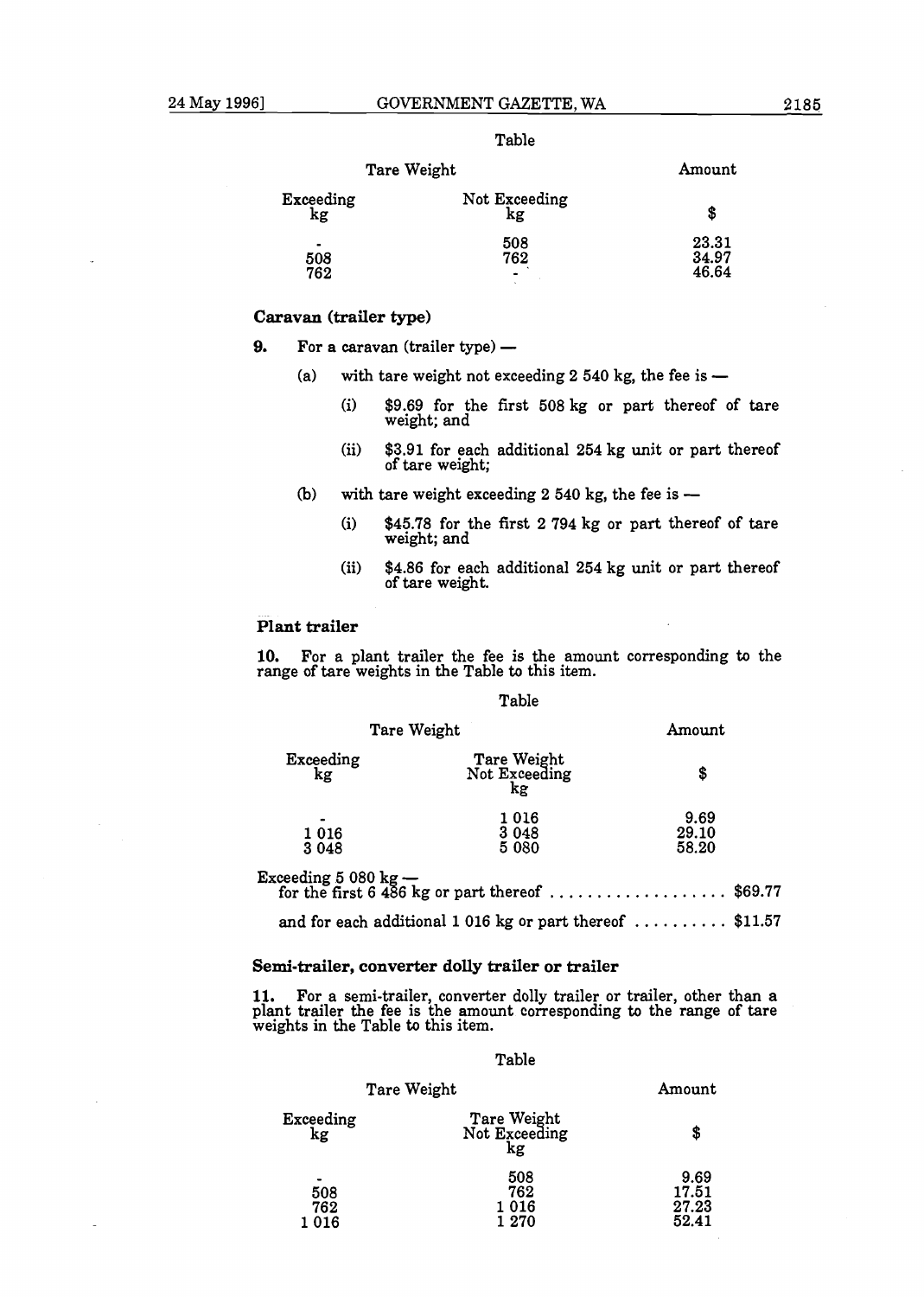Table

| Tare Weight | | Amount |
|---|---|---|
| Exceeding kg | Not Exceeding kg | $ |
| - | 508 | 23.31 |
| 508 | 762 | 34.97 |
| 762 | - | 46.64 |

### Caravan (trailer type)

**9.** For a caravan (trailer type) —

(a) with tare weight not exceeding 2 540 kg, the fee is —

(i) $9.69 for the first 508 kg or part thereof of tare weight; and

(ii) $3.91 for each additional 254 kg unit or part thereof of tare weight;

(b) with tare weight exceeding 2 540 kg, the fee is —

(i) $45.78 for the first 2 794 kg or part thereof of tare weight; and

(ii) $4.86 for each additional 254 kg unit or part thereof of tare weight.

### Plant trailer

**10.** For a plant trailer the fee is the amount corresponding to the range of tare weights in the Table to this item.

Table

| Tare Weight | | Amount |
|---|---|---|
| Exceeding kg | Tare Weight Not Exceeding kg | $ |
| - | 1 016 | 9.69 |
| 1 016 | 3 048 | 29.10 |
| 3 048 | 5 080 | 58.20 |

Exceeding 5 080 kg —
for the first 6 486 kg or part thereof .................... $69.77

and for each additional 1 016 kg or part thereof .......... $11.57

### Semi-trailer, converter dolly trailer or trailer

**11.** For a semi-trailer, converter dolly trailer or trailer, other than a plant trailer the fee is the amount corresponding to the range of tare weights in the Table to this item.

Table

| Tare Weight | | Amount |
|---|---|---|
| Exceeding kg | Tare Weight Not Exceeding kg | $ |
| - | 508 | 9.69 |
| 508 | 762 | 17.51 |
| 762 | 1 016 | 27.23 |
| 1 016 | 1 270 | 52.41 |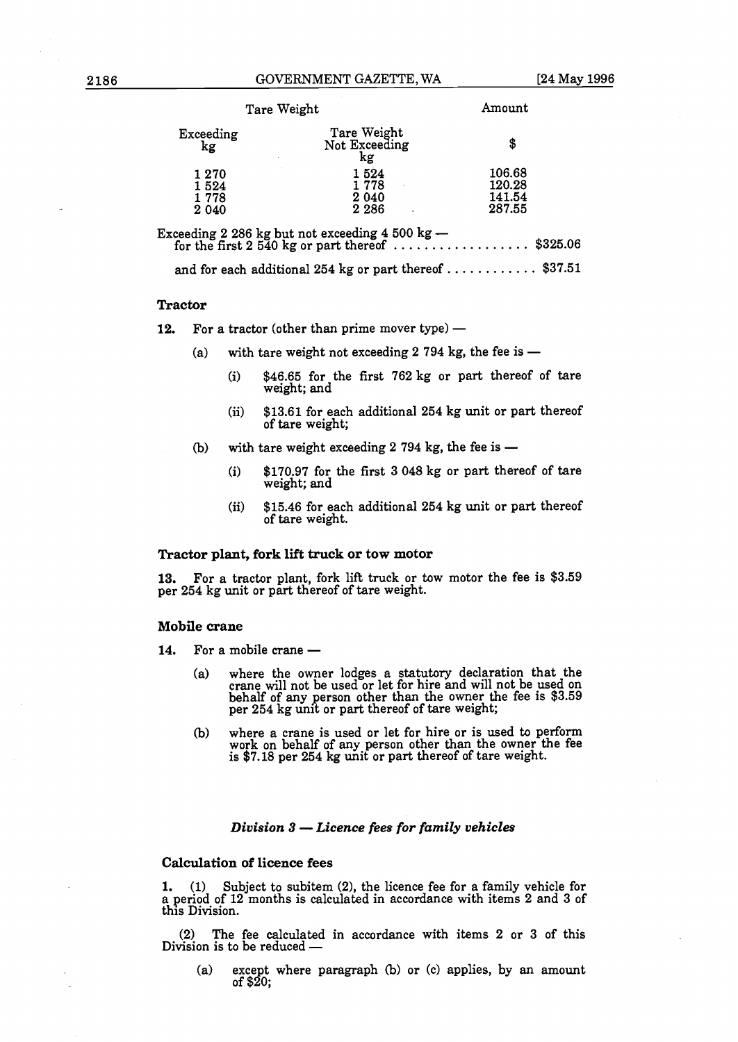| Tare Weight | | Amount |
|---|---|---|
| Exceeding kg | Tare Weight Not Exceeding kg | $ |
| 1 270 | 1 524 | 106.68 |
| 1 524 | 1 778 | 120.28 |
| 1 778 | 2 040 | 141.54 |
| 2 040 | 2 286 | 287.55 |

Exceeding 2 286 kg but not exceeding 4 500 kg —
for the first 2 540 kg or part thereof .................. $325.06

and for each additional 254 kg or part thereof ............ $37.51

### Tractor

**12.** For a tractor (other than prime mover type) —

(a) with tare weight not exceeding 2 794 kg, the fee is —

(i) $46.65 for the first 762 kg or part thereof of tare weight; and

(ii) $13.61 for each additional 254 kg unit or part thereof of tare weight;

(b) with tare weight exceeding 2 794 kg, the fee is —

(i) $170.97 for the first 3 048 kg or part thereof of tare weight; and

(ii) $15.46 for each additional 254 kg unit or part thereof of tare weight.

### Tractor plant, fork lift truck or tow motor

**13.** For a tractor plant, fork lift truck or tow motor the fee is $3.59 per 254 kg unit or part thereof of tare weight.

### Mobile crane

**14.** For a mobile crane —

(a) where the owner lodges a statutory declaration that the crane will not be used or let for hire and will not be used on behalf of any person other than the owner the fee is $3.59 per 254 kg unit or part thereof of tare weight;

(b) where a crane is used or let for hire or is used to perform work on behalf of any person other than the owner the fee is $7.18 per 254 kg unit or part thereof of tare weight.

## *Division 3 — Licence fees for family vehicles*

### Calculation of licence fees

**1.** (1) Subject to subitem (2), the licence fee for a family vehicle for a period of 12 months is calculated in accordance with items 2 and 3 of this Division.

(2) The fee calculated in accordance with items 2 or 3 of this Division is to be reduced —

(a) except where paragraph (b) or (c) applies, by an amount of $20;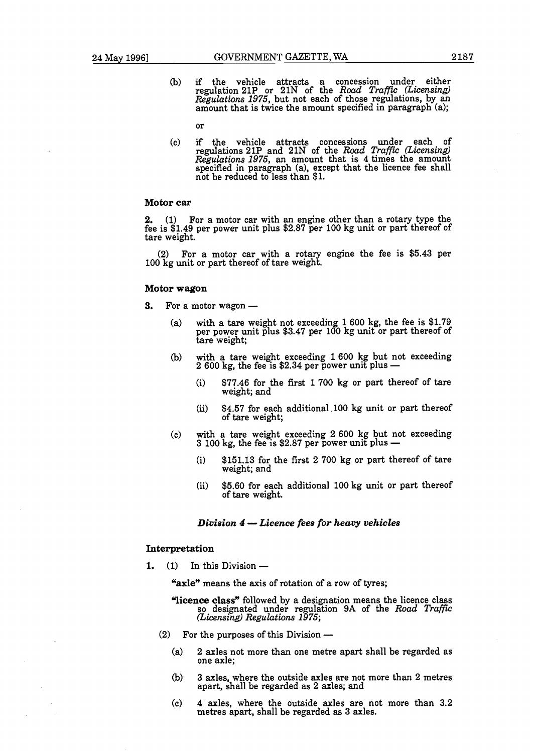(b) if the vehicle attracts a concession under either regulation 21P or 21N of the *Road Traffic (Licensing) Regulations 1975*, but not each of those regulations, by an amount that is twice the amount specified in paragraph (a);

or

(c) if the vehicle attracts concessions under each of regulations 21P and 21N of the *Road Traffic (Licensing) Regulations 1975*, an amount that is 4 times the amount specified in paragraph (a), except that the licence fee shall not be reduced to less than $1.

**Motor car**

**2.** (1) For a motor car with an engine other than a rotary type the fee is $1.49 per power unit plus $2.87 per 100 kg unit or part thereof of tare weight.

(2) For a motor car with a rotary engine the fee is $5.43 per 100 kg unit or part thereof of tare weight.

**Motor wagon**

**3.** For a motor wagon —

(a) with a tare weight not exceeding 1 600 kg, the fee is $1.79 per power unit plus $3.47 per 100 kg unit or part thereof of tare weight;

(b) with a tare weight exceeding 1 600 kg but not exceeding 2 600 kg, the fee is $2.34 per power unit plus —

(i) $77.46 for the first 1 700 kg or part thereof of tare weight; and

(ii) $4.57 for each additional 100 kg unit or part thereof of tare weight;

(c) with a tare weight exceeding 2 600 kg but not exceeding 3 100 kg, the fee is $2.87 per power unit plus —

(i) $151.13 for the first 2 700 kg or part thereof of tare weight; and

(ii) $5.60 for each additional 100 kg unit or part thereof of tare weight.

***Division 4 — Licence fees for heavy vehicles***

**Interpretation**

**1.** (1) In this Division —

**"axle"** means the axis of rotation of a row of tyres;

**"licence class"** followed by a designation means the licence class so designated under regulation 9A of the *Road Traffic (Licensing) Regulations 1975*;

(2) For the purposes of this Division —

(a) 2 axles not more than one metre apart shall be regarded as one axle;

(b) 3 axles, where the outside axles are not more than 2 metres apart, shall be regarded as 2 axles; and

(c) 4 axles, where the outside axles are not more than 3.2 metres apart, shall be regarded as 3 axles.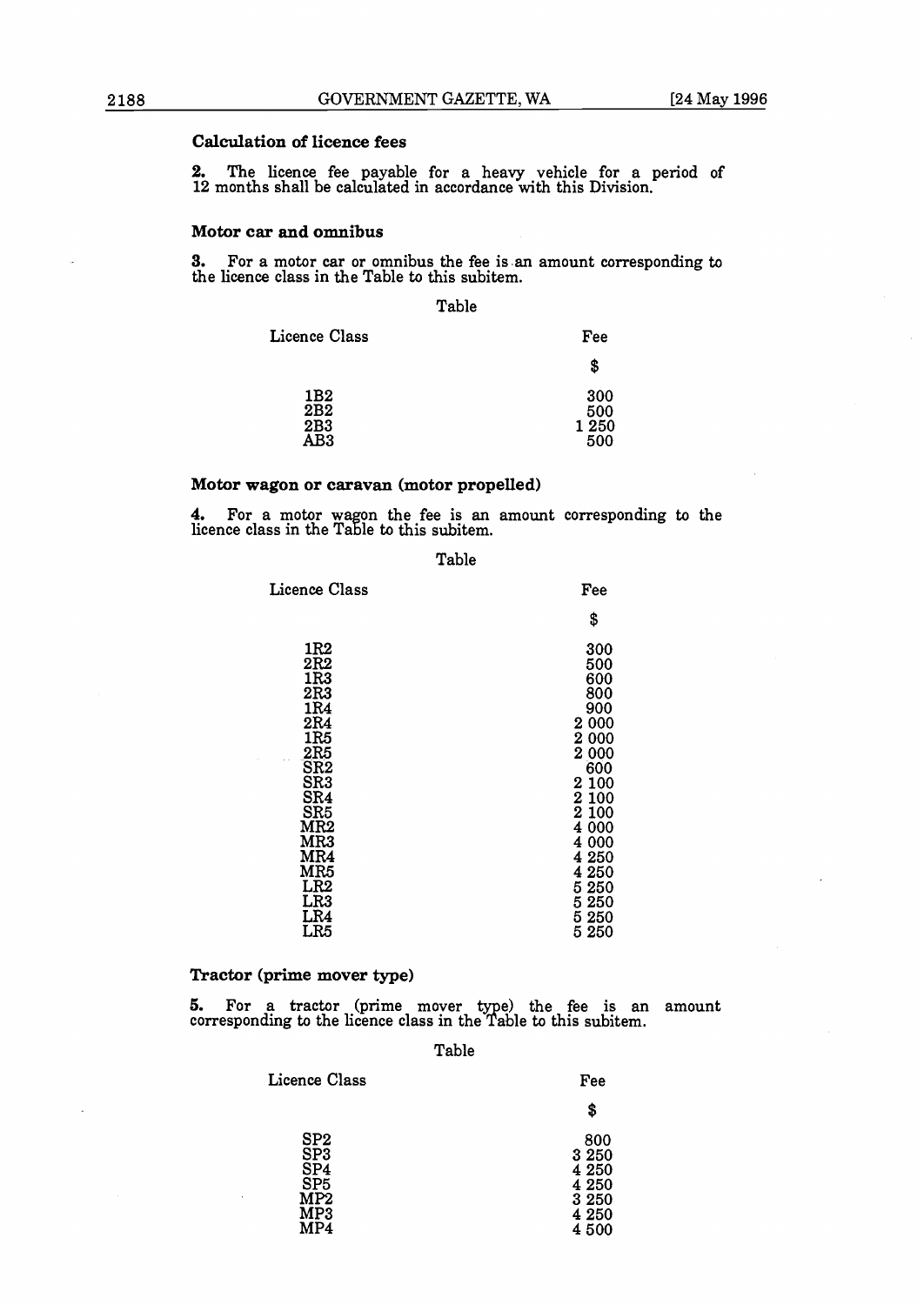### Calculation of licence fees

**2.** The licence fee payable for a heavy vehicle for a period of 12 months shall be calculated in accordance with this Division.

### Motor car and omnibus

**3.** For a motor car or omnibus the fee is an amount corresponding to the licence class in the Table to this subitem.

Table

| Licence Class | Fee |
|---|---|
| | $ |
| 1B2 | 300 |
| 2B2 | 500 |
| 2B3 | 1 250 |
| AB3 | 500 |

### Motor wagon or caravan (motor propelled)

**4.** For a motor wagon the fee is an amount corresponding to the licence class in the Table to this subitem.

Table

| Licence Class | Fee |
|---|---|
| | $ |
| 1R2 | 300 |
| 2R2 | 500 |
| 1R3 | 600 |
| 2R3 | 800 |
| 1R4 | 900 |
| 2R4 | 2 000 |
| 1R5 | 2 000 |
| 2R5 | 2 000 |
| SR2 | 600 |
| SR3 | 2 100 |
| SR4 | 2 100 |
| SR5 | 2 100 |
| MR2 | 4 000 |
| MR3 | 4 000 |
| MR4 | 4 250 |
| MR5 | 4 250 |
| LR2 | 5 250 |
| LR3 | 5 250 |
| LR4 | 5 250 |
| LR5 | 5 250 |

### Tractor (prime mover type)

**5.** For a tractor (prime mover type) the fee is an amount corresponding to the licence class in the Table to this subitem.

Table

| Licence Class | Fee |
|---|---|
| | $ |
| SP2 | 800 |
| SP3 | 3 250 |
| SP4 | 4 250 |
| SP5 | 4 250 |
| MP2 | 3 250 |
| MP3 | 4 250 |
| MP4 | 4 500 |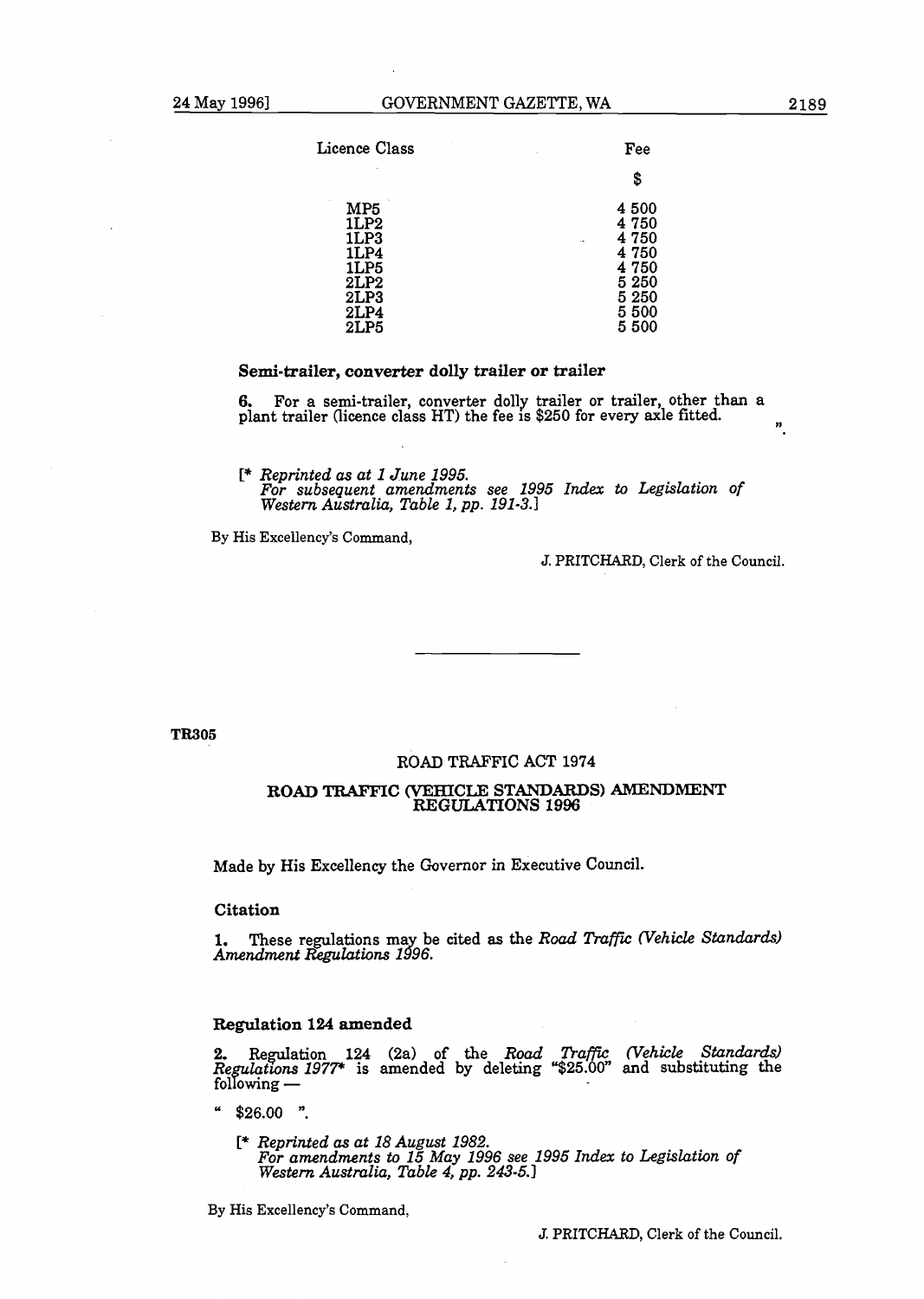| Licence Class | Fee |
| --- | --- |
| | $ |
| MP5 | 4 500 |
| 1LP2 | 4 750 |
| 1LP3 | 4 750 |
| 1LP4 | 4 750 |
| 1LP5 | 4 750 |
| 2LP2 | 5 250 |
| 2LP3 | 5 250 |
| 2LP4 | 5 500 |
| 2LP5 | 5 500 |

**Semi-trailer, converter dolly trailer or trailer**

**6.** For a semi-trailer, converter dolly trailer or trailer, other than a plant trailer (licence class HT) the fee is $250 for every axle fitted. ".

[* *Reprinted as at 1 June 1995.*
*For subsequent amendments see 1995 Index to Legislation of Western Australia, Table 1, pp. 191-3.*]

By His Excellency's Command,

J. PRITCHARD, Clerk of the Council.

---

**TR305**

ROAD TRAFFIC ACT 1974

## ROAD TRAFFIC (VEHICLE STANDARDS) AMENDMENT REGULATIONS 1996

Made by His Excellency the Governor in Executive Council.

### Citation

**1.** These regulations may be cited as the *Road Traffic (Vehicle Standards) Amendment Regulations 1996.*

### Regulation 124 amended

**2.** Regulation 124 (2a) of the *Road Traffic (Vehicle Standards) Regulations 1977** is amended by deleting "$25.00" and substituting the following —

" $26.00 ".

[* *Reprinted as at 18 August 1982.*
*For amendments to 15 May 1996 see 1995 Index to Legislation of Western Australia, Table 4, pp. 243-5.*]

By His Excellency's Command,

J. PRITCHARD, Clerk of the Council.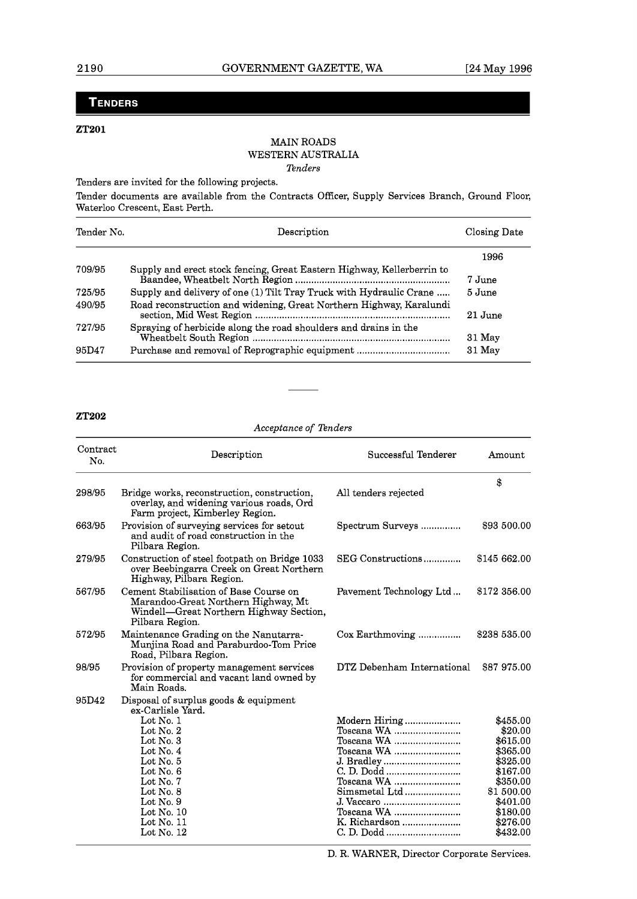## TENDERS

**ZT201**

MAIN ROADS
WESTERN AUSTRALIA
*Tenders*

Tenders are invited for the following projects.

Tender documents are available from the Contracts Officer, Supply Services Branch, Ground Floor, Waterloo Crescent, East Perth.

| Tender No. | Description | Closing Date |
|---|---|---|
| | | 1996 |
| 709/95 | Supply and erect stock fencing, Great Eastern Highway, Kellerberrin to Baandee, Wheatbelt North Region | 7 June |
| 725/95 | Supply and delivery of one (1) Tilt Tray Truck with Hydraulic Crane | 5 June |
| 490/95 | Road reconstruction and widening, Great Northern Highway, Karalundi section, Mid West Region | 21 June |
| 727/95 | Spraying of herbicide along the road shoulders and drains in the Wheatbelt South Region | 31 May |
| 95D47 | Purchase and removal of Reprographic equipment | 31 May |

---

**ZT202**

*Acceptance of Tenders*

| Contract No. | Description | Successful Tenderer | Amount |
|---|---|---|---|
| | | | $ |
| 298/95 | Bridge works, reconstruction, construction, overlay, and widening various roads, Ord Farm project, Kimberley Region. | All tenders rejected | |
| 663/95 | Provision of surveying services for setout and audit of road construction in the Pilbara Region. | Spectrum Surveys | $93 500.00 |
| 279/95 | Construction of steel footpath on Bridge 1033 over Beebingarra Creek on Great Northern Highway, Pilbara Region. | SEG Constructions | $145 662.00 |
| 567/95 | Cement Stabilisation of Base Course on Marandoo-Great Northern Highway, Mt Windell—Great Northern Highway Section, Pilbara Region. | Pavement Technology Ltd | $172 356.00 |
| 572/95 | Maintenance Grading on the Nanutarra-Munjina Road and Paraburdoo-Tom Price Road, Pilbara Region. | Cox Earthmoving | $238 535.00 |
| 98/95 | Provision of property management services for commercial and vacant land owned by Main Roads. | DTZ Debenham International | $87 975.00 |
| 95D42 | Disposal of surplus goods & equipment ex-Carlisle Yard. | | |
| | Lot No. 1 | Modern Hiring | $455.00 |
| | Lot No. 2 | Toscana WA | $20.00 |
| | Lot No. 3 | Toscana WA | $615.00 |
| | Lot No. 4 | Toscana WA | $365.00 |
| | Lot No. 5 | J. Bradley | $325.00 |
| | Lot No. 6 | C. D. Dodd | $167.00 |
| | Lot No. 7 | Toscana WA | $350.00 |
| | Lot No. 8 | Simsmetal Ltd | $1 500.00 |
| | Lot No. 9 | J. Vaccaro | $401.00 |
| | Lot No. 10 | Toscana WA | $180.00 |
| | Lot No. 11 | K. Richardson | $276.00 |
| | Lot No. 12 | C. D. Dodd | $432.00 |

D. R. WARNER, Director Corporate Services.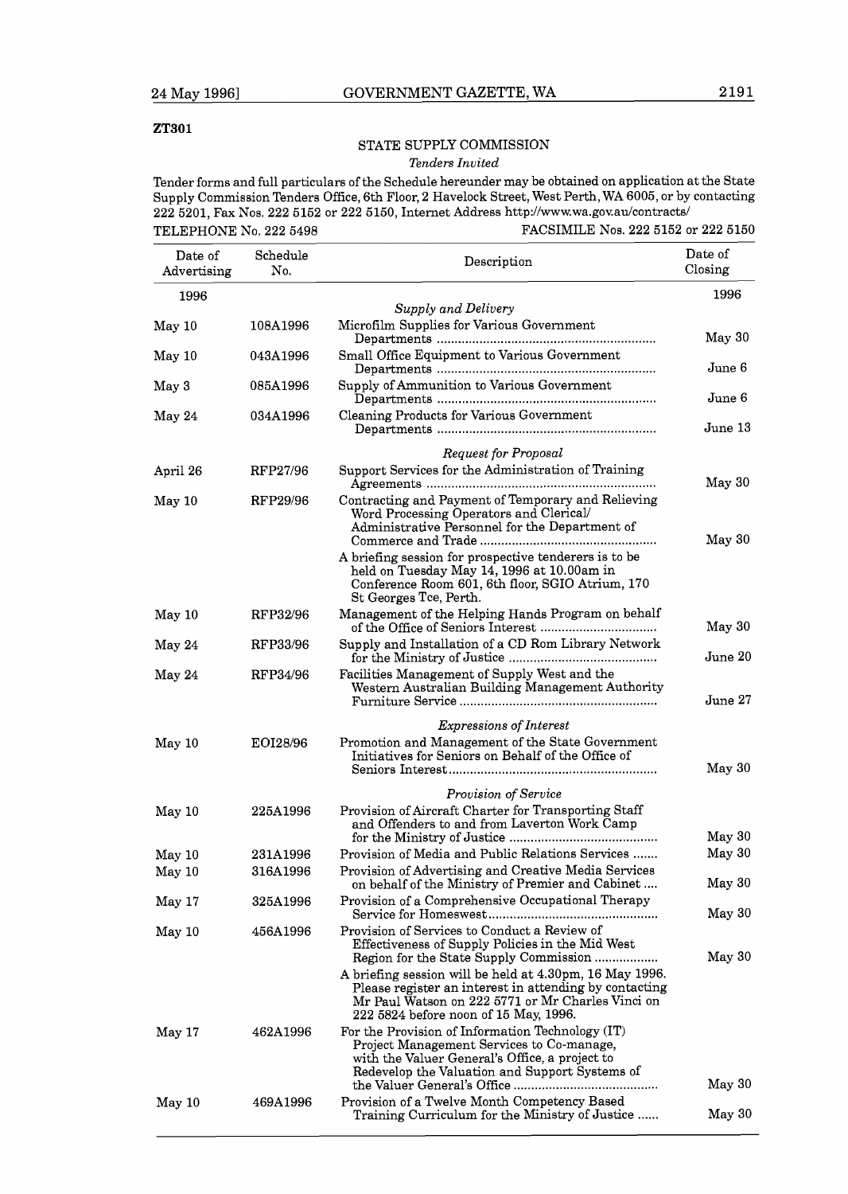**ZT301**

STATE SUPPLY COMMISSION

*Tenders Invited*

Tender forms and full particulars of the Schedule hereunder may be obtained on application at the State Supply Commission Tenders Office, 6th Floor, 2 Havelock Street, West Perth, WA 6005, or by contacting 222 5201, Fax Nos. 222 5152 or 222 5150, Internet Address http://www.wa.gov.au/contracts/

TELEPHONE No. 222 5498 FACSIMILE Nos. 222 5152 or 222 5150

| Date of Advertising | Schedule No. | Description | Date of Closing |
|---|---|---|---|
| 1996 | | | 1996 |
| | | *Supply and Delivery* | |
| May 10 | 108A1996 | Microfilm Supplies for Various Government Departments | May 30 |
| May 10 | 043A1996 | Small Office Equipment to Various Government Departments | June 6 |
| May 3 | 085A1996 | Supply of Ammunition to Various Government Departments | June 6 |
| May 24 | 034A1996 | Cleaning Products for Various Government Departments | June 13 |
| | | *Request for Proposal* | |
| April 26 | RFP27/96 | Support Services for the Administration of Training Agreements | May 30 |
| May 10 | RFP29/96 | Contracting and Payment of Temporary and Relieving Word Processing Operators and Clerical/ Administrative Personnel for the Department of Commerce and Trade | May 30 |
| | | A briefing session for prospective tenderers is to be held on Tuesday May 14, 1996 at 10.00am in Conference Room 601, 6th floor, SGIO Atrium, 170 St Georges Tce, Perth. | |
| May 10 | RFP32/96 | Management of the Helping Hands Program on behalf of the Office of Seniors Interest | May 30 |
| May 24 | RFP33/96 | Supply and Installation of a CD Rom Library Network for the Ministry of Justice | June 20 |
| May 24 | RFP34/96 | Facilities Management of Supply West and the Western Australian Building Management Authority Furniture Service | June 27 |
| | | *Expressions of Interest* | |
| May 10 | EOI28/96 | Promotion and Management of the State Government Initiatives for Seniors on Behalf of the Office of Seniors Interest | May 30 |
| | | *Provision of Service* | |
| May 10 | 225A1996 | Provision of Aircraft Charter for Transporting Staff and Offenders to and from Laverton Work Camp for the Ministry of Justice | May 30 |
| May 10 | 231A1996 | Provision of Media and Public Relations Services | May 30 |
| May 10 | 316A1996 | Provision of Advertising and Creative Media Services on behalf of the Ministry of Premier and Cabinet | May 30 |
| May 17 | 325A1996 | Provision of a Comprehensive Occupational Therapy Service for Homeswest | May 30 |
| May 10 | 456A1996 | Provision of Services to Conduct a Review of Effectiveness of Supply Policies in the Mid West Region for the State Supply Commission | May 30 |
| | | A briefing session will be held at 4.30pm, 16 May 1996. Please register an interest in attending by contacting Mr Paul Watson on 222 5771 or Mr Charles Vinci on 222 5824 before noon of 15 May, 1996. | |
| May 17 | 462A1996 | For the Provision of Information Technology (IT) Project Management Services to Co-manage, with the Valuer General's Office, a project to Redevelop the Valuation and Support Systems of the Valuer General's Office | May 30 |
| May 10 | 469A1996 | Provision of a Twelve Month Competency Based Training Curriculum for the Ministry of Justice | May 30 |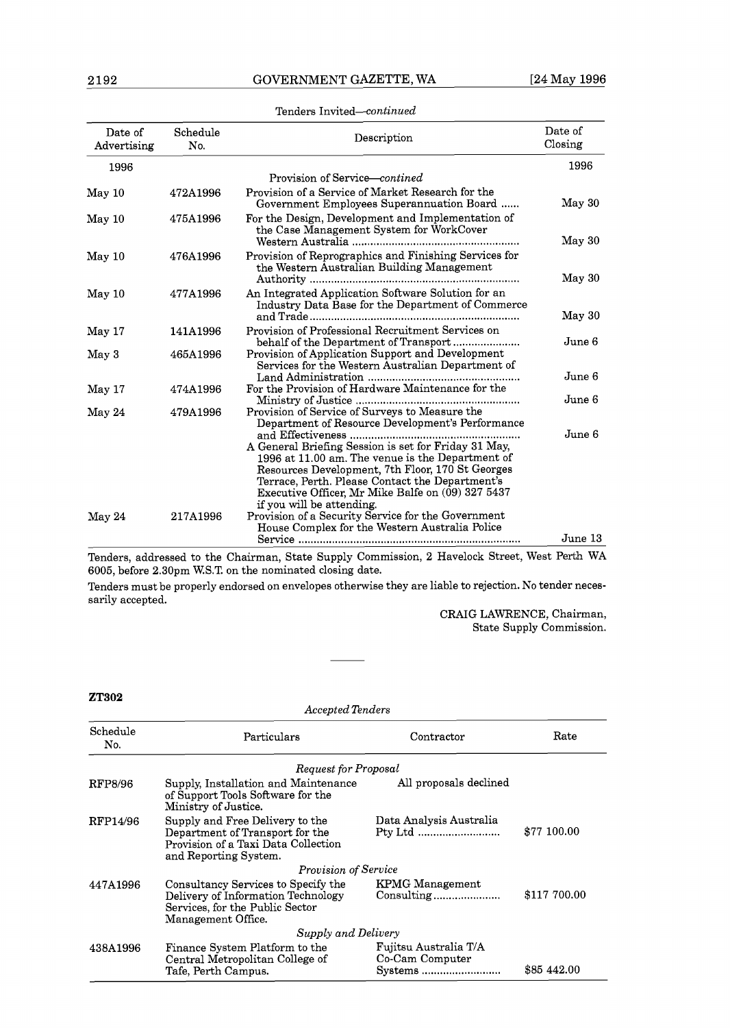Tenders Invited—*continued*

| Date of Advertising | Schedule No. | Description | Date of Closing |
|---|---|---|---|
| 1996 | | | 1996 |
| | | Provision of Service—*contined* | |
| May 10 | 472A1996 | Provision of a Service of Market Research for the Government Employees Superannuation Board ...... | May 30 |
| May 10 | 475A1996 | For the Design, Development and Implementation of the Case Management System for WorkCover Western Australia ...... | May 30 |
| May 10 | 476A1996 | Provision of Reprographics and Finishing Services for the Western Australian Building Management Authority ...... | May 30 |
| May 10 | 477A1996 | An Integrated Application Software Solution for an Industry Data Base for the Department of Commerce and Trade ...... | May 30 |
| May 17 | 141A1996 | Provision of Professional Recruitment Services on behalf of the Department of Transport ...... | June 6 |
| May 3 | 465A1996 | Provision of Application Support and Development Services for the Western Australian Department of Land Administration ...... | June 6 |
| May 17 | 474A1996 | For the Provision of Hardware Maintenance for the Ministry of Justice ...... | June 6 |
| May 24 | 479A1996 | Provision of Service of Surveys to Measure the Department of Resource Development's Performance and Effectiveness ...... | June 6 |
| | | A General Briefing Session is set for Friday 31 May, 1996 at 11.00 am. The venue is the Department of Resources Development, 7th Floor, 170 St Georges Terrace, Perth. Please Contact the Department's Executive Officer, Mr Mike Balfe on (09) 327 5437 if you will be attending. | |
| May 24 | 217A1996 | Provision of a Security Service for the Government House Complex for the Western Australia Police Service ...... | June 13 |

Tenders, addressed to the Chairman, State Supply Commission, 2 Havelock Street, West Perth WA 6005, before 2.30pm W.S.T. on the nominated closing date.

Tenders must be properly endorsed on envelopes otherwise they are liable to rejection. No tender necessarily accepted.

CRAIG LAWRENCE, Chairman,
State Supply Commission.

---

**ZT302**

*Accepted Tenders*

| Schedule No. | Particulars | Contractor | Rate |
|---|---|---|---|
| | *Request for Proposal* | | |
| RFP8/96 | Supply, Installation and Maintenance of Support Tools Software for the Ministry of Justice. | All proposals declined | |
| RFP14/96 | Supply and Free Delivery to the Department of Transport for the Provision of a Taxi Data Collection and Reporting System. | Data Analysis Australia Pty Ltd ...... | $77 100.00 |
| | *Provision of Service* | | |
| 447A1996 | Consultancy Services to Specify the Delivery of Information Technology Services, for the Public Sector Management Office. | KPMG Management Consulting ...... | $117 700.00 |
| | *Supply and Delivery* | | |
| 438A1996 | Finance System Platform to the Central Metropolitan College of Tafe, Perth Campus. | Fujitsu Australia T/A Co-Cam Computer Systems ...... | $85 442.00 |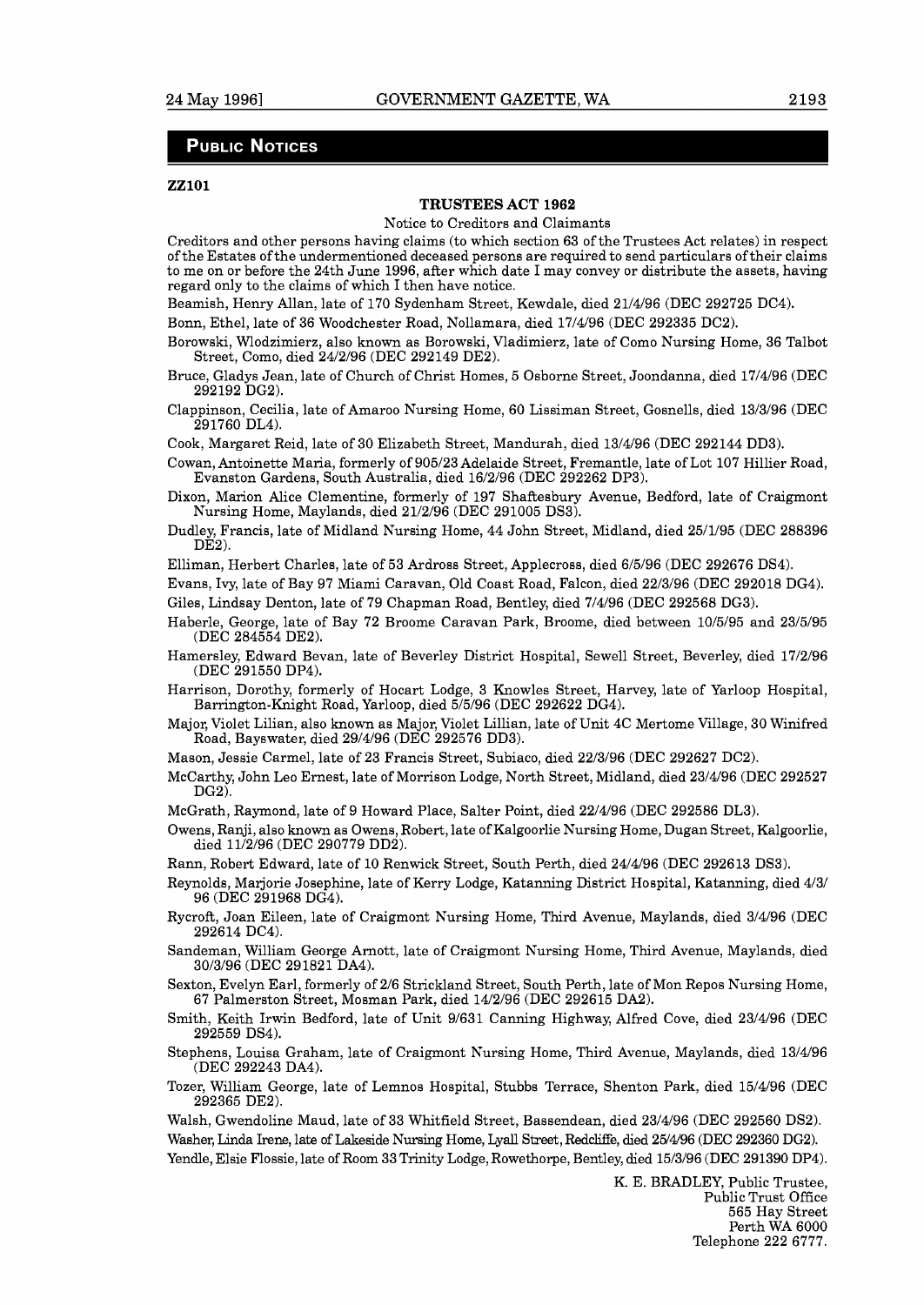## PUBLIC NOTICES

**ZZ101**

### TRUSTEES ACT 1962

Notice to Creditors and Claimants

Creditors and other persons having claims (to which section 63 of the Trustees Act relates) in respect of the Estates of the undermentioned deceased persons are required to send particulars of their claims to me on or before the 24th June 1996, after which date I may convey or distribute the assets, having regard only to the claims of which I then have notice.

Beamish, Henry Allan, late of 170 Sydenham Street, Kewdale, died 21/4/96 (DEC 292725 DC4).

Bonn, Ethel, late of 36 Woodchester Road, Nollamara, died 17/4/96 (DEC 292335 DC2).

Borowski, Wlodzimierz, also known as Borowski, Vladimierz, late of Como Nursing Home, 36 Talbot Street, Como, died 24/2/96 (DEC 292149 DE2).

Bruce, Gladys Jean, late of Church of Christ Homes, 5 Osborne Street, Joondanna, died 17/4/96 (DEC 292192 DG2).

Clappinson, Cecilia, late of Amaroo Nursing Home, 60 Lissiman Street, Gosnells, died 13/3/96 (DEC 291760 DL4).

Cook, Margaret Reid, late of 30 Elizabeth Street, Mandurah, died 13/4/96 (DEC 292144 DD3).

Cowan, Antoinette Maria, formerly of 905/23 Adelaide Street, Fremantle, late of Lot 107 Hillier Road, Evanston Gardens, South Australia, died 16/2/96 (DEC 292262 DP3).

Dixon, Marion Alice Clementine, formerly of 197 Shaftesbury Avenue, Bedford, late of Craigmont Nursing Home, Maylands, died 21/2/96 (DEC 291005 DS3).

Dudley, Francis, late of Midland Nursing Home, 44 John Street, Midland, died 25/1/95 (DEC 288396 DE2).

Elliman, Herbert Charles, late of 53 Ardross Street, Applecross, died 6/5/96 (DEC 292676 DS4).

Evans, Ivy, late of Bay 97 Miami Caravan, Old Coast Road, Falcon, died 22/3/96 (DEC 292018 DG4).

Giles, Lindsay Denton, late of 79 Chapman Road, Bentley, died 7/4/96 (DEC 292568 DG3).

Haberle, George, late of Bay 72 Broome Caravan Park, Broome, died between 10/5/95 and 23/5/95 (DEC 284554 DE2).

Hamersley, Edward Bevan, late of Beverley District Hospital, Sewell Street, Beverley, died 17/2/96 (DEC 291550 DP4).

Harrison, Dorothy, formerly of Hocart Lodge, 3 Knowles Street, Harvey, late of Yarloop Hospital, Barrington-Knight Road, Yarloop, died 5/5/96 (DEC 292622 DG4).

Major, Violet Lilian, also known as Major, Violet Lillian, late of Unit 4C Mertome Village, 30 Winifred Road, Bayswater, died 29/4/96 (DEC 292576 DD3).

Mason, Jessie Carmel, late of 23 Francis Street, Subiaco, died 22/3/96 (DEC 292627 DC2).

McCarthy, John Leo Ernest, late of Morrison Lodge, North Street, Midland, died 23/4/96 (DEC 292527 DG2).

McGrath, Raymond, late of 9 Howard Place, Salter Point, died 22/4/96 (DEC 292586 DL3).

Owens, Ranji, also known as Owens, Robert, late of Kalgoorlie Nursing Home, Dugan Street, Kalgoorlie, died 11/2/96 (DEC 290779 DD2).

Rann, Robert Edward, late of 10 Renwick Street, South Perth, died 24/4/96 (DEC 292613 DS3).

Reynolds, Marjorie Josephine, late of Kerry Lodge, Katanning District Hospital, Katanning, died 4/3/96 (DEC 291968 DG4).

Rycroft, Joan Eileen, late of Craigmont Nursing Home, Third Avenue, Maylands, died 3/4/96 (DEC 292614 DC4).

Sandeman, William George Arnott, late of Craigmont Nursing Home, Third Avenue, Maylands, died 30/3/96 (DEC 291821 DA4).

Sexton, Evelyn Earl, formerly of 2/6 Strickland Street, South Perth, late of Mon Repos Nursing Home, 67 Palmerston Street, Mosman Park, died 14/2/96 (DEC 292615 DA2).

Smith, Keith Irwin Bedford, late of Unit 9/631 Canning Highway, Alfred Cove, died 23/4/96 (DEC 292559 DS4).

Stephens, Louisa Graham, late of Craigmont Nursing Home, Third Avenue, Maylands, died 13/4/96 (DEC 292243 DA4).

Tozer, William George, late of Lemnos Hospital, Stubbs Terrace, Shenton Park, died 15/4/96 (DEC 292365 DE2).

Walsh, Gwendoline Maud, late of 33 Whitfield Street, Bassendean, died 23/4/96 (DEC 292560 DS2).

Washer, Linda Irene, late of Lakeside Nursing Home, Lyall Street, Redcliffe, died 25/4/96 (DEC 292360 DG2).

Yendle, Elsie Flossie, late of Room 33 Trinity Lodge, Rowethorpe, Bentley, died 15/3/96 (DEC 291390 DP4).

K. E. BRADLEY, Public Trustee,  
Public Trust Office  
565 Hay Street  
Perth WA 6000  
Telephone 222 6777.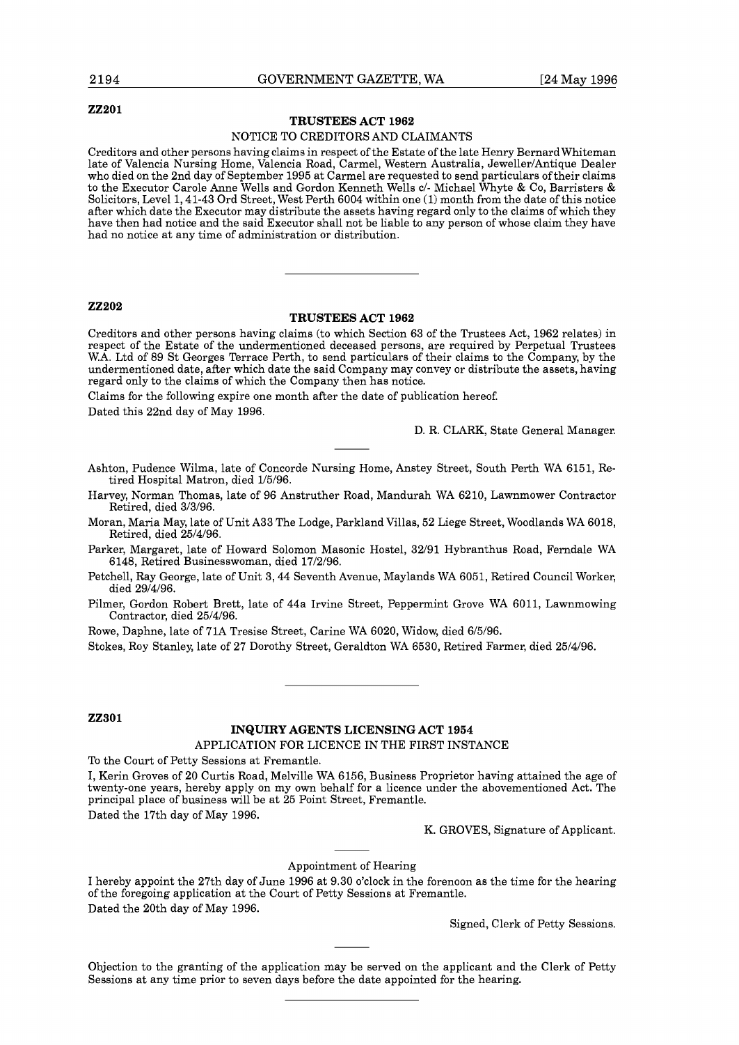**ZZ201**

## TRUSTEES ACT 1962

NOTICE TO CREDITORS AND CLAIMANTS

Creditors and other persons having claims in respect of the Estate of the late Henry Bernard Whiteman late of Valencia Nursing Home, Valencia Road, Carmel, Western Australia, Jeweller/Antique Dealer who died on the 2nd day of September 1995 at Carmel are requested to send particulars of their claims to the Executor Carole Anne Wells and Gordon Kenneth Wells c/- Michael Whyte & Co, Barristers & Solicitors, Level 1, 41-43 Ord Street, West Perth 6004 within one (1) month from the date of this notice after which date the Executor may distribute the assets having regard only to the claims of which they have then had notice and the said Executor shall not be liable to any person of whose claim they have had no notice at any time of administration or distribution.

---

**ZZ202**

## TRUSTEES ACT 1962

Creditors and other persons having claims (to which Section 63 of the Trustees Act, 1962 relates) in respect of the Estate of the undermentioned deceased persons, are required by Perpetual Trustees W.A. Ltd of 89 St Georges Terrace Perth, to send particulars of their claims to the Company, by the undermentioned date, after which date the said Company may convey or distribute the assets, having regard only to the claims of which the Company then has notice.

Claims for the following expire one month after the date of publication hereof.

Dated this 22nd day of May 1996.

D. R. CLARK, State General Manager.

---

Ashton, Pudence Wilma, late of Concorde Nursing Home, Anstey Street, South Perth WA 6151, Retired Hospital Matron, died 1/5/96.

Harvey, Norman Thomas, late of 96 Anstruther Road, Mandurah WA 6210, Lawnmower Contractor Retired, died 3/3/96.

Moran, Maria May, late of Unit A33 The Lodge, Parkland Villas, 52 Liege Street, Woodlands WA 6018, Retired, died 25/4/96.

Parker, Margaret, late of Howard Solomon Masonic Hostel, 32/91 Hybranthus Road, Ferndale WA 6148, Retired Businesswoman, died 17/2/96.

Petchell, Ray George, late of Unit 3, 44 Seventh Avenue, Maylands WA 6051, Retired Council Worker, died 29/4/96.

Pilmer, Gordon Robert Brett, late of 44a Irvine Street, Peppermint Grove WA 6011, Lawnmowing Contractor, died 25/4/96.

Rowe, Daphne, late of 71A Tresise Street, Carine WA 6020, Widow, died 6/5/96.

Stokes, Roy Stanley, late of 27 Dorothy Street, Geraldton WA 6530, Retired Farmer, died 25/4/96.

---

**ZZ301**

## INQUIRY AGENTS LICENSING ACT 1954

APPLICATION FOR LICENCE IN THE FIRST INSTANCE

To the Court of Petty Sessions at Fremantle.

I, Kerin Groves of 20 Curtis Road, Melville WA 6156, Business Proprietor having attained the age of twenty-one years, hereby apply on my own behalf for a licence under the abovementioned Act. The principal place of business will be at 25 Point Street, Fremantle.

Dated the 17th day of May 1996.

K. GROVES, Signature of Applicant.

---

Appointment of Hearing

I hereby appoint the 27th day of June 1996 at 9.30 o'clock in the forenoon as the time for the hearing of the foregoing application at the Court of Petty Sessions at Fremantle.

Dated the 20th day of May 1996.

Signed, Clerk of Petty Sessions.

---

Objection to the granting of the application may be served on the applicant and the Clerk of Petty Sessions at any time prior to seven days before the date appointed for the hearing.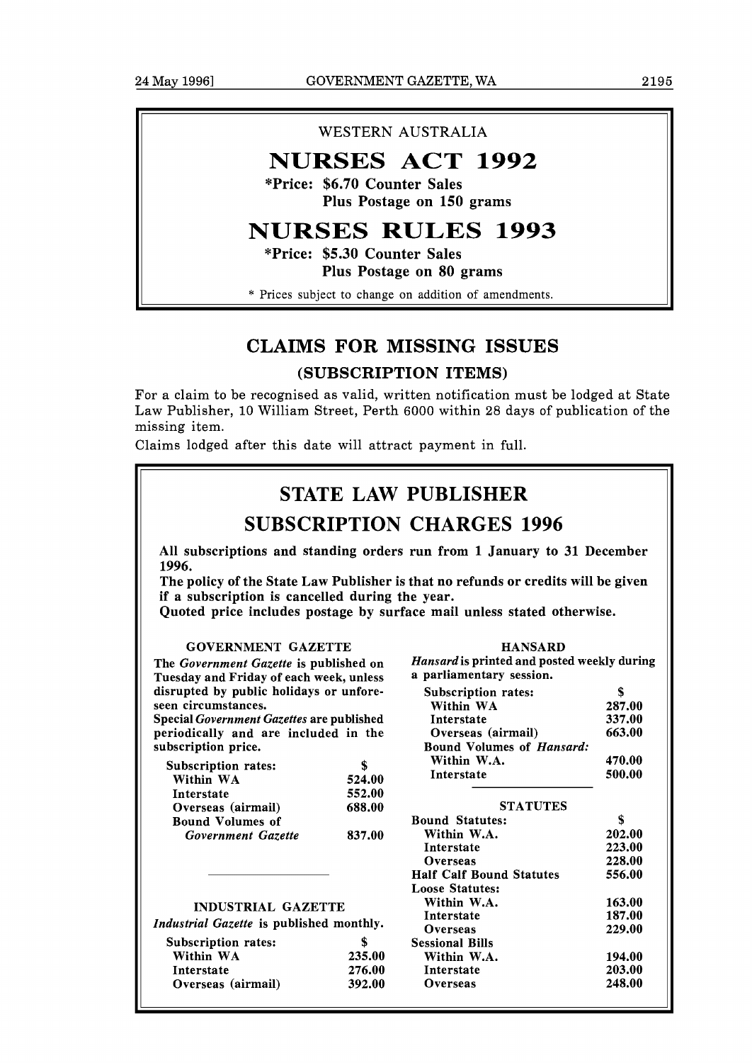WESTERN AUSTRALIA

# NURSES ACT 1992

**\*Price: $6.70 Counter Sales**
**Plus Postage on 150 grams**

# NURSES RULES 1993

**\*Price: $5.30 Counter Sales**
**Plus Postage on 80 grams**

\* Prices subject to change on addition of amendments.

## CLAIMS FOR MISSING ISSUES

### (SUBSCRIPTION ITEMS)

For a claim to be recognised as valid, written notification must be lodged at State Law Publisher, 10 William Street, Perth 6000 within 28 days of publication of the missing item.

Claims lodged after this date will attract payment in full.

## STATE LAW PUBLISHER

## SUBSCRIPTION CHARGES 1996

**All subscriptions and standing orders run from 1 January to 31 December 1996.**

**The policy of the State Law Publisher is that no refunds or credits will be given if a subscription is cancelled during the year.**

**Quoted price includes postage by surface mail unless stated otherwise.**

### GOVERNMENT GAZETTE

**The *Government Gazette* is published on Tuesday and Friday of each week, unless disrupted by public holidays or unforeseen circumstances.**

**Special *Government Gazettes* are published periodically and are included in the subscription price.**

| Subscription rates: | $ |
|---|---|
| Within WA | 524.00 |
| Interstate | 552.00 |
| Overseas (airmail) | 688.00 |
| Bound Volumes of *Government Gazette* | 837.00 |

### INDUSTRIAL GAZETTE

***Industrial Gazette* is published monthly.**

| Subscription rates: | $ |
|---|---|
| Within WA | 235.00 |
| Interstate | 276.00 |
| Overseas (airmail) | 392.00 |

### HANSARD

***Hansard* is printed and posted weekly during a parliamentary session.**

| Subscription rates: | $ |
|---|---|
| Within WA | 287.00 |
| Interstate | 337.00 |
| Overseas (airmail) | 663.00 |
| Bound Volumes of *Hansard:* | |
| Within W.A. | 470.00 |
| Interstate | 500.00 |

### STATUTES

| Bound Statutes: | $ |
|---|---|
| Within W.A. | 202.00 |
| Interstate | 223.00 |
| Overseas | 228.00 |
| Half Calf Bound Statutes | 556.00 |
| Loose Statutes: | |
| Within W.A. | 163.00 |
| Interstate | 187.00 |
| Overseas | 229.00 |
| Sessional Bills | |
| Within W.A. | 194.00 |
| Interstate | 203.00 |
| Overseas | 248.00 |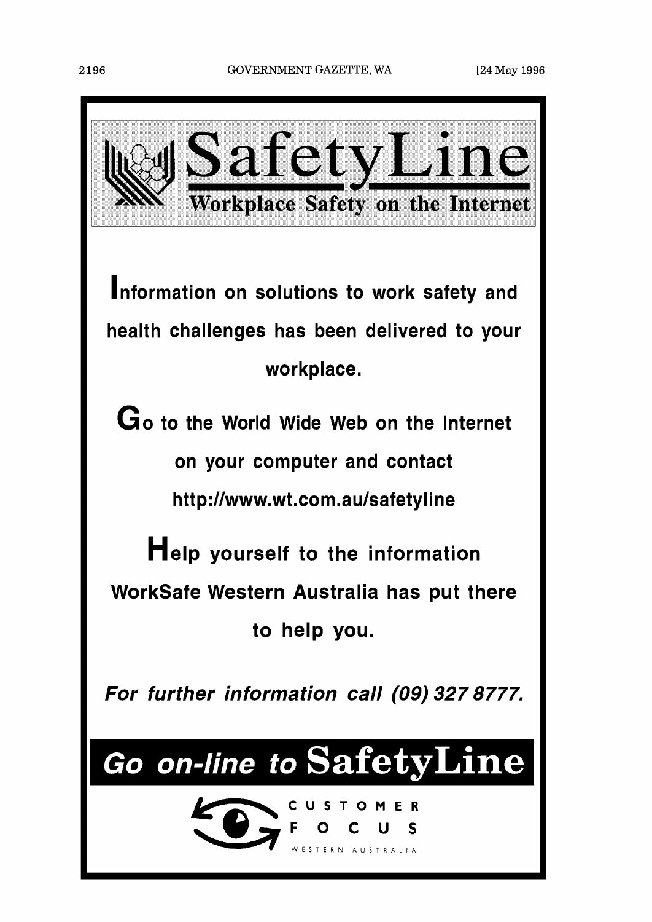# SafetyLine

## Workplace Safety on the Internet

**Information on solutions to work safety and health challenges has been delivered to your workplace.**

**Go to the World Wide Web on the Internet on your computer and contact http://www.wt.com.au/safetyline**

**Help yourself to the information WorkSafe Western Australia has put there to help you.**

***For further information call (09) 327 8777.***

## *Go on-line to* SafetyLine

CUSTOMER FOCUS

WESTERN AUSTRALIA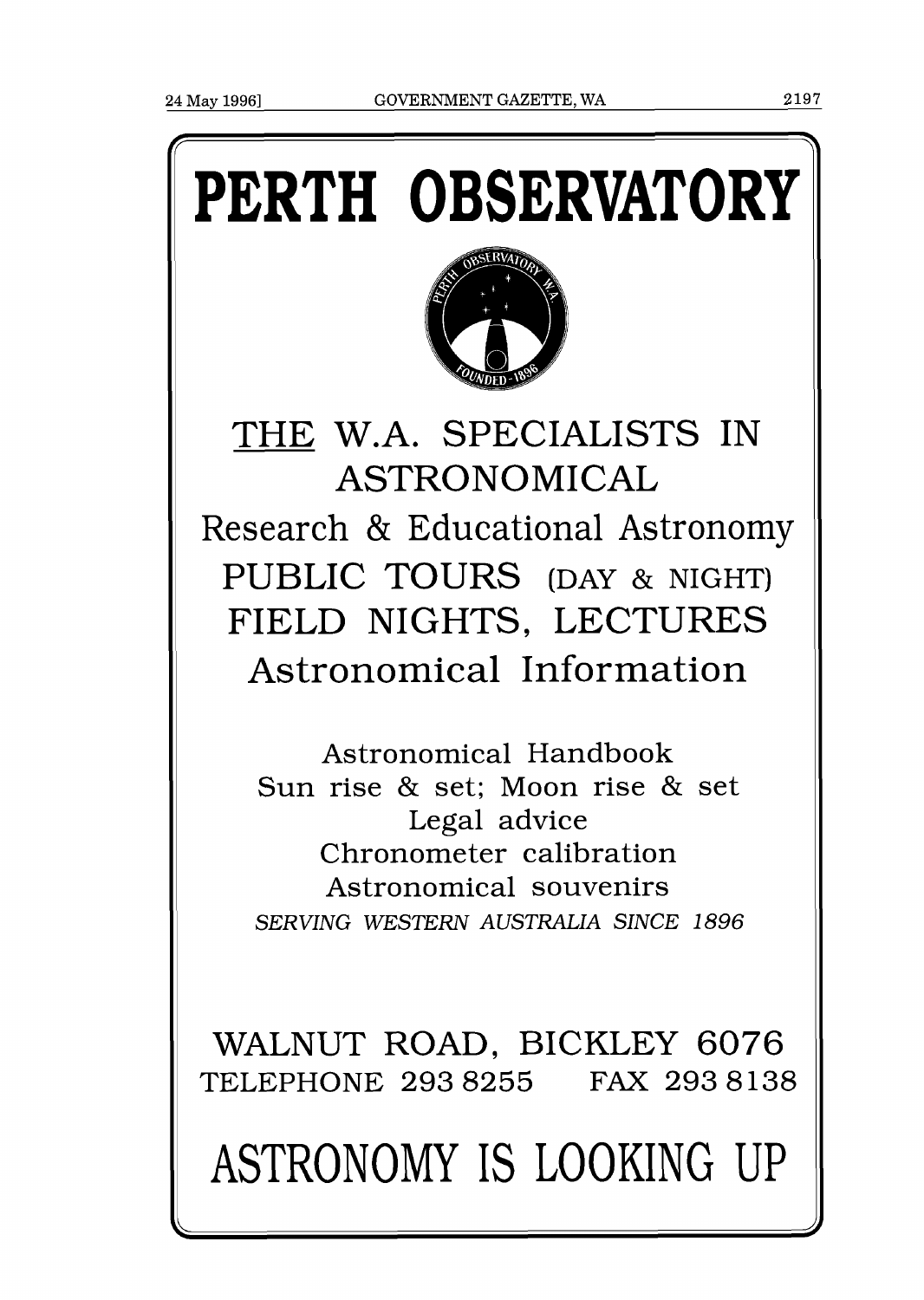# PERTH OBSERVATORY

THE W.A. SPECIALISTS IN ASTRONOMICAL

Research & Educational Astronomy

PUBLIC TOURS (DAY & NIGHT)

FIELD NIGHTS, LECTURES

Astronomical Information

Astronomical Handbook

Sun rise & set; Moon rise & set

Legal advice

Chronometer calibration

Astronomical souvenirs

*SERVING WESTERN AUSTRALIA SINCE 1896*

WALNUT ROAD, BICKLEY 6076

TELEPHONE 293 8255    FAX 293 8138

# ASTRONOMY IS LOOKING UP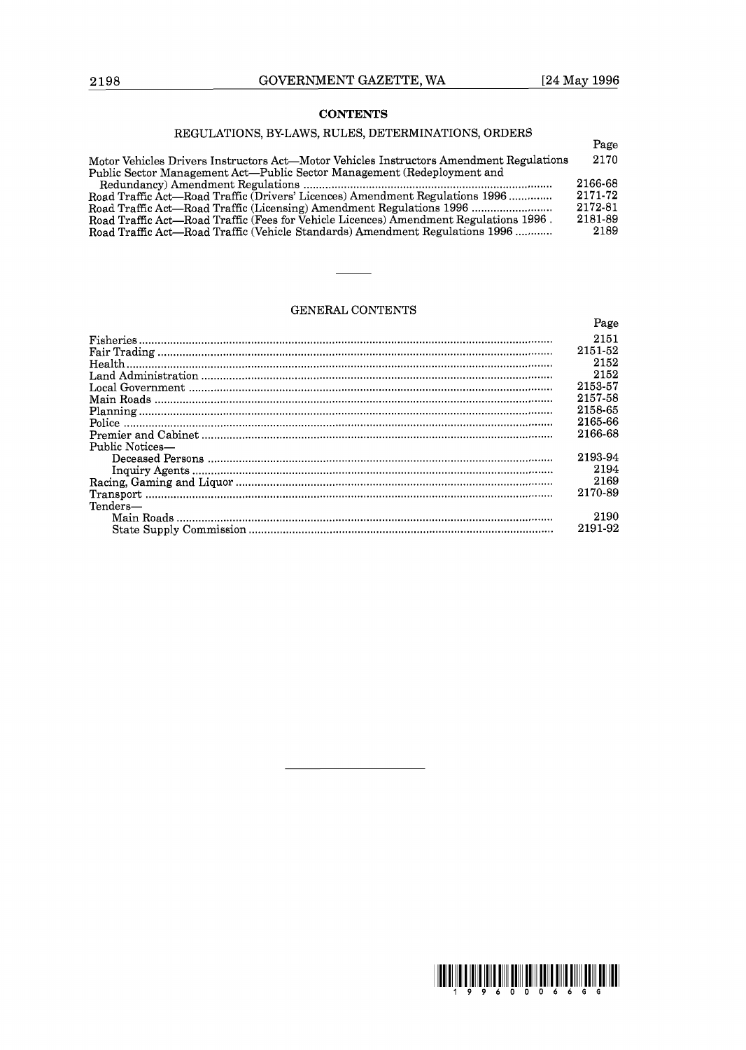## CONTENTS

### REGULATIONS, BY-LAWS, RULES, DETERMINATIONS, ORDERS

| | Page |
|---|---|
| Motor Vehicles Drivers Instructors Act—Motor Vehicles Instructors Amendment Regulations | 2170 |
| Public Sector Management Act—Public Sector Management (Redeployment and Redundancy) Amendment Regulations | 2166-68 |
| Road Traffic Act—Road Traffic (Drivers' Licences) Amendment Regulations 1996 | 2171-72 |
| Road Traffic Act—Road Traffic (Licensing) Amendment Regulations 1996 | 2172-81 |
| Road Traffic Act—Road Traffic (Fees for Vehicle Licences) Amendment Regulations 1996 | 2181-89 |
| Road Traffic Act—Road Traffic (Vehicle Standards) Amendment Regulations 1996 | 2189 |

---

### GENERAL CONTENTS

| | Page |
|---|---|
| Fisheries | 2151 |
| Fair Trading | 2151-52 |
| Health | 2152 |
| Land Administration | 2152 |
| Local Government | 2153-57 |
| Main Roads | 2157-58 |
| Planning | 2158-65 |
| Police | 2165-66 |
| Premier and Cabinet | 2166-68 |
| Public Notices— | |
| Deceased Persons | 2193-94 |
| Inquiry Agents | 2194 |
| Racing, Gaming and Liquor | 2169 |
| Transport | 2170-89 |
| Tenders— | |
| Main Roads | 2190 |
| State Supply Commission | 2191-92 |

1 9 9 6 0 0 0 6 6 G G